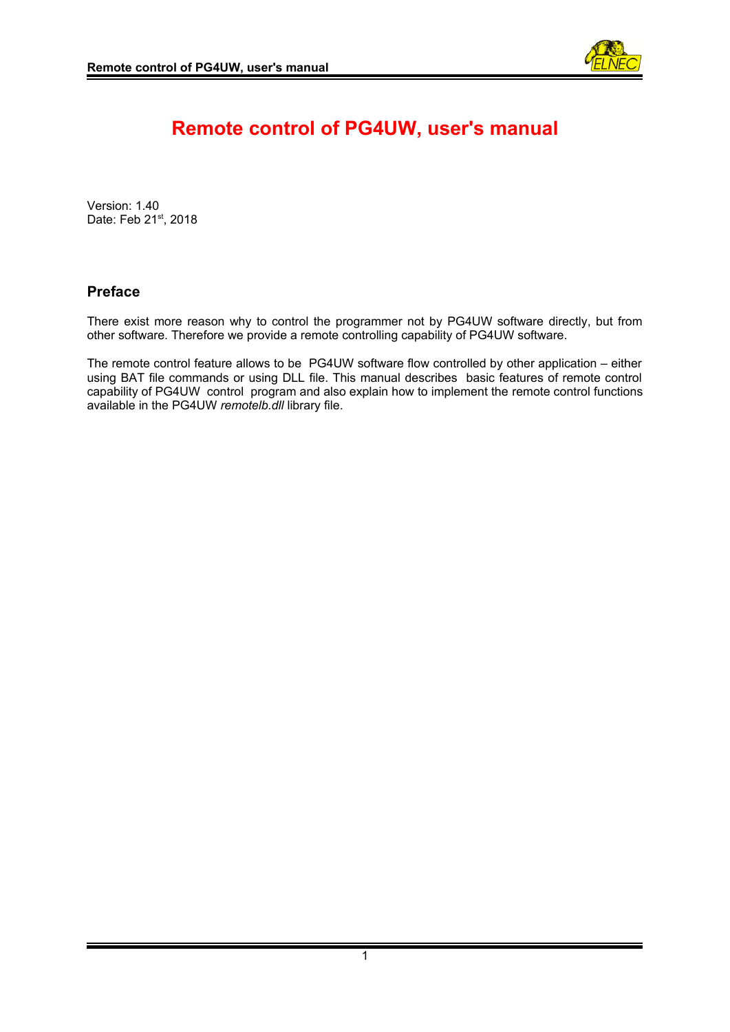# Remote control of PG4UW, user's manual

Version: 1.40
Date: Feb 21st, 2018

## Preface

There exist more reason why to control the programmer not by PG4UW software directly, but from other software. Therefore we provide a remote controlling capability of PG4UW software.

The remote control feature allows to be PG4UW software flow controlled by other application – either using BAT file commands or using DLL file. This manual describes basic features of remote control capability of PG4UW control program and also explain how to implement the remote control functions available in the PG4UW *remotelb.dll* library file.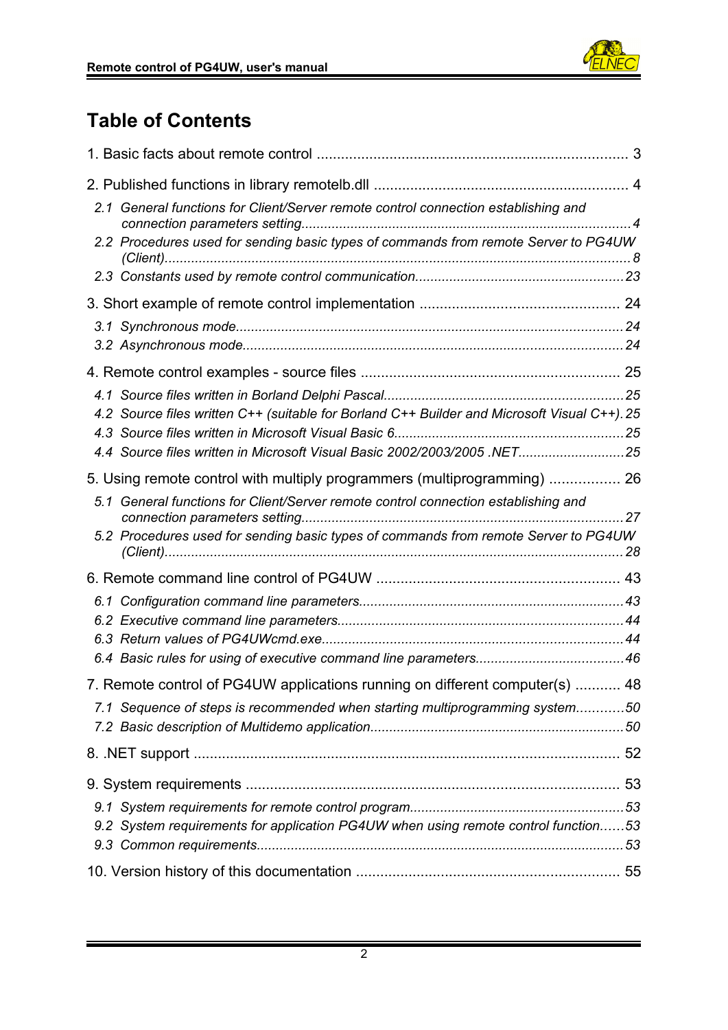# Table of Contents

1. Basic facts about remote control ..... 3

2. Published functions in library remotelb.dll ..... 4

   *2.1 General functions for Client/Server remote control connection establishing and connection parameters setting ..... 4*

   *2.2 Procedures used for sending basic types of commands from remote Server to PG4UW (Client) ..... 8*

   *2.3 Constants used by remote control communication ..... 23*

3. Short example of remote control implementation ..... 24

   *3.1 Synchronous mode ..... 24*

   *3.2 Asynchronous mode ..... 24*

4. Remote control examples - source files ..... 25

   *4.1 Source files written in Borland Delphi Pascal ..... 25*

   *4.2 Source files written C++ (suitable for Borland C++ Builder and Microsoft Visual C++) ..... 25*

   *4.3 Source files written in Microsoft Visual Basic 6 ..... 25*

   *4.4 Source files written in Microsoft Visual Basic 2002/2003/2005 .NET ..... 25*

5. Using remote control with multiply programmers (multiprogramming) ..... 26

   *5.1 General functions for Client/Server remote control connection establishing and connection parameters setting ..... 27*

   *5.2 Procedures used for sending basic types of commands from remote Server to PG4UW (Client) ..... 28*

6. Remote command line control of PG4UW ..... 43

   *6.1 Configuration command line parameters ..... 43*

   *6.2 Executive command line parameters ..... 44*

   *6.3 Return values of PG4UWcmd.exe ..... 44*

   *6.4 Basic rules for using of executive command line parameters ..... 46*

7. Remote control of PG4UW applications running on different computer(s) ..... 48

   *7.1 Sequence of steps is recommended when starting multiprogramming system ..... 50*

   *7.2 Basic description of Multidemo application ..... 50*

8. .NET support ..... 52

9. System requirements ..... 53

   *9.1 System requirements for remote control program ..... 53*

   *9.2 System requirements for application PG4UW when using remote control function ..... 53*

   *9.3 Common requirements ..... 53*

10. Version history of this documentation ..... 55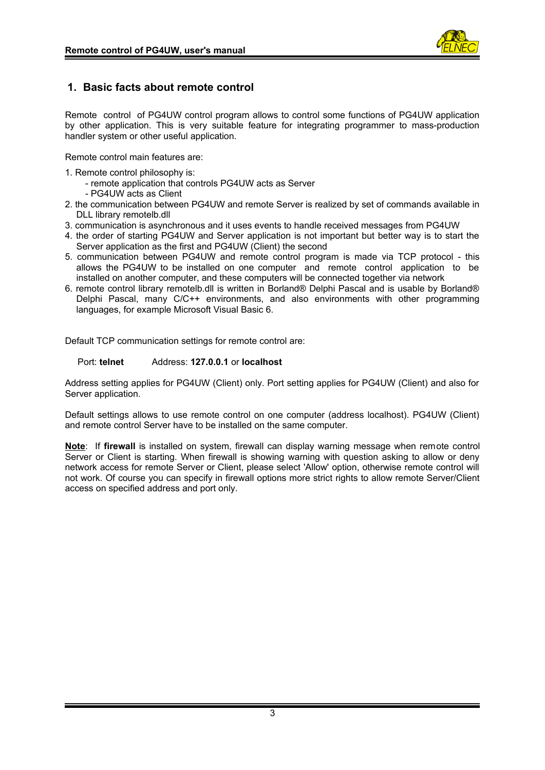# 1. Basic facts about remote control

Remote control of PG4UW control program allows to control some functions of PG4UW application by other application. This is very suitable feature for integrating programmer to mass-production handler system or other useful application.

Remote control main features are:

1. Remote control philosophy is:
   - remote application that controls PG4UW acts as Server
   - PG4UW acts as Client
2. the communication between PG4UW and remote Server is realized by set of commands available in DLL library remotelb.dll
3. communication is asynchronous and it uses events to handle received messages from PG4UW
4. the order of starting PG4UW and Server application is not important but better way is to start the Server application as the first and PG4UW (Client) the second
5. communication between PG4UW and remote control program is made via TCP protocol - this allows the PG4UW to be installed on one computer and remote control application to be installed on another computer, and these computers will be connected together via network
6. remote control library remotelb.dll is written in Borland® Delphi Pascal and is usable by Borland® Delphi Pascal, many C/C++ environments, and also environments with other programming languages, for example Microsoft Visual Basic 6.

Default TCP communication settings for remote control are:

Port: **telnet**   Address: **127.0.0.1** or **localhost**

Address setting applies for PG4UW (Client) only. Port setting applies for PG4UW (Client) and also for Server application.

Default settings allows to use remote control on one computer (address localhost). PG4UW (Client) and remote control Server have to be installed on the same computer.

**Note**: If **firewall** is installed on system, firewall can display warning message when remote control Server or Client is starting. When firewall is showing warning with question asking to allow or deny network access for remote Server or Client, please select 'Allow' option, otherwise remote control will not work. Of course you can specify in firewall options more strict rights to allow remote Server/Client access on specified address and port only.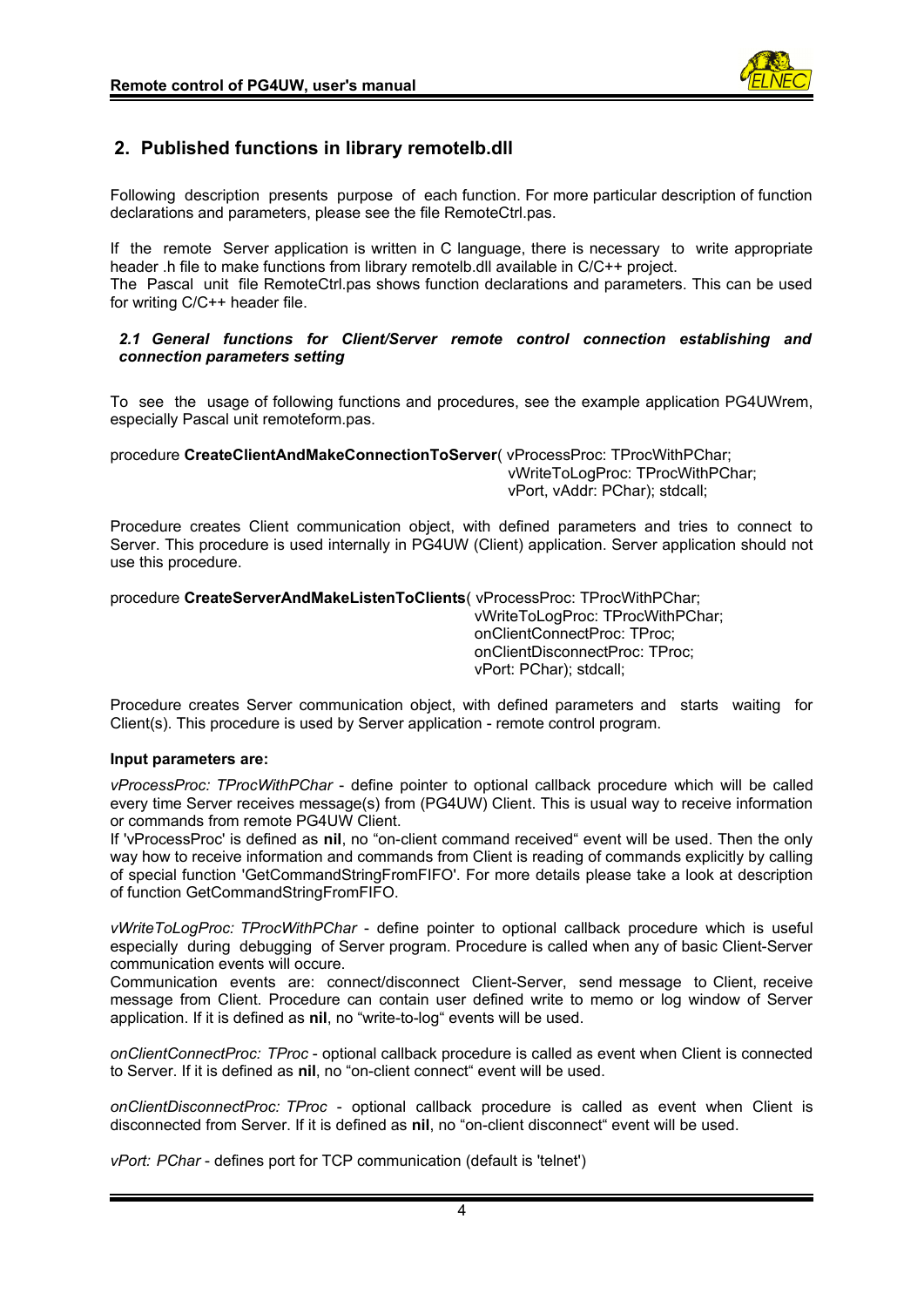## 2. Published functions in library remotelb.dll

Following description presents purpose of each function. For more particular description of function declarations and parameters, please see the file RemoteCtrl.pas.

If the remote Server application is written in C language, there is necessary to write appropriate header .h file to make functions from library remotelb.dll available in C/C++ project.
The Pascal unit file RemoteCtrl.pas shows function declarations and parameters. This can be used for writing C/C++ header file.

### *2.1 General functions for Client/Server remote control connection establishing and connection parameters setting*

To see the usage of following functions and procedures, see the example application PG4UWrem, especially Pascal unit remoteform.pas.

procedure **CreateClientAndMakeConnectionToServer**( vProcessProc: TProcWithPChar;
vWriteToLogProc: TProcWithPChar;
vPort, vAddr: PChar); stdcall;

Procedure creates Client communication object, with defined parameters and tries to connect to Server. This procedure is used internally in PG4UW (Client) application. Server application should not use this procedure.

procedure **CreateServerAndMakeListenToClients**( vProcessProc: TProcWithPChar;
vWriteToLogProc: TProcWithPChar;
onClientConnectProc: TProc;
onClientDisconnectProc: TProc;
vPort: PChar); stdcall;

Procedure creates Server communication object, with defined parameters and starts waiting for Client(s). This procedure is used by Server application - remote control program.

**Input parameters are:**

*vProcessProc: TProcWithPChar* - define pointer to optional callback procedure which will be called every time Server receives message(s) from (PG4UW) Client. This is usual way to receive information or commands from remote PG4UW Client.
If 'vProcessProc' is defined as **nil**, no “on-client command received“ event will be used. Then the only way how to receive information and commands from Client is reading of commands explicitly by calling of special function 'GetCommandStringFromFIFO'. For more details please take a look at description of function GetCommandStringFromFIFO.

*vWriteToLogProc: TProcWithPChar* - define pointer to optional callback procedure which is useful especially during debugging of Server program. Procedure is called when any of basic Client-Server communication events will occure.
Communication events are: connect/disconnect Client-Server, send message to Client, receive message from Client. Procedure can contain user defined write to memo or log window of Server application. If it is defined as **nil**, no “write-to-log“ events will be used.

*onClientConnectProc: TProc* - optional callback procedure is called as event when Client is connected to Server. If it is defined as **nil**, no “on-client connect“ event will be used.

*onClientDisconnectProc: TProc* - optional callback procedure is called as event when Client is disconnected from Server. If it is defined as **nil**, no “on-client disconnect“ event will be used.

*vPort: PChar* - defines port for TCP communication (default is 'telnet')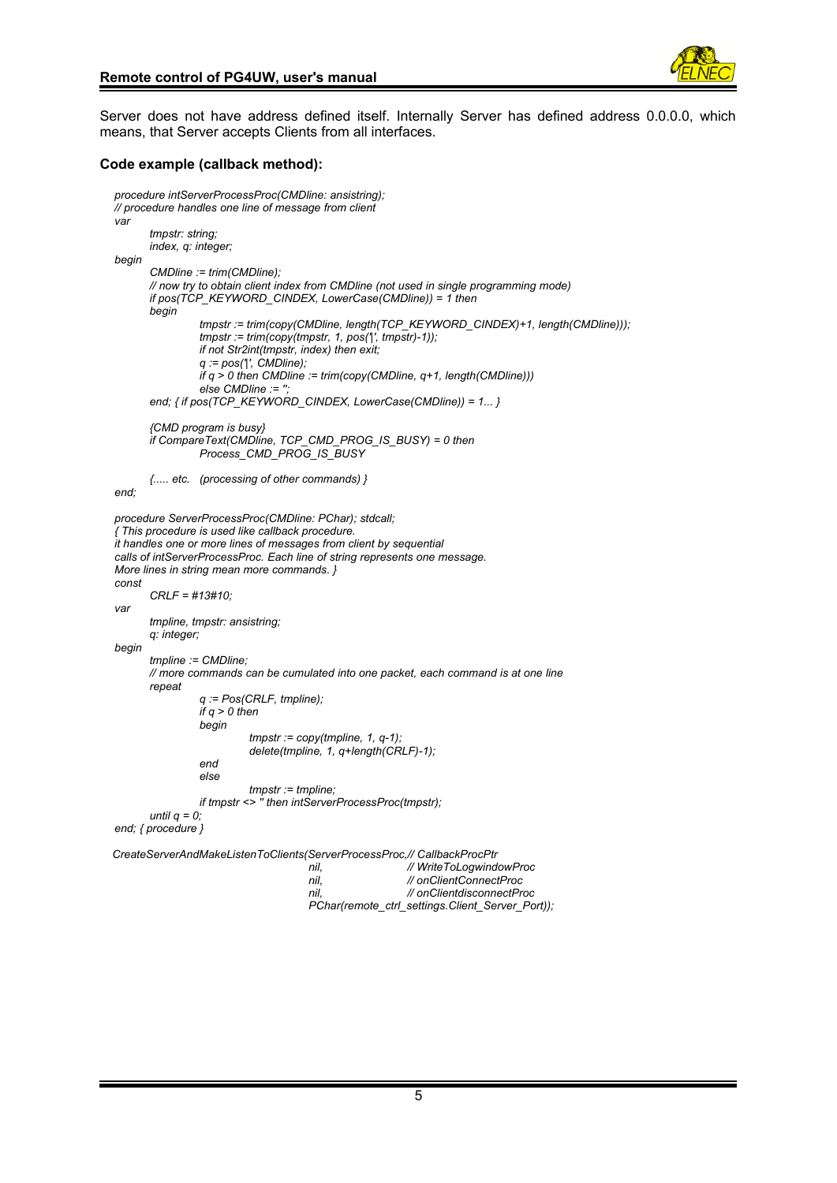Server does not have address defined itself. Internally Server has defined address 0.0.0.0, which means, that Server accepts Clients from all interfaces.

**Code example (callback method):**

```
procedure intServerProcessProc(CMDline: ansistring);
// procedure handles one line of message from client
var
      tmpstr: string;
      index, q: integer;
begin
      CMDline := trim(CMDline);
      // now try to obtain client index from CMDline (not used in single programming mode)
      if pos(TCP_KEYWORD_CINDEX, LowerCase(CMDline)) = 1 then
      begin
            tmpstr := trim(copy(CMDline, length(TCP_KEYWORD_CINDEX)+1, length(CMDline)));
            tmpstr := trim(copy(tmpstr, 1, pos('|', tmpstr)-1));
            if not Str2int(tmpstr, index) then exit;
            q := pos('|', CMDline);
            if q > 0 then CMDline := trim(copy(CMDline, q+1, length(CMDline)))
            else CMDline := '';
      end; { if pos(TCP_KEYWORD_CINDEX, LowerCase(CMDline)) = 1... }

      {CMD program is busy}
      if CompareText(CMDline, TCP_CMD_PROG_IS_BUSY) = 0 then
            Process_CMD_PROG_IS_BUSY

      {..... etc.   (processing of other commands) }
end;

procedure ServerProcessProc(CMDline: PChar); stdcall;
{ This procedure is used like callback procedure.
it handles one or more lines of messages from client by sequential
calls of intServerProcessProc. Each line of string represents one message.
More lines in string mean more commands. }
const
      CRLF = #13#10;
var
      tmpline, tmpstr: ansistring;
      q: integer;
begin
      tmpline := CMDline;
      // more commands can be cumulated into one packet, each command is at one line
      repeat
            q := Pos(CRLF, tmpline);
            if q > 0 then
            begin
                  tmpstr := copy(tmpline, 1, q-1);
                  delete(tmpline, 1, q+length(CRLF)-1);
            end
            else
                  tmpstr := tmpline;
            if tmpstr <> '' then intServerProcessProc(tmpstr);
      until q = 0;
end; { procedure }

CreateServerAndMakeListenToClients(ServerProcessProc,// CallbackProcPtr
                                   nil,              // WriteToLogwindowProc
                                   nil,              // onClientConnectProc
                                   nil,              // onClientdisconnectProc
                                   PChar(remote_ctrl_settings.Client_Server_Port));
```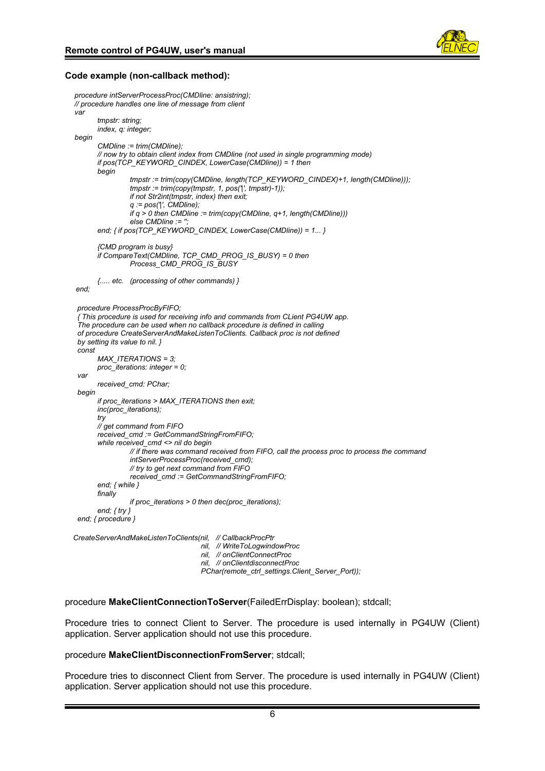**Code example (non-callback method):**

```
procedure intServerProcessProc(CMDline: ansistring);
// procedure handles one line of message from client
var
      tmpstr: string;
      index, q: integer;
begin
      CMDline := trim(CMDline);
      // now try to obtain client index from CMDline (not used in single programming mode)
      if pos(TCP_KEYWORD_CINDEX, LowerCase(CMDline)) = 1 then
      begin
            tmpstr := trim(copy(CMDline, length(TCP_KEYWORD_CINDEX)+1, length(CMDline)));
            tmpstr := trim(copy(tmpstr, 1, pos('|', tmpstr)-1));
            if not Str2int(tmpstr, index) then exit;
            q := pos('|', CMDline);
            if q > 0 then CMDline := trim(copy(CMDline, q+1, length(CMDline)))
            else CMDline := '';
      end; { if pos(TCP_KEYWORD_CINDEX, LowerCase(CMDline)) = 1... }

      {CMD program is busy}
      if CompareText(CMDline, TCP_CMD_PROG_IS_BUSY) = 0 then
            Process_CMD_PROG_IS_BUSY

      {..... etc.   (processing of other commands) }
end;

procedure ProcessProcByFIFO;
{ This procedure is used for receiving info and commands from CLient PG4UW app.
The procedure can be used when no callback procedure is defined in calling
of procedure CreateServerAndMakeListenToClients. Callback proc is not defined
by setting its value to nil. }
const
      MAX_ITERATIONS = 3;
      proc_iterations: integer = 0;
var
      received_cmd: PChar;
begin
      if proc_iterations > MAX_ITERATIONS then exit;
      inc(proc_iterations);
      try
      // get command from FIFO
      received_cmd := GetCommandStringFromFIFO;
      while received_cmd <> nil do begin
            // if there was command received from FIFO, call the process proc to process the command
            intServerProcessProc(received_cmd);
            // try to get next command from FIFO
            received_cmd := GetCommandStringFromFIFO;
      end; { while }
      finally
            if proc_iterations > 0 then dec(proc_iterations);
      end; { try }
end; { procedure }

CreateServerAndMakeListenToClients(nil,  // CallbackProcPtr
                                   nil,  // WriteToLogwindowProc
                                   nil,  // onClientConnectProc
                                   nil,  // onClientdisconnectProc
                                   PChar(remote_ctrl_settings.Client_Server_Port));
```

procedure **MakeClientConnectionToServer**(FailedErrDisplay: boolean); stdcall;

Procedure tries to connect Client to Server. The procedure is used internally in PG4UW (Client) application. Server application should not use this procedure.

procedure **MakeClientDisconnectionFromServer**; stdcall;

Procedure tries to disconnect Client from Server. The procedure is used internally in PG4UW (Client) application. Server application should not use this procedure.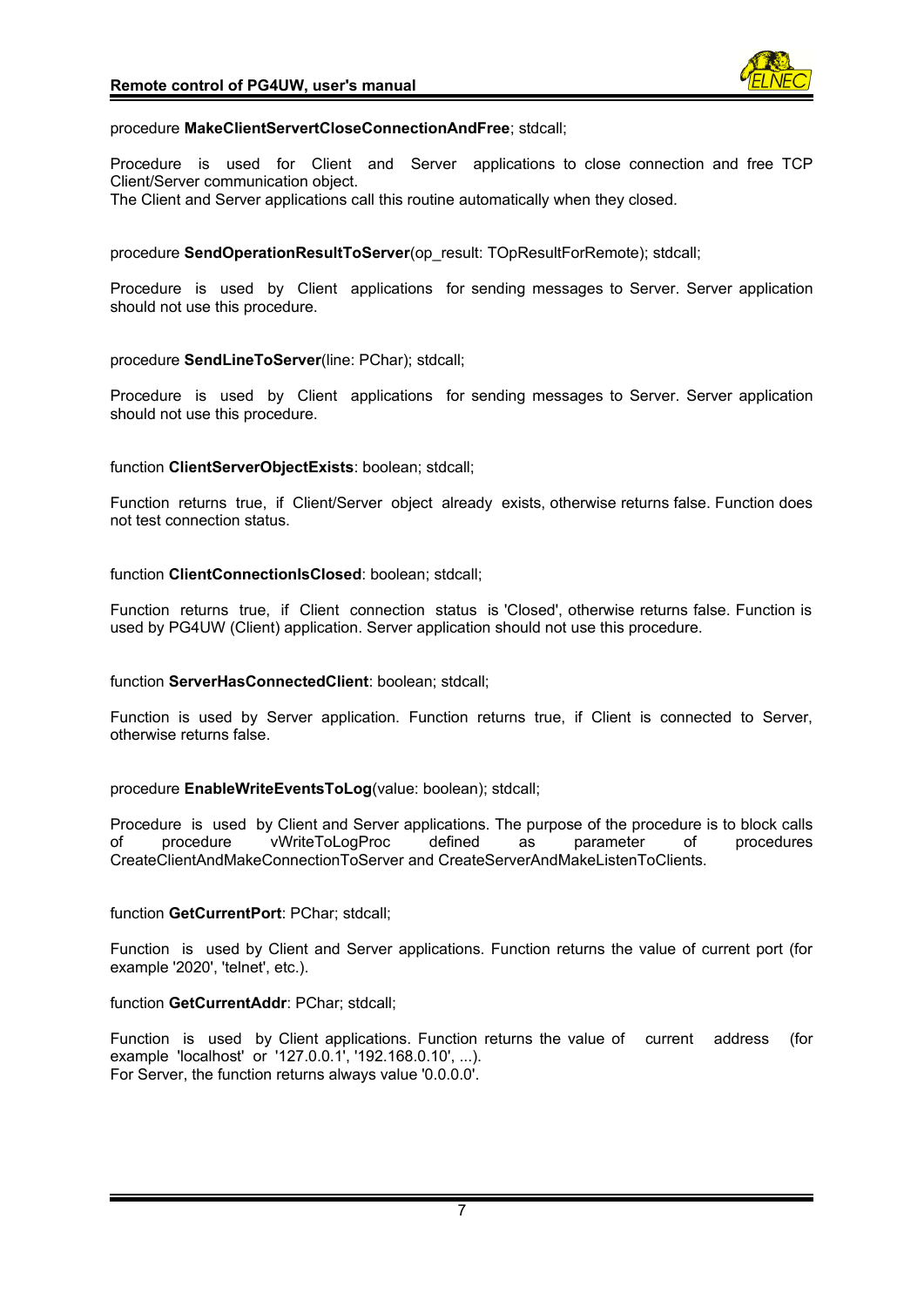procedure **MakeClientServertCloseConnectionAndFree**; stdcall;

Procedure is used for Client and Server applications to close connection and free TCP Client/Server communication object.
The Client and Server applications call this routine automatically when they closed.

procedure **SendOperationResultToServer**(op_result: TOpResultForRemote); stdcall;

Procedure is used by Client applications for sending messages to Server. Server application should not use this procedure.

procedure **SendLineToServer**(line: PChar); stdcall;

Procedure is used by Client applications for sending messages to Server. Server application should not use this procedure.

function **ClientServerObjectExists**: boolean; stdcall;

Function returns true, if Client/Server object already exists, otherwise returns false. Function does not test connection status.

function **ClientConnectionIsClosed**: boolean; stdcall;

Function returns true, if Client connection status is 'Closed', otherwise returns false. Function is used by PG4UW (Client) application. Server application should not use this procedure.

function **ServerHasConnectedClient**: boolean; stdcall;

Function is used by Server application. Function returns true, if Client is connected to Server, otherwise returns false.

procedure **EnableWriteEventsToLog**(value: boolean); stdcall;

Procedure is used by Client and Server applications. The purpose of the procedure is to block calls of procedure vWriteToLogProc defined as parameter of procedures CreateClientAndMakeConnectionToServer and CreateServerAndMakeListenToClients.

function **GetCurrentPort**: PChar; stdcall;

Function is used by Client and Server applications. Function returns the value of current port (for example '2020', 'telnet', etc.).

function **GetCurrentAddr**: PChar; stdcall;

Function is used by Client applications. Function returns the value of current address (for example 'localhost' or '127.0.0.1', '192.168.0.10', ...).
For Server, the function returns always value '0.0.0.0'.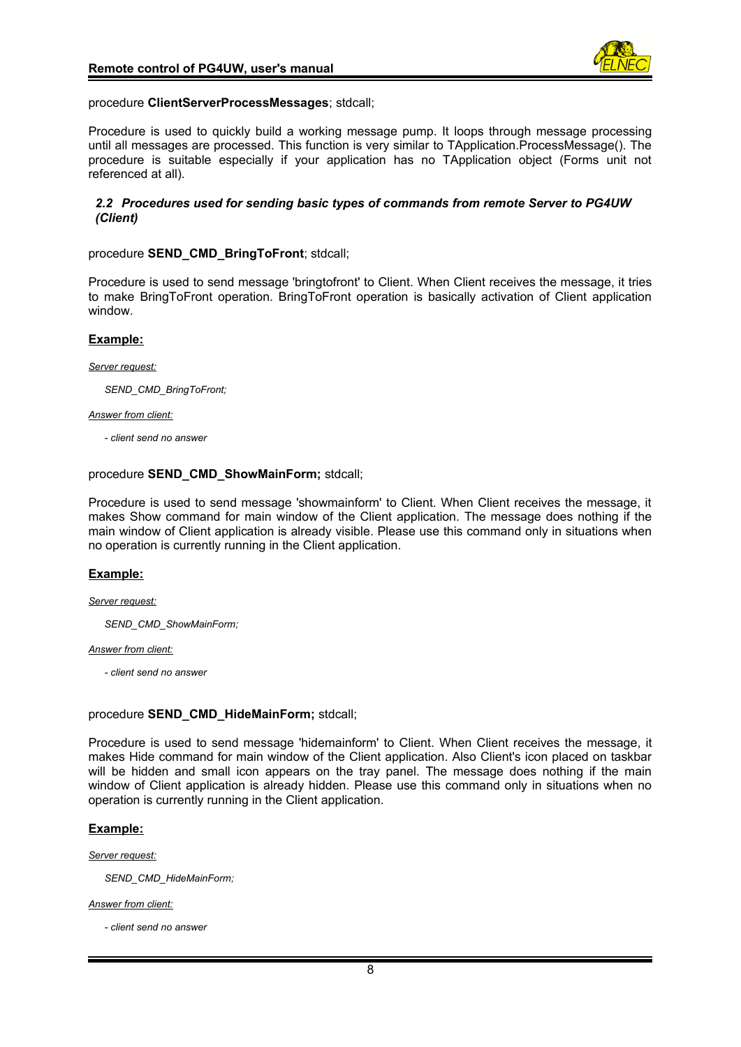procedure **ClientServerProcessMessages**; stdcall;

Procedure is used to quickly build a working message pump. It loops through message processing until all messages are processed. This function is very similar to TApplication.ProcessMessage(). The procedure is suitable especially if your application has no TApplication object (Forms unit not referenced at all).

### *2.2 Procedures used for sending basic types of commands from remote Server to PG4UW (Client)*

procedure **SEND_CMD_BringToFront**; stdcall;

Procedure is used to send message 'bringtofront' to Client. When Client receives the message, it tries to make BringToFront operation. BringToFront operation is basically activation of Client application window.

**Example:**

*Server request:*

*SEND_CMD_BringToFront;*

*Answer from client:*

*- client send no answer*

procedure **SEND_CMD_ShowMainForm;** stdcall;

Procedure is used to send message 'showmainform' to Client. When Client receives the message, it makes Show command for main window of the Client application. The message does nothing if the main window of Client application is already visible. Please use this command only in situations when no operation is currently running in the Client application.

**Example:**

*Server request:*

*SEND_CMD_ShowMainForm;*

*Answer from client:*

*- client send no answer*

procedure **SEND_CMD_HideMainForm;** stdcall;

Procedure is used to send message 'hidemainform' to Client. When Client receives the message, it makes Hide command for main window of the Client application. Also Client's icon placed on taskbar will be hidden and small icon appears on the tray panel. The message does nothing if the main window of Client application is already hidden. Please use this command only in situations when no operation is currently running in the Client application.

**Example:**

*Server request:*

*SEND_CMD_HideMainForm;*

*Answer from client:*

*- client send no answer*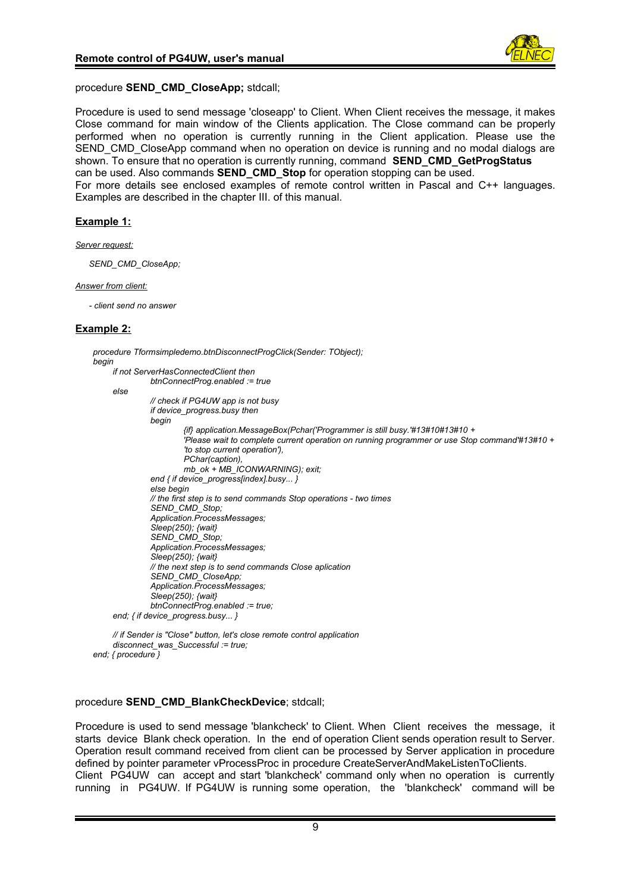procedure **SEND_CMD_CloseApp;** stdcall;

Procedure is used to send message 'closeapp' to Client. When Client receives the message, it makes Close command for main window of the Clients application. The Close command can be properly performed when no operation is currently running in the Client application. Please use the SEND_CMD_CloseApp command when no operation on device is running and no modal dialogs are shown. To ensure that no operation is currently running, command **SEND_CMD_GetProgStatus** can be used. Also commands **SEND_CMD_Stop** for operation stopping can be used.
For more details see enclosed examples of remote control written in Pascal and C++ languages. Examples are described in the chapter III. of this manual.

**Example 1:**

*Server request:*

*SEND_CMD_CloseApp;*

*Answer from client:*

*- client send no answer*

**Example 2:**

```
procedure Tformsimpledemo.btnDisconnectProgClick(Sender: TObject);
begin
     if not ServerHasConnectedClient then
              btnConnectProg.enabled := true
     else
              // check if PG4UW app is not busy
              if device_progress.busy then
              begin
                       {if} application.MessageBox(Pchar('Programmer is still busy.'#13#10#13#10 +
                       'Please wait to complete current operation on running programmer or use Stop command'#13#10 +
                       'to stop current operation'),
                       PChar(caption),
                       mb_ok + MB_ICONWARNING); exit;
              end { if device_progress[index].busy... }
              else begin
              // the first step is to send commands Stop operations - two times
              SEND_CMD_Stop;
              Application.ProcessMessages;
              Sleep(250); {wait}
              SEND_CMD_Stop;
              Application.ProcessMessages;
              Sleep(250); {wait}
              // the next step is to send commands Close aplication
              SEND_CMD_CloseApp;
              Application.ProcessMessages;
              Sleep(250); {wait}
              btnConnectProg.enabled := true;
     end; { if device_progress.busy... }

     // if Sender is "Close" button, let's close remote control application
     disconnect_was_Successful := true;
end; { procedure }
```

procedure **SEND_CMD_BlankCheckDevice**; stdcall;

Procedure is used to send message 'blankcheck' to Client. When Client receives the message, it starts device Blank check operation. In the end of operation Client sends operation result to Server. Operation result command received from client can be processed by Server application in procedure defined by pointer parameter vProcessProc in procedure CreateServerAndMakeListenToClients.
Client PG4UW can accept and start 'blankcheck' command only when no operation is currently running in PG4UW. If PG4UW is running some operation, the 'blankcheck' command will be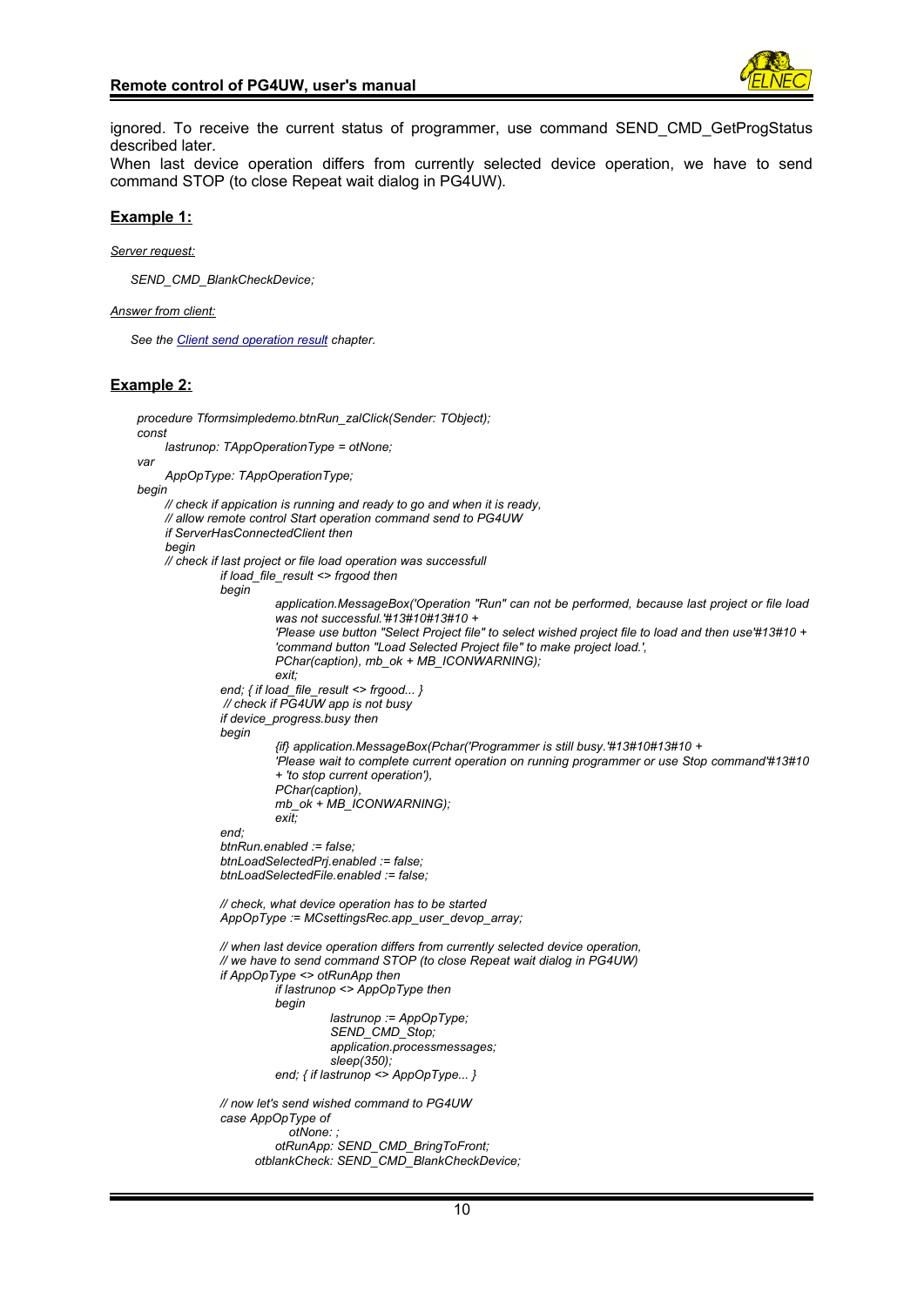ignored. To receive the current status of programmer, use command SEND_CMD_GetProgStatus described later.
When last device operation differs from currently selected device operation, we have to send command STOP (to close Repeat wait dialog in PG4UW).

## Example 1:

*Server request:*

*SEND_CMD_BlankCheckDevice;*

*Answer from client:*

*See the Client send operation result chapter.*

## Example 2:

```
procedure Tformsimpledemo.btnRun_zalClick(Sender: TObject);
const
    lastrunop: TAppOperationType = otNone;
var
    AppOpType: TAppOperationType;
begin
    // check if appication is running and ready to go and when it is ready,
    // allow remote control Start operation command send to PG4UW
    if ServerHasConnectedClient then
    begin
    // check if last project or file load operation was successfull
            if load_file_result <> frgood then
            begin
                    application.MessageBox('Operation "Run" can not be performed, because last project or file load
                    was not successful.'#13#10#13#10 +
                    'Please use button "Select Project file" to select wished project file to load and then use'#13#10 +
                    'command button "Load Selected Project file" to make project load.',
                    PChar(caption), mb_ok + MB_ICONWARNING);
                    exit;
            end; { if load_file_result <> frgood... }
             // check if PG4UW app is not busy
            if device_progress.busy then
            begin
                    {if} application.MessageBox(Pchar('Programmer is still busy.'#13#10#13#10 +
                    'Please wait to complete current operation on running programmer or use Stop command'#13#10
                    + 'to stop current operation'),
                    PChar(caption),
                    mb_ok + MB_ICONWARNING);
                    exit;
            end;
            btnRun.enabled := false;
            btnLoadSelectedPrj.enabled := false;
            btnLoadSelectedFile.enabled := false;

            // check, what device operation has to be started
            AppOpType := MCsettingsRec.app_user_devop_array;

            // when last device operation differs from currently selected device operation,
            // we have to send command STOP (to close Repeat wait dialog in PG4UW)
            if AppOpType <> otRunApp then
                    if lastrunop <> AppOpType then
                    begin
                            lastrunop := AppOpType;
                            SEND_CMD_Stop;
                            application.processmessages;
                            sleep(350);
                    end; { if lastrunop <> AppOpType... }

            // now let's send wished command to PG4UW
            case AppOpType of
                     otNone: ;
                    otRunApp: SEND_CMD_BringToFront;
                 otblankCheck: SEND_CMD_BlankCheckDevice;
```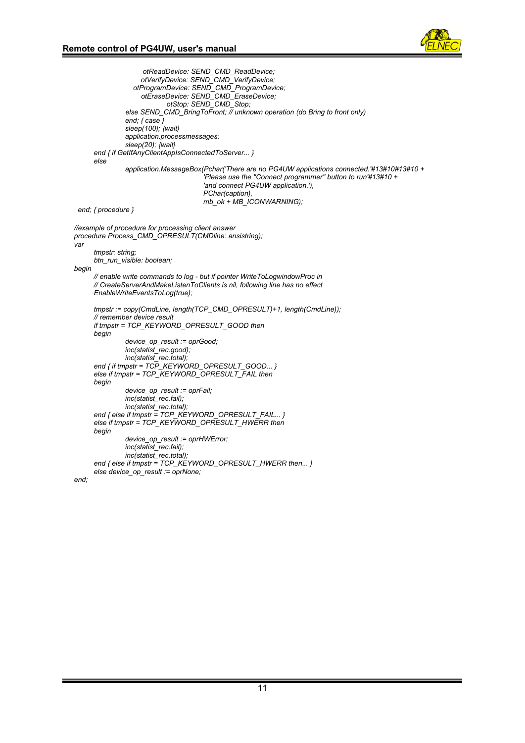```
                    otReadDevice: SEND_CMD_ReadDevice;
                   otVerifyDevice: SEND_CMD_VerifyDevice;
                 otProgramDevice: SEND_CMD_ProgramDevice;
                   otEraseDevice: SEND_CMD_EraseDevice;
                          otStop: SEND_CMD_Stop;
               else SEND_CMD_BringToFront; // unknown operation (do Bring to front only)
               end; { case }
               sleep(100); {wait}
               application.processmessages;
               sleep(20); {wait}
       end { if GetIfAnyClientAppIsConnectedToServer... }
       else
               application.MessageBox(Pchar('There are no PG4UW applications connected.'#13#10#13#10 +
                                      'Please use the "Connect programmer" button to run'#13#10 +
                                      'and connect PG4UW application.'),
                                      PChar(caption),
                                      mb_ok + MB_ICONWARNING);
   end; { procedure }

//example of procedure for processing client answer
procedure Process_CMD_OPRESULT(CMDline: ansistring);
var
       tmpstr: string;
       btn_run_visible: boolean;
begin
       // enable write commands to log - but if pointer WriteToLogwindowProc in
       // CreateServerAndMakeListenToClients is nil, following line has no effect
       EnableWriteEventsToLog(true);

       tmpstr := copy(CmdLine, length(TCP_CMD_OPRESULT)+1, length(CmdLine));
       // remember device result
       if tmpstr = TCP_KEYWORD_OPRESULT_GOOD then
       begin
               device_op_result := oprGood;
               inc(statist_rec.good);
               inc(statist_rec.total);
       end { if tmpstr = TCP_KEYWORD_OPRESULT_GOOD... }
       else if tmpstr = TCP_KEYWORD_OPRESULT_FAIL then
       begin
               device_op_result := oprFail;
               inc(statist_rec.fail);
               inc(statist_rec.total);
       end { else if tmpstr = TCP_KEYWORD_OPRESULT_FAIL... }
       else if tmpstr = TCP_KEYWORD_OPRESULT_HWERR then
       begin
               device_op_result := oprHWError;
               inc(statist_rec.fail);
               inc(statist_rec.total);
       end { else if tmpstr = TCP_KEYWORD_OPRESULT_HWERR then... }
       else device_op_result := oprNone;
end;
```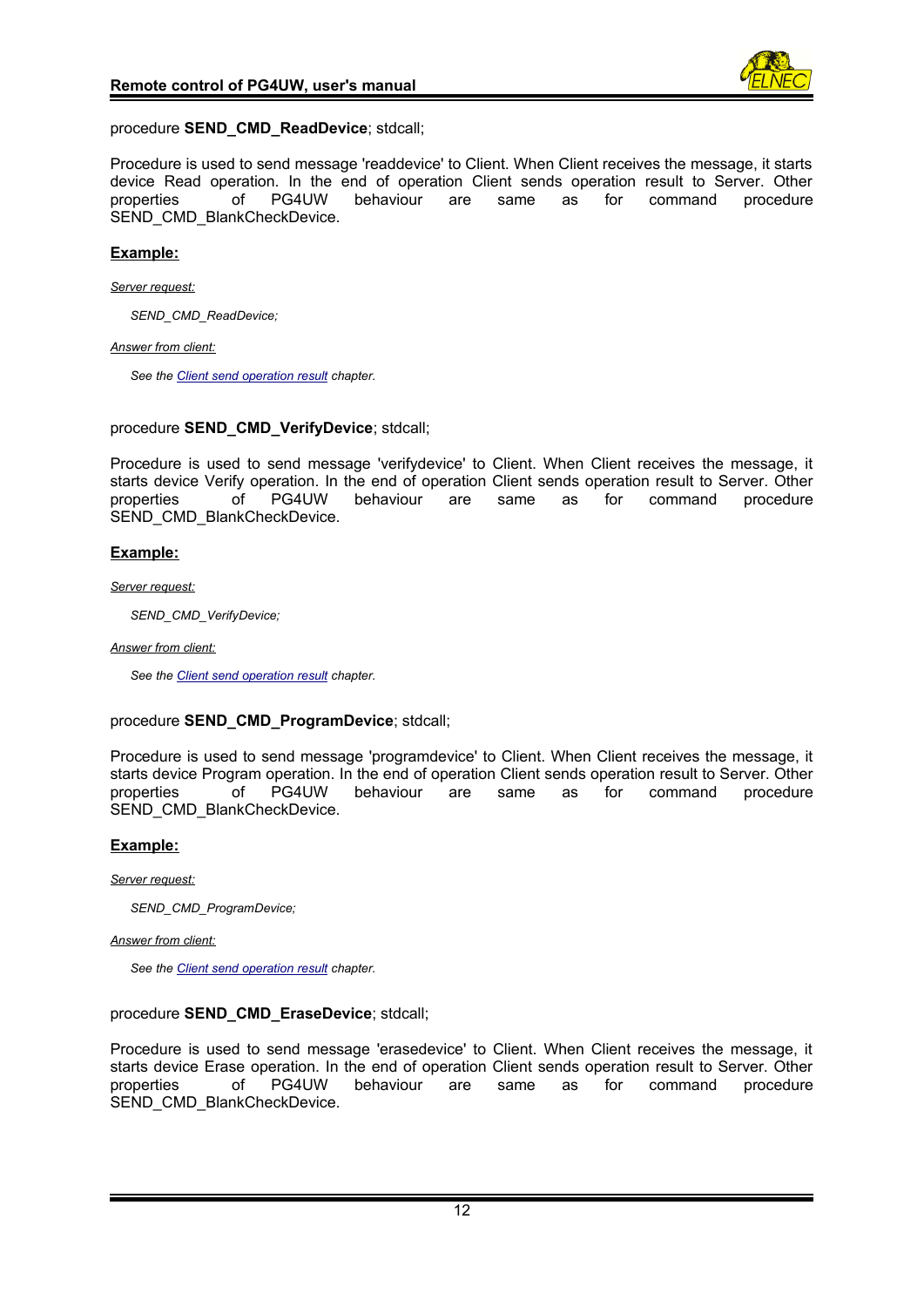procedure **SEND_CMD_ReadDevice**; stdcall;

Procedure is used to send message 'readdevice' to Client. When Client receives the message, it starts device Read operation. In the end of operation Client sends operation result to Server. Other properties of PG4UW behaviour are same as for command procedure SEND_CMD_BlankCheckDevice.

**Example:**

*Server request:*

*SEND_CMD_ReadDevice;*

*Answer from client:*

*See the Client send operation result chapter.*

procedure **SEND_CMD_VerifyDevice**; stdcall;

Procedure is used to send message 'verifydevice' to Client. When Client receives the message, it starts device Verify operation. In the end of operation Client sends operation result to Server. Other properties of PG4UW behaviour are same as for command procedure SEND_CMD_BlankCheckDevice.

**Example:**

*Server request:*

*SEND_CMD_VerifyDevice;*

*Answer from client:*

*See the Client send operation result chapter.*

procedure **SEND_CMD_ProgramDevice**; stdcall;

Procedure is used to send message 'programdevice' to Client. When Client receives the message, it starts device Program operation. In the end of operation Client sends operation result to Server. Other properties of PG4UW behaviour are same as for command procedure SEND_CMD_BlankCheckDevice.

**Example:**

*Server request:*

*SEND_CMD_ProgramDevice;*

*Answer from client:*

*See the Client send operation result chapter.*

procedure **SEND_CMD_EraseDevice**; stdcall;

Procedure is used to send message 'erasedevice' to Client. When Client receives the message, it starts device Erase operation. In the end of operation Client sends operation result to Server. Other properties of PG4UW behaviour are same as for command procedure SEND_CMD_BlankCheckDevice.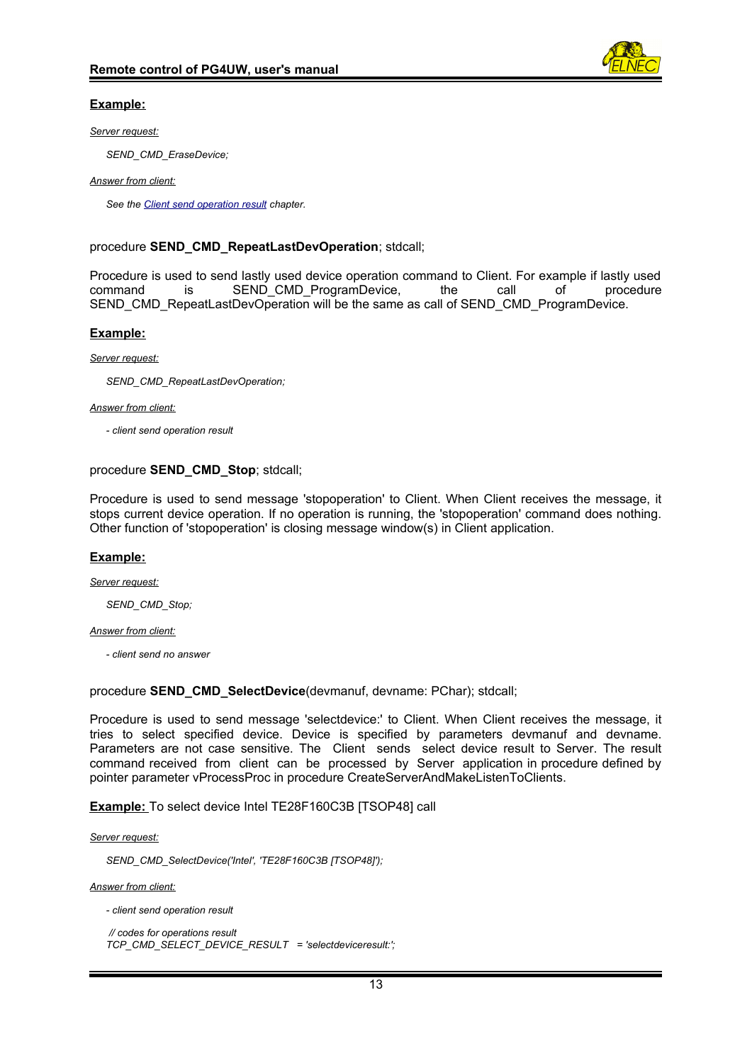**Example:**

*Server request:*

*SEND_CMD_EraseDevice;*

*Answer from client:*

*See the Client send operation result chapter.*

procedure **SEND_CMD_RepeatLastDevOperation**; stdcall;

Procedure is used to send lastly used device operation command to Client. For example if lastly used command is SEND_CMD_ProgramDevice, the call of procedure SEND_CMD_RepeatLastDevOperation will be the same as call of SEND_CMD_ProgramDevice.

**Example:**

*Server request:*

*SEND_CMD_RepeatLastDevOperation;*

*Answer from client:*

*- client send operation result*

procedure **SEND_CMD_Stop**; stdcall;

Procedure is used to send message 'stopoperation' to Client. When Client receives the message, it stops current device operation. If no operation is running, the 'stopoperation' command does nothing. Other function of 'stopoperation' is closing message window(s) in Client application.

**Example:**

*Server request:*

*SEND_CMD_Stop;*

*Answer from client:*

*- client send no answer*

procedure **SEND_CMD_SelectDevice**(devmanuf, devname: PChar); stdcall;

Procedure is used to send message 'selectdevice:' to Client. When Client receives the message, it tries to select specified device. Device is specified by parameters devmanuf and devname. Parameters are not case sensitive. The Client sends select device result to Server. The result command received from client can be processed by Server application in procedure defined by pointer parameter vProcessProc in procedure CreateServerAndMakeListenToClients.

**Example:** To select device Intel TE28F160C3B [TSOP48] call

*Server request:*

*SEND_CMD_SelectDevice('Intel', 'TE28F160C3B [TSOP48]');*

*Answer from client:*

*- client send operation result*

```
 // codes for operations result
TCP_CMD_SELECT_DEVICE_RESULT  = 'selectdeviceresult:';
```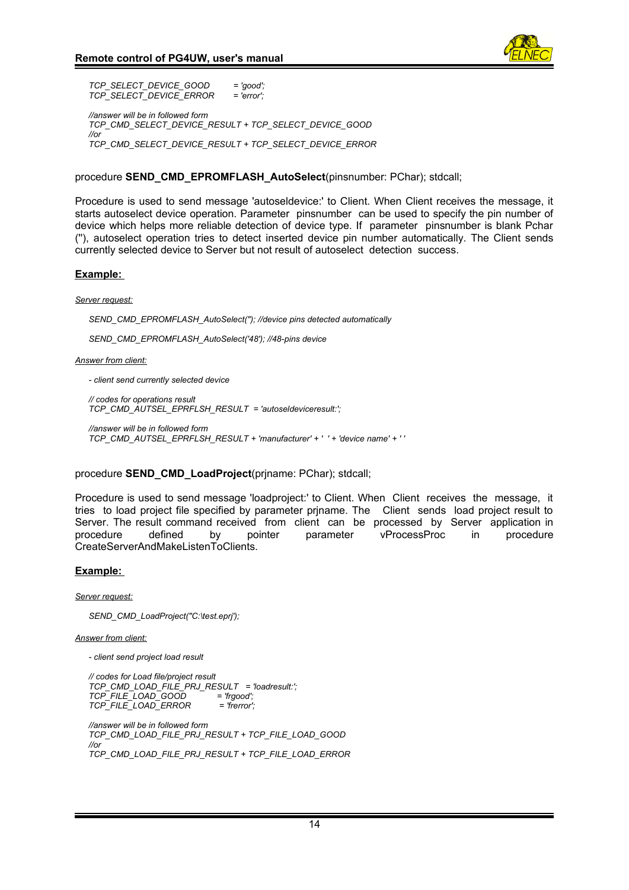*TCP_SELECT_DEVICE_GOOD = 'good';*
*TCP_SELECT_DEVICE_ERROR = 'error';*

```
//answer will be in followed form
TCP_CMD_SELECT_DEVICE_RESULT + TCP_SELECT_DEVICE_GOOD
//or
TCP_CMD_SELECT_DEVICE_RESULT + TCP_SELECT_DEVICE_ERROR
```

procedure **SEND_CMD_EPROMFLASH_AutoSelect**(pinsnumber: PChar); stdcall;

Procedure is used to send message 'autoseldevice:' to Client. When Client receives the message, it starts autoselect device operation. Parameter pinsnumber can be used to specify the pin number of device which helps more reliable detection of device type. If parameter pinsnumber is blank Pchar (''), autoselect operation tries to detect inserted device pin number automatically. The Client sends currently selected device to Server but not result of autoselect detection success.

**Example:**

*Server request:*

```
SEND_CMD_EPROMFLASH_AutoSelect(''); //device pins detected automatically

SEND_CMD_EPROMFLASH_AutoSelect('48'); //48-pins device
```

*Answer from client:*

*- client send currently selected device*

```
// codes for operations result
TCP_CMD_AUTSEL_EPRFLSH_RESULT = 'autoseldeviceresult:';

//answer will be in followed form
TCP_CMD_AUTSEL_EPRFLSH_RESULT + 'manufacturer' + ' ' + 'device name' + ' '
```

procedure **SEND_CMD_LoadProject**(prjname: PChar); stdcall;

Procedure is used to send message 'loadproject:' to Client. When Client receives the message, it tries to load project file specified by parameter prjname. The Client sends load project result to Server. The result command received from client can be processed by Server application in procedure defined by pointer parameter vProcessProc in procedure CreateServerAndMakeListenToClients.

**Example:**

*Server request:*

```
SEND_CMD_LoadProject("C:\test.eprj');
```

*Answer from client:*

*- client send project load result*

```
// codes for Load file/project result
TCP_CMD_LOAD_FILE_PRJ_RESULT = 'loadresult:';
TCP_FILE_LOAD_GOOD = 'frgood';
TCP_FILE_LOAD_ERROR = 'frerror';

//answer will be in followed form
TCP_CMD_LOAD_FILE_PRJ_RESULT + TCP_FILE_LOAD_GOOD
//or
TCP_CMD_LOAD_FILE_PRJ_RESULT + TCP_FILE_LOAD_ERROR
```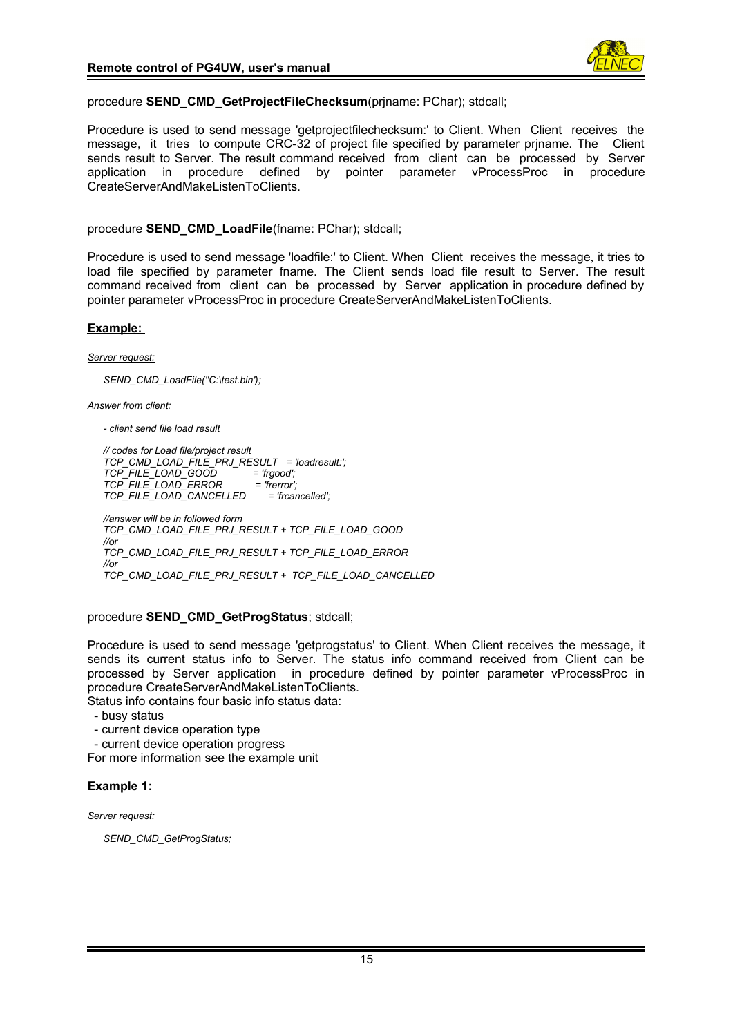procedure **SEND_CMD_GetProjectFileChecksum**(prjname: PChar); stdcall;

Procedure is used to send message 'getprojectfilechecksum:' to Client. When Client receives the message, it tries to compute CRC-32 of project file specified by parameter prjname. The Client sends result to Server. The result command received from client can be processed by Server application in procedure defined by pointer parameter vProcessProc in procedure CreateServerAndMakeListenToClients.

procedure **SEND_CMD_LoadFile**(fname: PChar); stdcall;

Procedure is used to send message 'loadfile:' to Client. When Client receives the message, it tries to load file specified by parameter fname. The Client sends load file result to Server. The result command received from client can be processed by Server application in procedure defined by pointer parameter vProcessProc in procedure CreateServerAndMakeListenToClients.

**Example:**

*Server request:*

```
SEND_CMD_LoadFile("C:\test.bin');
```

*Answer from client:*

*- client send file load result*

```
// codes for Load file/project result
TCP_CMD_LOAD_FILE_PRJ_RESULT  = 'loadresult:';
TCP_FILE_LOAD_GOOD            = 'frgood';
TCP_FILE_LOAD_ERROR           = 'frerror';
TCP_FILE_LOAD_CANCELLED       = 'frcancelled';

//answer will be in followed form
TCP_CMD_LOAD_FILE_PRJ_RESULT + TCP_FILE_LOAD_GOOD
//or
TCP_CMD_LOAD_FILE_PRJ_RESULT + TCP_FILE_LOAD_ERROR
//or
TCP_CMD_LOAD_FILE_PRJ_RESULT +  TCP_FILE_LOAD_CANCELLED
```

procedure **SEND_CMD_GetProgStatus**; stdcall;

Procedure is used to send message 'getprogstatus' to Client. When Client receives the message, it sends its current status info to Server. The status info command received from Client can be processed by Server application in procedure defined by pointer parameter vProcessProc in procedure CreateServerAndMakeListenToClients.
Status info contains four basic info status data:

- busy status
- current device operation type
- current device operation progress

For more information see the example unit

**Example 1:**

*Server request:*

```
SEND_CMD_GetProgStatus;
```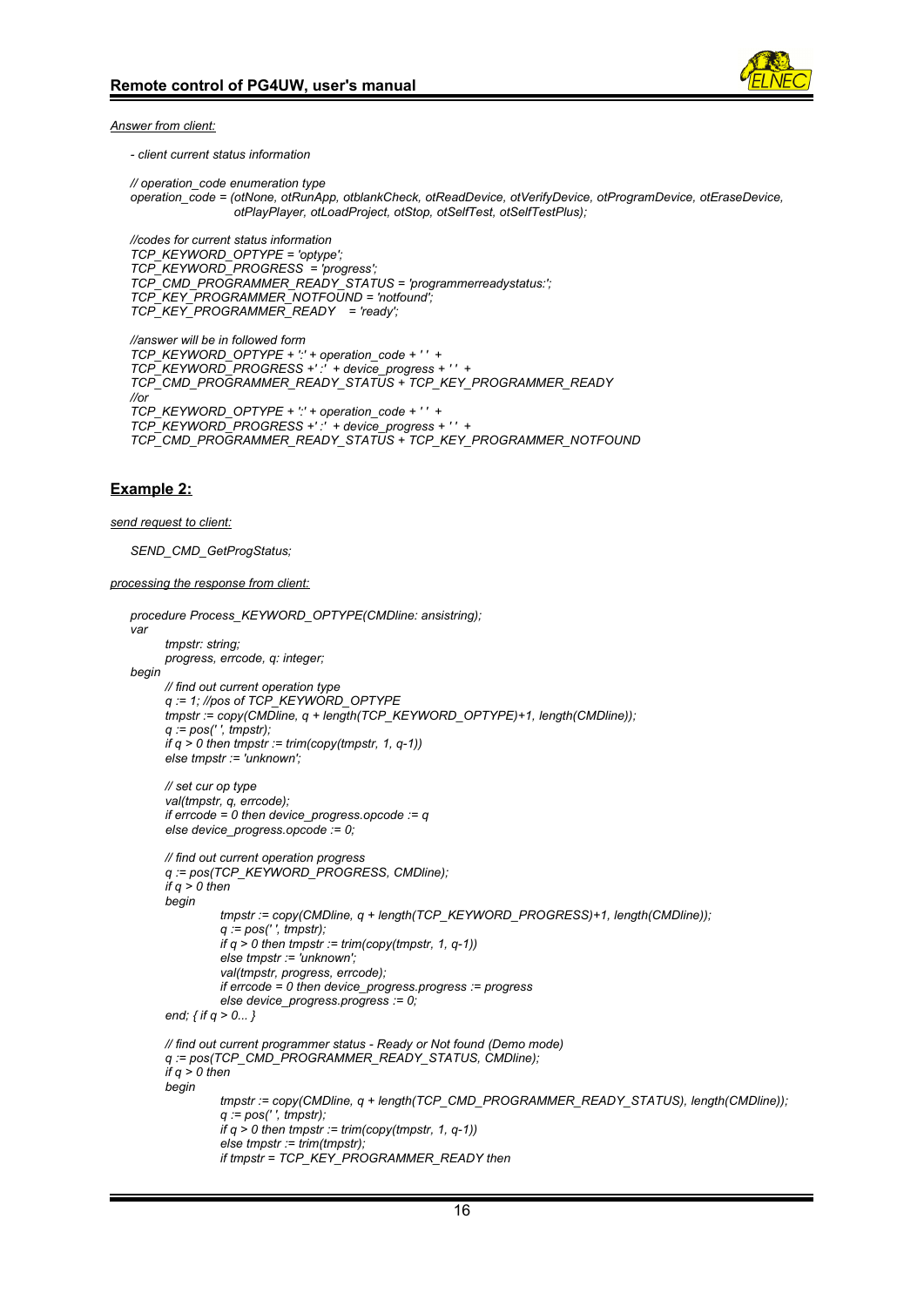*Answer from client:*

*- client current status information*

```
// operation_code enumeration type
operation_code = (otNone, otRunApp, otblankCheck, otReadDevice, otVerifyDevice, otProgramDevice, otEraseDevice,
                  otPlayPlayer, otLoadProject, otStop, otSelfTest, otSelfTestPlus);

//codes for current status information
TCP_KEYWORD_OPTYPE = 'optype';
TCP_KEYWORD_PROGRESS  = 'progress';
TCP_CMD_PROGRAMMER_READY_STATUS = 'programmerreadystatus:';
TCP_KEY_PROGRAMMER_NOTFOUND = 'notfound';
TCP_KEY_PROGRAMMER_READY   = 'ready';

//answer will be in followed form
TCP_KEYWORD_OPTYPE + ':' + operation_code + ' ' +
TCP_KEYWORD_PROGRESS +' :'  + device_progress + ' ' +
TCP_CMD_PROGRAMMER_READY_STATUS + TCP_KEY_PROGRAMMER_READY
//or
TCP_KEYWORD_OPTYPE + ':' + operation_code + ' ' +
TCP_KEYWORD_PROGRESS +' :'  + device_progress + ' ' +
TCP_CMD_PROGRAMMER_READY_STATUS + TCP_KEY_PROGRAMMER_NOTFOUND
```

## Example 2:

*send request to client:*

```
SEND_CMD_GetProgStatus;
```

*processing the response from client:*

```
procedure Process_KEYWORD_OPTYPE(CMDline: ansistring);
var
      tmpstr: string;
      progress, errcode, q: integer;
begin
      // find out current operation type
      q := 1; //pos of TCP_KEYWORD_OPTYPE
      tmpstr := copy(CMDline, q + length(TCP_KEYWORD_OPTYPE)+1, length(CMDline));
      q := pos(' ', tmpstr);
      if q > 0 then tmpstr := trim(copy(tmpstr, 1, q-1))
      else tmpstr := 'unknown';

      // set cur op type
      val(tmpstr, q, errcode);
      if errcode = 0 then device_progress.opcode := q
      else device_progress.opcode := 0;

      // find out current operation progress
      q := pos(TCP_KEYWORD_PROGRESS, CMDline);
      if q > 0 then
      begin
              tmpstr := copy(CMDline, q + length(TCP_KEYWORD_PROGRESS)+1, length(CMDline));
              q := pos(' ', tmpstr);
              if q > 0 then tmpstr := trim(copy(tmpstr, 1, q-1))
              else tmpstr := 'unknown';
              val(tmpstr, progress, errcode);
              if errcode = 0 then device_progress.progress := progress
              else device_progress.progress := 0;
      end; { if q > 0... }

      // find out current programmer status - Ready or Not found (Demo mode)
      q := pos(TCP_CMD_PROGRAMMER_READY_STATUS, CMDline);
      if q > 0 then
      begin
              tmpstr := copy(CMDline, q + length(TCP_CMD_PROGRAMMER_READY_STATUS), length(CMDline));
              q := pos(' ', tmpstr);
              if q > 0 then tmpstr := trim(copy(tmpstr, 1, q-1))
              else tmpstr := trim(tmpstr);
              if tmpstr = TCP_KEY_PROGRAMMER_READY then
```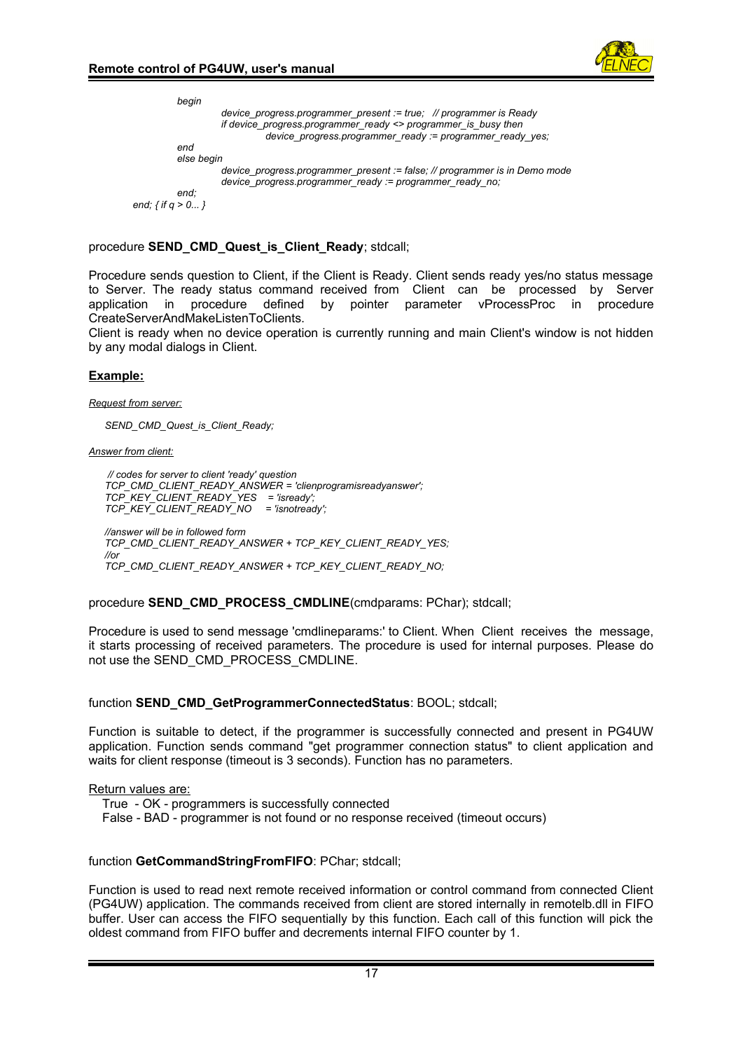```
        begin
            device_progress.programmer_present := true;   // programmer is Ready
            if device_progress.programmer_ready <> programmer_is_busy then
                device_progress.programmer_ready := programmer_ready_yes;
        end
        else begin
            device_progress.programmer_present := false; // programmer is in Demo mode
            device_progress.programmer_ready := programmer_ready_no;
        end;
    end; { if q > 0... }
```

procedure **SEND_CMD_Quest_is_Client_Ready**; stdcall;

Procedure sends question to Client, if the Client is Ready. Client sends ready yes/no status message to Server. The ready status command received from Client can be processed by Server application in procedure defined by pointer parameter vProcessProc in procedure CreateServerAndMakeListenToClients.
Client is ready when no device operation is currently running and main Client's window is not hidden by any modal dialogs in Client.

**Example:**

*Request from server:*

```
SEND_CMD_Quest_is_Client_Ready;
```

*Answer from client:*

```
 // codes for server to client 'ready' question
TCP_CMD_CLIENT_READY_ANSWER = 'clienprogramisreadyanswer';
TCP_KEY_CLIENT_READY_YES   = 'isready';
TCP_KEY_CLIENT_READY_NO    = 'isnotready';

//answer will be in followed form
TCP_CMD_CLIENT_READY_ANSWER + TCP_KEY_CLIENT_READY_YES;
//or
TCP_CMD_CLIENT_READY_ANSWER + TCP_KEY_CLIENT_READY_NO;
```

procedure **SEND_CMD_PROCESS_CMDLINE**(cmdparams: PChar); stdcall;

Procedure is used to send message 'cmdlineparams:' to Client. When Client receives the message, it starts processing of received parameters. The procedure is used for internal purposes. Please do not use the SEND_CMD_PROCESS_CMDLINE.

function **SEND_CMD_GetProgrammerConnectedStatus**: BOOL; stdcall;

Function is suitable to detect, if the programmer is successfully connected and present in PG4UW application. Function sends command "get programmer connection status" to client application and waits for client response (timeout is 3 seconds). Function has no parameters.

Return values are:

True - OK - programmers is successfully connected
False - BAD - programmer is not found or no response received (timeout occurs)

function **GetCommandStringFromFIFO**: PChar; stdcall;

Function is used to read next remote received information or control command from connected Client (PG4UW) application. The commands received from client are stored internally in remotelb.dll in FIFO buffer. User can access the FIFO sequentially by this function. Each call of this function will pick the oldest command from FIFO buffer and decrements internal FIFO counter by 1.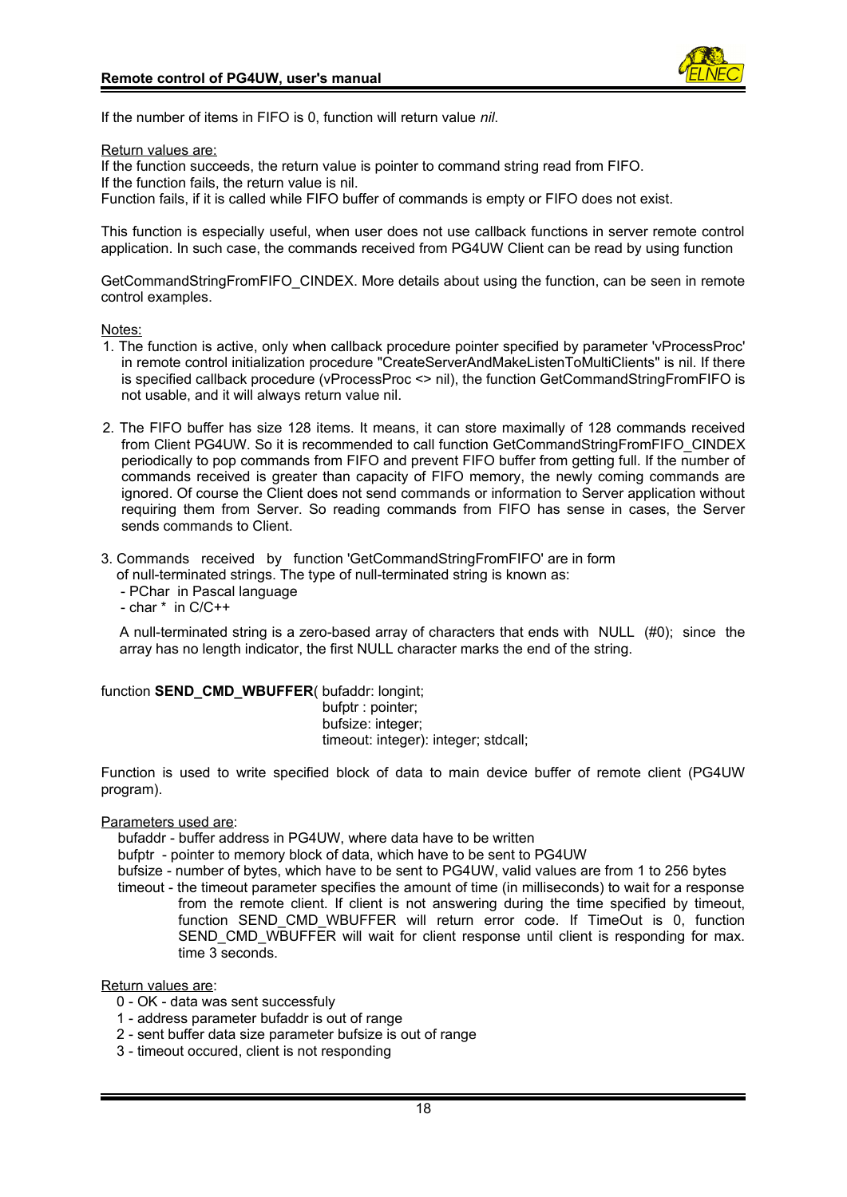If the number of items in FIFO is 0, function will return value *nil*.

Return values are:
If the function succeeds, the return value is pointer to command string read from FIFO.
If the function fails, the return value is nil.
Function fails, if it is called while FIFO buffer of commands is empty or FIFO does not exist.

This function is especially useful, when user does not use callback functions in server remote control application. In such case, the commands received from PG4UW Client can be read by using function

GetCommandStringFromFIFO_CINDEX. More details about using the function, can be seen in remote control examples.

Notes:

1. The function is active, only when callback procedure pointer specified by parameter 'vProcessProc' in remote control initialization procedure "CreateServerAndMakeListenToMultiClients" is nil. If there is specified callback procedure (vProcessProc <> nil), the function GetCommandStringFromFIFO is not usable, and it will always return value nil.

2. The FIFO buffer has size 128 items. It means, it can store maximally of 128 commands received from Client PG4UW. So it is recommended to call function GetCommandStringFromFIFO_CINDEX periodically to pop commands from FIFO and prevent FIFO buffer from getting full. If the number of commands received is greater than capacity of FIFO memory, the newly coming commands are ignored. Of course the Client does not send commands or information to Server application without requiring them from Server. So reading commands from FIFO has sense in cases, the Server sends commands to Client.

3. Commands received by function 'GetCommandStringFromFIFO' are in form of null-terminated strings. The type of null-terminated string is known as:
   - PChar in Pascal language
   - char * in C/C++

   A null-terminated string is a zero-based array of characters that ends with NULL (#0); since the array has no length indicator, the first NULL character marks the end of the string.

function **SEND_CMD_WBUFFER**( bufaddr: longint;
                                bufptr : pointer;
                                bufsize: integer;
                                timeout: integer): integer; stdcall;

Function is used to write specified block of data to main device buffer of remote client (PG4UW program).

Parameters used are:

bufaddr - buffer address in PG4UW, where data have to be written
bufptr - pointer to memory block of data, which have to be sent to PG4UW
bufsize - number of bytes, which have to be sent to PG4UW, valid values are from 1 to 256 bytes
timeout - the timeout parameter specifies the amount of time (in milliseconds) to wait for a response from the remote client. If client is not answering during the time specified by timeout, function SEND_CMD_WBUFFER will return error code. If TimeOut is 0, function SEND_CMD_WBUFFER will wait for client response until client is responding for max. time 3 seconds.

Return values are:

0 - OK - data was sent successfuly
1 - address parameter bufaddr is out of range
2 - sent buffer data size parameter bufsize is out of range
3 - timeout occured, client is not responding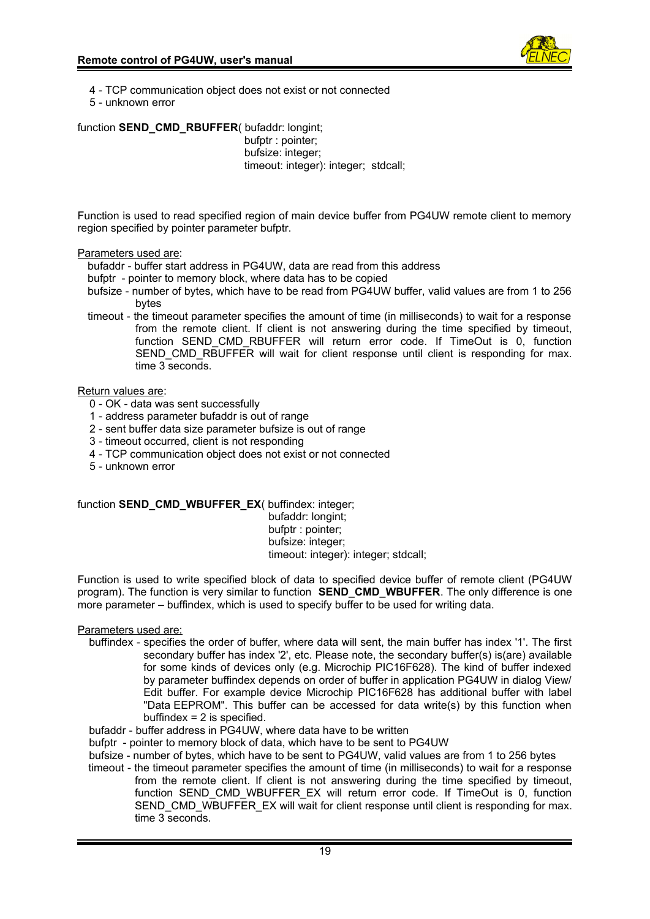4 - TCP communication object does not exist or not connected
5 - unknown error

function **SEND_CMD_RBUFFER**( bufaddr: longint;
bufptr : pointer;
bufsize: integer;
timeout: integer): integer; stdcall;

Function is used to read specified region of main device buffer from PG4UW remote client to memory region specified by pointer parameter bufptr.

Parameters used are:

bufaddr - buffer start address in PG4UW, data are read from this address
bufptr - pointer to memory block, where data has to be copied
bufsize - number of bytes, which have to be read from PG4UW buffer, valid values are from 1 to 256 bytes
timeout - the timeout parameter specifies the amount of time (in milliseconds) to wait for a response from the remote client. If client is not answering during the time specified by timeout, function SEND_CMD_RBUFFER will return error code. If TimeOut is 0, function SEND_CMD_RBUFFER will wait for client response until client is responding for max. time 3 seconds.

Return values are:

0 - OK - data was sent successfully
1 - address parameter bufaddr is out of range
2 - sent buffer data size parameter bufsize is out of range
3 - timeout occurred, client is not responding
4 - TCP communication object does not exist or not connected
5 - unknown error

function **SEND_CMD_WBUFFER_EX**( buffindex: integer;
bufaddr: longint;
bufptr : pointer;
bufsize: integer;
timeout: integer): integer; stdcall;

Function is used to write specified block of data to specified device buffer of remote client (PG4UW program). The function is very similar to function **SEND_CMD_WBUFFER**. The only difference is one more parameter – buffindex, which is used to specify buffer to be used for writing data.

Parameters used are:

buffindex - specifies the order of buffer, where data will sent, the main buffer has index '1'. The first secondary buffer has index '2', etc. Please note, the secondary buffer(s) is(are) available for some kinds of devices only (e.g. Microchip PIC16F628). The kind of buffer indexed by parameter buffindex depends on order of buffer in application PG4UW in dialog View/ Edit buffer. For example device Microchip PIC16F628 has additional buffer with label "Data EEPROM". This buffer can be accessed for data write(s) by this function when buffindex = 2 is specified.
bufaddr - buffer address in PG4UW, where data have to be written
bufptr - pointer to memory block of data, which have to be sent to PG4UW
bufsize - number of bytes, which have to be sent to PG4UW, valid values are from 1 to 256 bytes
timeout - the timeout parameter specifies the amount of time (in milliseconds) to wait for a response from the remote client. If client is not answering during the time specified by timeout, function SEND_CMD_WBUFFER_EX will return error code. If TimeOut is 0, function SEND_CMD_WBUFFER_EX will wait for client response until client is responding for max. time 3 seconds.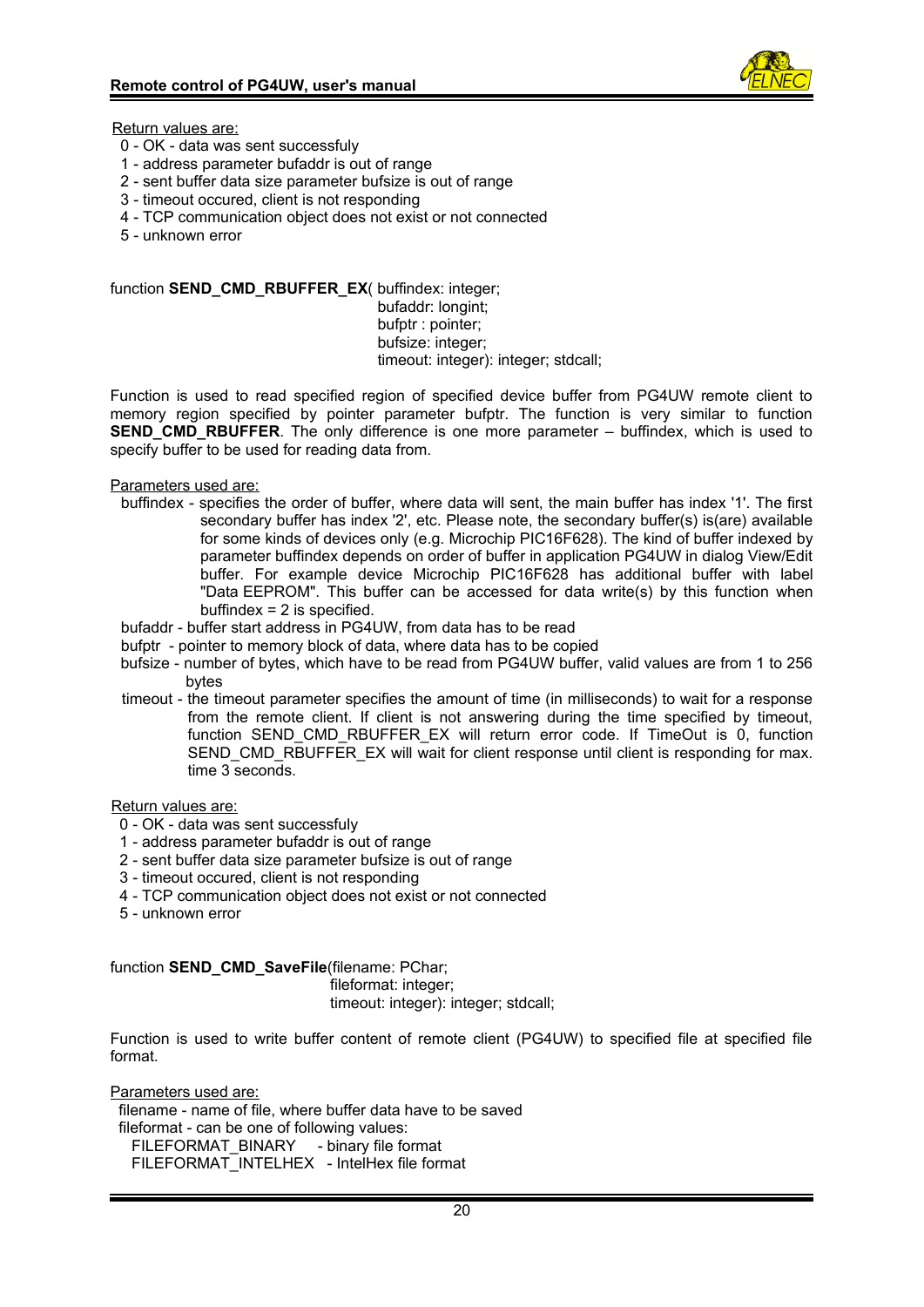Return values are:

- 0 - OK - data was sent successfuly
- 1 - address parameter bufaddr is out of range
- 2 - sent buffer data size parameter bufsize is out of range
- 3 - timeout occured, client is not responding
- 4 - TCP communication object does not exist or not connected
- 5 - unknown error

```
function SEND_CMD_RBUFFER_EX( buffindex: integer;
                               bufaddr: longint;
                               bufptr : pointer;
                               bufsize: integer;
                               timeout: integer): integer; stdcall;
```

Function is used to read specified region of specified device buffer from PG4UW remote client to memory region specified by pointer parameter bufptr. The function is very similar to function **SEND_CMD_RBUFFER**. The only difference is one more parameter – buffindex, which is used to specify buffer to be used for reading data from.

Parameters used are:

- buffindex - specifies the order of buffer, where data will sent, the main buffer has index '1'. The first secondary buffer has index '2', etc. Please note, the secondary buffer(s) is(are) available for some kinds of devices only (e.g. Microchip PIC16F628). The kind of buffer indexed by parameter buffindex depends on order of buffer in application PG4UW in dialog View/Edit buffer. For example device Microchip PIC16F628 has additional buffer with label "Data EEPROM". This buffer can be accessed for data write(s) by this function when buffindex = 2 is specified.
- bufaddr - buffer start address in PG4UW, from data has to be read
- bufptr - pointer to memory block of data, where data has to be copied
- bufsize - number of bytes, which have to be read from PG4UW buffer, valid values are from 1 to 256 bytes
- timeout - the timeout parameter specifies the amount of time (in milliseconds) to wait for a response from the remote client. If client is not answering during the time specified by timeout, function SEND_CMD_RBUFFER_EX will return error code. If TimeOut is 0, function SEND_CMD_RBUFFER_EX will wait for client response until client is responding for max. time 3 seconds.

Return values are:

- 0 - OK - data was sent successfuly
- 1 - address parameter bufaddr is out of range
- 2 - sent buffer data size parameter bufsize is out of range
- 3 - timeout occured, client is not responding
- 4 - TCP communication object does not exist or not connected
- 5 - unknown error

```
function SEND_CMD_SaveFile(filename: PChar;
                           fileformat: integer;
                           timeout: integer): integer; stdcall;
```

Function is used to write buffer content of remote client (PG4UW) to specified file at specified file format.

Parameters used are:

filename - name of file, where buffer data have to be saved
fileformat - can be one of following values:
  FILEFORMAT_BINARY - binary file format
  FILEFORMAT_INTELHEX - IntelHex file format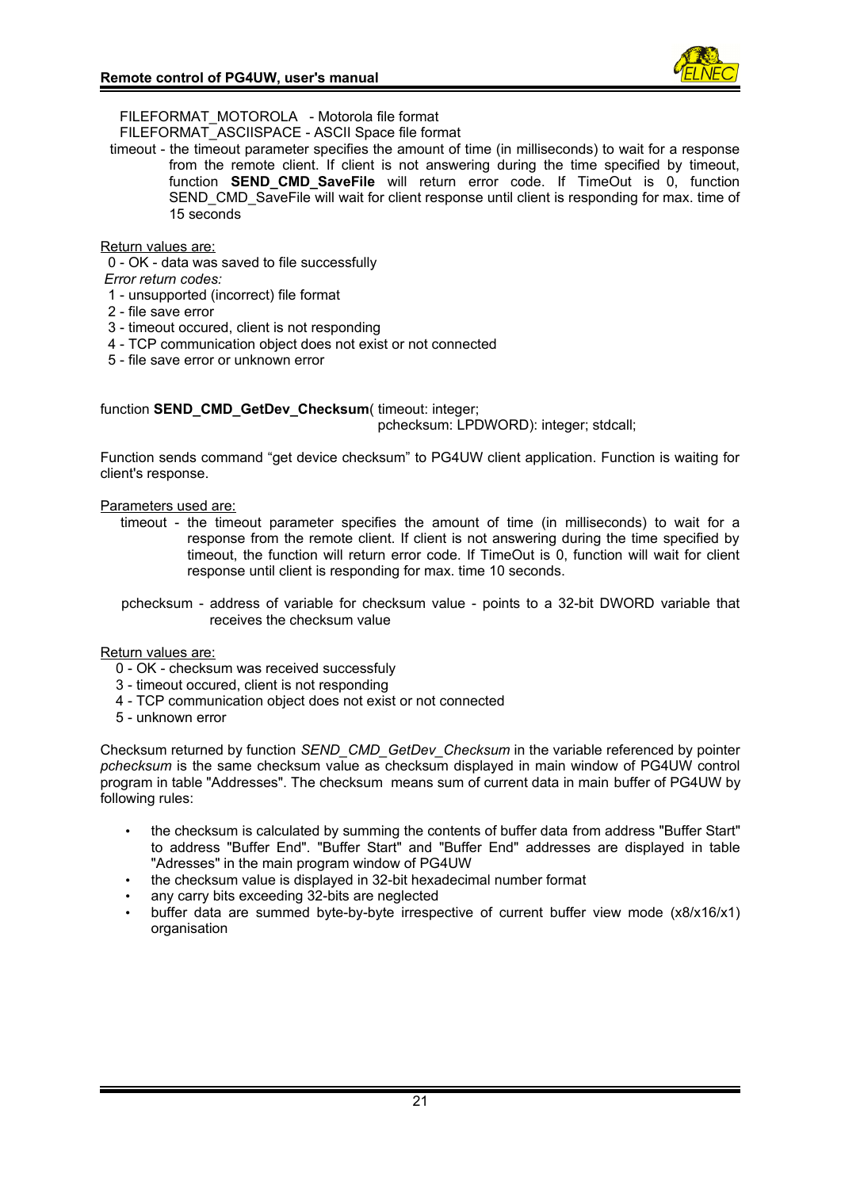FILEFORMAT_MOTOROLA - Motorola file format
FILEFORMAT_ASCIISPACE - ASCII Space file format

timeout - the timeout parameter specifies the amount of time (in milliseconds) to wait for a response from the remote client. If client is not answering during the time specified by timeout, function **SEND_CMD_SaveFile** will return error code. If TimeOut is 0, function SEND_CMD_SaveFile will wait for client response until client is responding for max. time of 15 seconds

Return values are:

0 - OK - data was saved to file successfully

*Error return codes:*

1 - unsupported (incorrect) file format
2 - file save error
3 - timeout occured, client is not responding
4 - TCP communication object does not exist or not connected
5 - file save error or unknown error

function **SEND_CMD_GetDev_Checksum**( timeout: integer;
pchecksum: LPDWORD): integer; stdcall;

Function sends command "get device checksum" to PG4UW client application. Function is waiting for client's response.

Parameters used are:

timeout - the timeout parameter specifies the amount of time (in milliseconds) to wait for a response from the remote client. If client is not answering during the time specified by timeout, the function will return error code. If TimeOut is 0, function will wait for client response until client is responding for max. time 10 seconds.

pchecksum - address of variable for checksum value - points to a 32-bit DWORD variable that receives the checksum value

Return values are:

0 - OK - checksum was received successfuly
3 - timeout occured, client is not responding
4 - TCP communication object does not exist or not connected
5 - unknown error

Checksum returned by function *SEND_CMD_GetDev_Checksum* in the variable referenced by pointer *pchecksum* is the same checksum value as checksum displayed in main window of PG4UW control program in table "Addresses". The checksum means sum of current data in main buffer of PG4UW by following rules:

- the checksum is calculated by summing the contents of buffer data from address "Buffer Start" to address "Buffer End". "Buffer Start" and "Buffer End" addresses are displayed in table "Adresses" in the main program window of PG4UW
- the checksum value is displayed in 32-bit hexadecimal number format
- any carry bits exceeding 32-bits are neglected
- buffer data are summed byte-by-byte irrespective of current buffer view mode (x8/x16/x1) organisation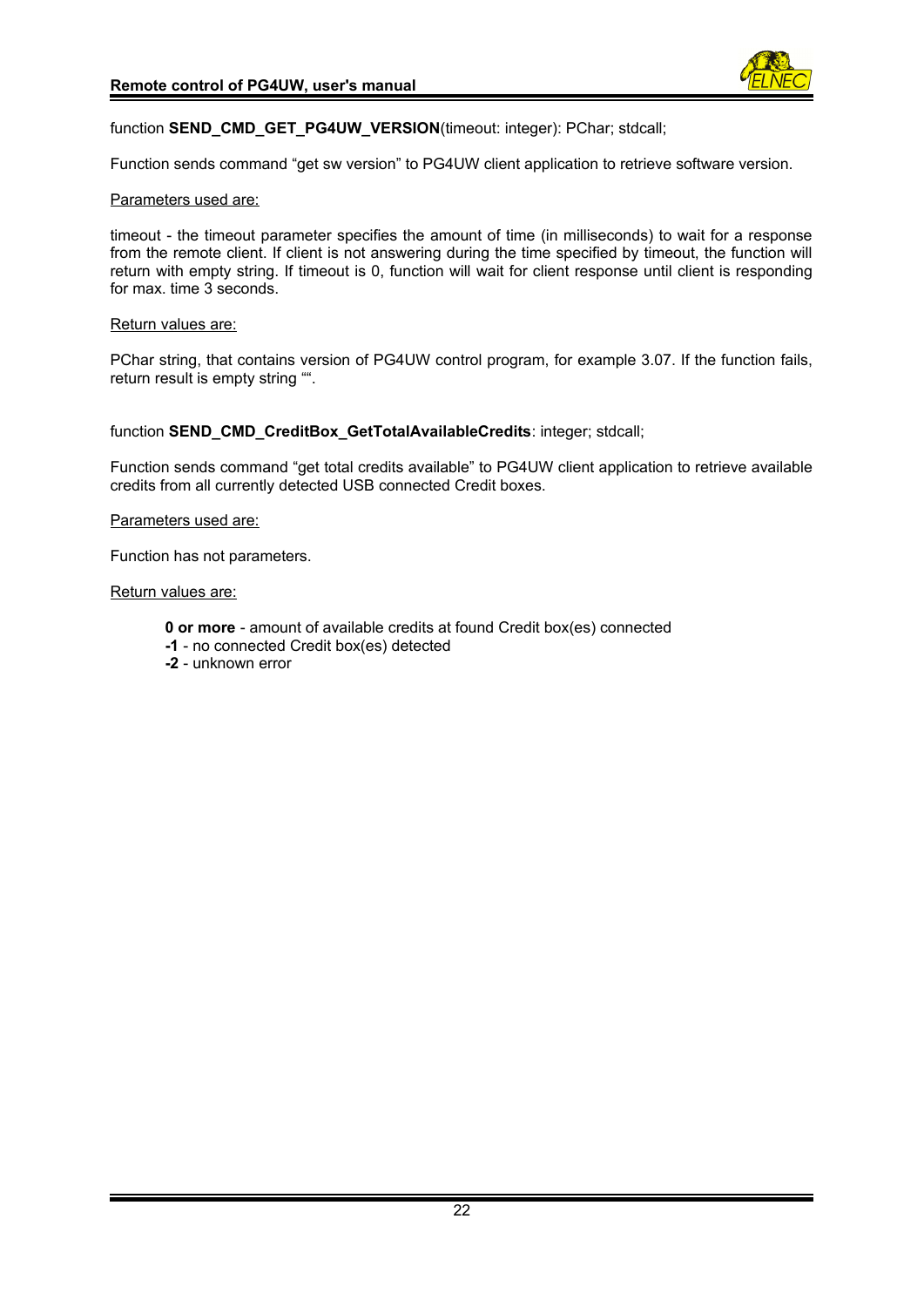function **SEND_CMD_GET_PG4UW_VERSION**(timeout: integer): PChar; stdcall;

Function sends command “get sw version” to PG4UW client application to retrieve software version.

<u>Parameters used are:</u>

timeout - the timeout parameter specifies the amount of time (in milliseconds) to wait for a response from the remote client. If client is not answering during the time specified by timeout, the function will return with empty string. If timeout is 0, function will wait for client response until client is responding for max. time 3 seconds.

<u>Return values are:</u>

PChar string, that contains version of PG4UW control program, for example 3.07. If the function fails, return result is empty string “”.

function **SEND_CMD_CreditBox_GetTotalAvailableCredits**: integer; stdcall;

Function sends command “get total credits available” to PG4UW client application to retrieve available credits from all currently detected USB connected Credit boxes.

<u>Parameters used are:</u>

Function has not parameters.

<u>Return values are:</u>

**0 or more** - amount of available credits at found Credit box(es) connected
**-1** - no connected Credit box(es) detected
**-2** - unknown error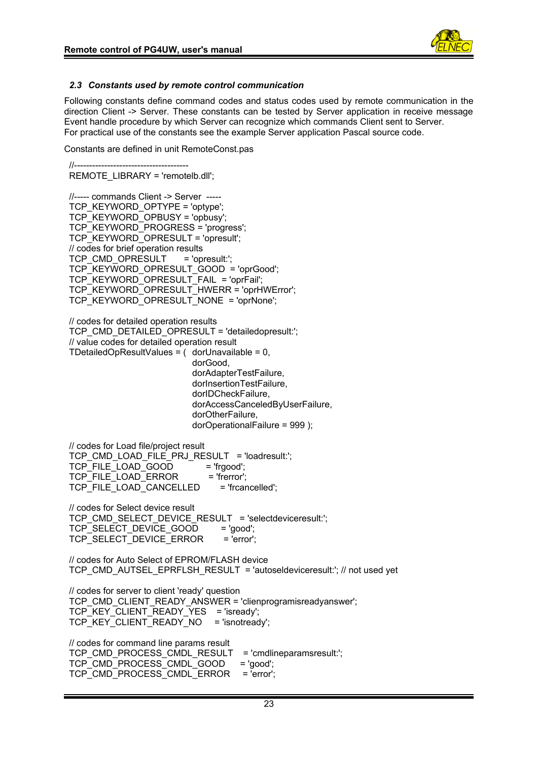### 2.3 Constants used by remote control communication

Following constants define command codes and status codes used by remote communication in the direction Client -> Server. These constants can be tested by Server application in receive message Event handle procedure by which Server can recognize which commands Client sent to Server.
For practical use of the constants see the example Server application Pascal source code.

Constants are defined in unit RemoteConst.pas

```
//--------------------------------------
REMOTE_LIBRARY = 'remotelb.dll';

//----- commands Client -> Server -----
TCP_KEYWORD_OPTYPE = 'optype';
TCP_KEYWORD_OPBUSY = 'opbusy';
TCP_KEYWORD_PROGRESS = 'progress';
TCP_KEYWORD_OPRESULT = 'opresult';
// codes for brief operation results
TCP_CMD_OPRESULT      = 'opresult:';
TCP_KEYWORD_OPRESULT_GOOD  = 'oprGood';
TCP_KEYWORD_OPRESULT_FAIL  = 'oprFail';
TCP_KEYWORD_OPRESULT_HWERR = 'oprHWError';
TCP_KEYWORD_OPRESULT_NONE  = 'oprNone';

// codes for detailed operation results
TCP_CMD_DETAILED_OPRESULT = 'detailedopresult:';
// value codes for detailed operation result
TDetailedOpResultValues = (  dorUnavailable = 0,
                             dorGood,
                             dorAdapterTestFailure,
                             dorInsertionTestFailure,
                             dorIDCheckFailure,
                             dorAccessCanceledByUserFailure,
                             dorOtherFailure,
                             dorOperationalFailure = 999 );

// codes for Load file/project result
TCP_CMD_LOAD_FILE_PRJ_RESULT  = 'loadresult:';
TCP_FILE_LOAD_GOOD          = 'frgood';
TCP_FILE_LOAD_ERROR          = 'frerror';
TCP_FILE_LOAD_CANCELLED       = 'frcancelled';

// codes for Select device result
TCP_CMD_SELECT_DEVICE_RESULT  = 'selectdeviceresult:';
TCP_SELECT_DEVICE_GOOD       = 'good';
TCP_SELECT_DEVICE_ERROR       = 'error';

// codes for Auto Select of EPROM/FLASH device
TCP_CMD_AUTSEL_EPRFLSH_RESULT  = 'autoseldeviceresult:'; // not used yet

// codes for server to client 'ready' question
TCP_CMD_CLIENT_READY_ANSWER = 'clienprogramisreadyanswer';
TCP_KEY_CLIENT_READY_YES   = 'isready';
TCP_KEY_CLIENT_READY_NO    = 'isnotready';

// codes for command line params result
TCP_CMD_PROCESS_CMDL_RESULT   = 'cmdlineparamsresult:';
TCP_CMD_PROCESS_CMDL_GOOD     = 'good';
TCP_CMD_PROCESS_CMDL_ERROR     = 'error';
```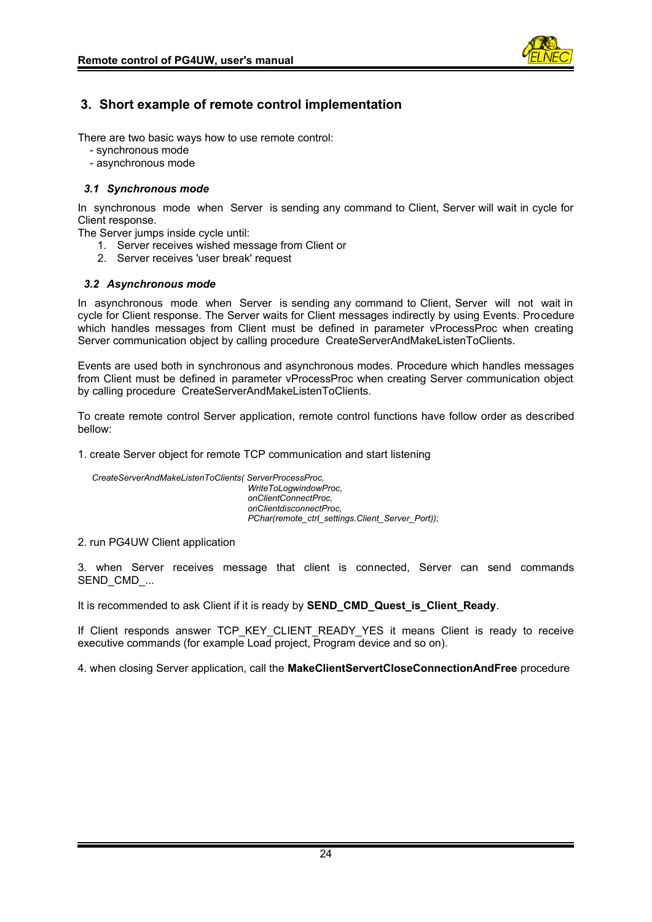## 3. Short example of remote control implementation

There are two basic ways how to use remote control:
- synchronous mode
- asynchronous mode

### *3.1 Synchronous mode*

In synchronous mode when Server is sending any command to Client, Server will wait in cycle for Client response.
The Server jumps inside cycle until:

1. Server receives wished message from Client or
2. Server receives 'user break' request

### *3.2 Asynchronous mode*

In asynchronous mode when Server is sending any command to Client, Server will not wait in cycle for Client response. The Server waits for Client messages indirectly by using Events. Procedure which handles messages from Client must be defined in parameter vProcessProc when creating Server communication object by calling procedure CreateServerAndMakeListenToClients.

Events are used both in synchronous and asynchronous modes. Procedure which handles messages from Client must be defined in parameter vProcessProc when creating Server communication object by calling procedure CreateServerAndMakeListenToClients.

To create remote control Server application, remote control functions have follow order as described bellow:

1. create Server object for remote TCP communication and start listening

```
CreateServerAndMakeListenToClients( ServerProcessProc,
                                    WriteToLogwindowProc,
                                    onClientConnectProc,
                                    onClientdisconnectProc,
                                    PChar(remote_ctrl_settings.Client_Server_Port));
```

2. run PG4UW Client application

3. when Server receives message that client is connected, Server can send commands SEND_CMD_...

It is recommended to ask Client if it is ready by **SEND_CMD_Quest_is_Client_Ready**.

If Client responds answer TCP_KEY_CLIENT_READY_YES it means Client is ready to receive executive commands (for example Load project, Program device and so on).

4. when closing Server application, call the **MakeClientServertCloseConnectionAndFree** procedure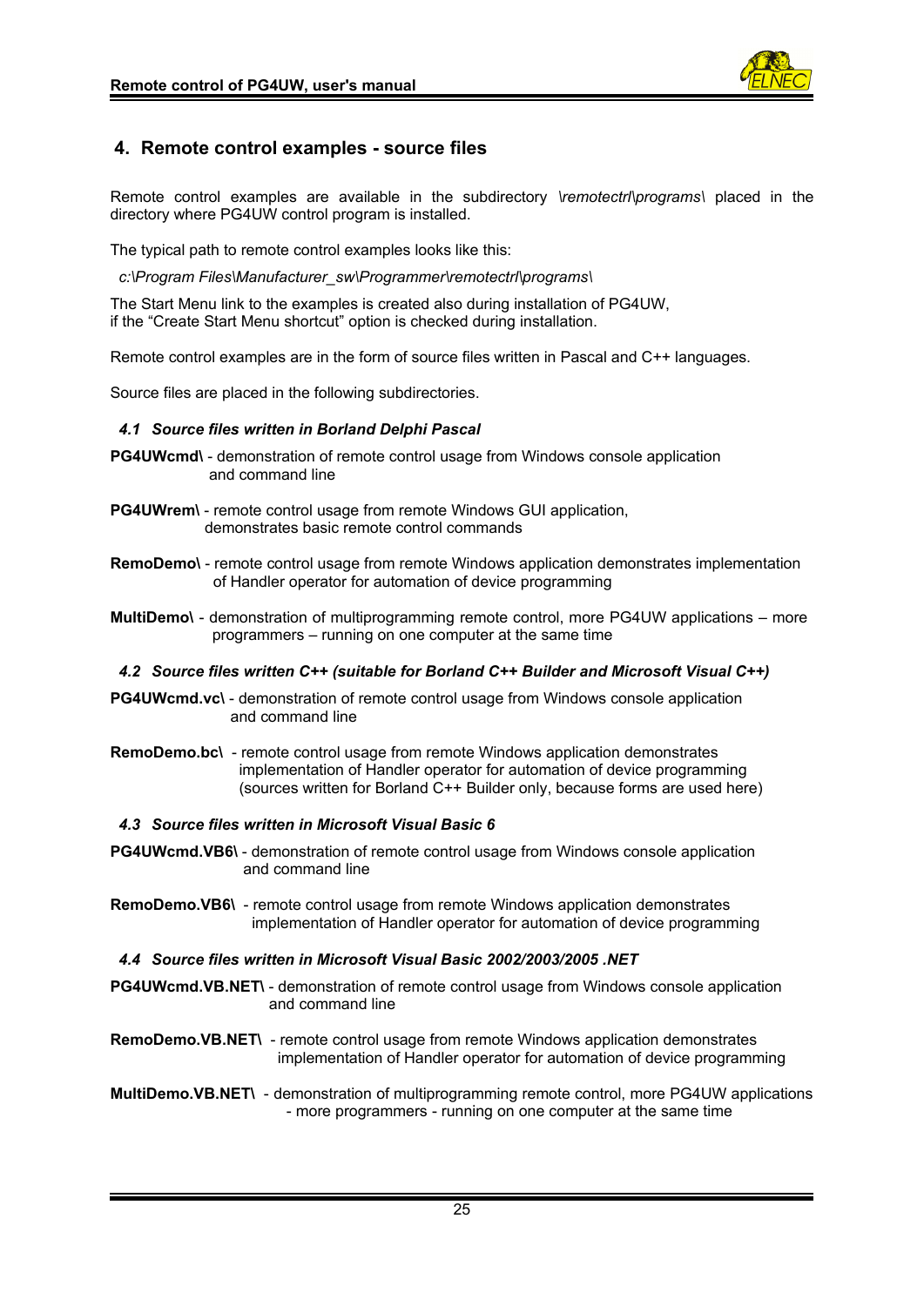## 4. Remote control examples - source files

Remote control examples are available in the subdirectory *\remotectrl\programs\* placed in the directory where PG4UW control program is installed.

The typical path to remote control examples looks like this:

*c:\Program Files\Manufacturer_sw\Programmer\remotectrl\programs\*

The Start Menu link to the examples is created also during installation of PG4UW, if the "Create Start Menu shortcut" option is checked during installation.

Remote control examples are in the form of source files written in Pascal and C++ languages.

Source files are placed in the following subdirectories.

### *4.1 Source files written in Borland Delphi Pascal*

**PG4UWcmd\** - demonstration of remote control usage from Windows console application and command line

**PG4UWrem\** - remote control usage from remote Windows GUI application, demonstrates basic remote control commands

**RemoDemo\** - remote control usage from remote Windows application demonstrates implementation of Handler operator for automation of device programming

**MultiDemo\** - demonstration of multiprogramming remote control, more PG4UW applications – more programmers – running on one computer at the same time

### *4.2 Source files written C++ (suitable for Borland C++ Builder and Microsoft Visual C++)*

**PG4UWcmd.vc\** - demonstration of remote control usage from Windows console application and command line

**RemoDemo.bc\** - remote control usage from remote Windows application demonstrates implementation of Handler operator for automation of device programming (sources written for Borland C++ Builder only, because forms are used here)

### *4.3 Source files written in Microsoft Visual Basic 6*

**PG4UWcmd.VB6\** - demonstration of remote control usage from Windows console application and command line

**RemoDemo.VB6\** - remote control usage from remote Windows application demonstrates implementation of Handler operator for automation of device programming

### *4.4 Source files written in Microsoft Visual Basic 2002/2003/2005 .NET*

**PG4UWcmd.VB.NET\** - demonstration of remote control usage from Windows console application and command line

**RemoDemo.VB.NET\** - remote control usage from remote Windows application demonstrates implementation of Handler operator for automation of device programming

**MultiDemo.VB.NET\** - demonstration of multiprogramming remote control, more PG4UW applications - more programmers - running on one computer at the same time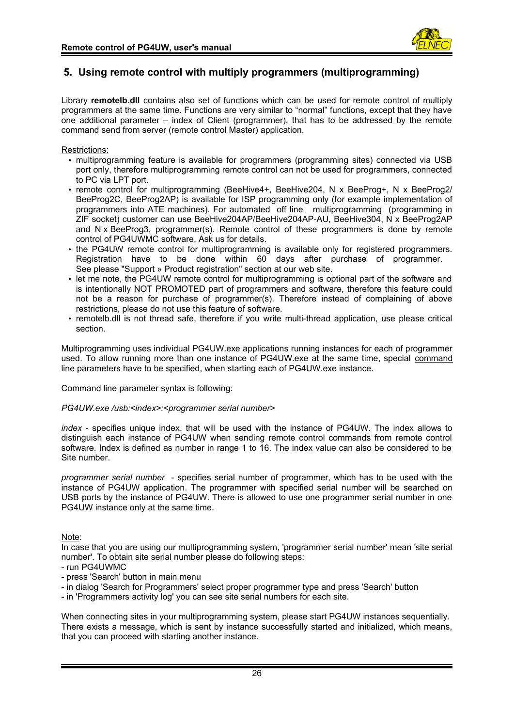## 5. Using remote control with multiply programmers (multiprogramming)

Library **remotelb.dll** contains also set of functions which can be used for remote control of multiply programmers at the same time. Functions are very similar to "normal" functions, except that they have one additional parameter – index of Client (programmer), that has to be addressed by the remote command send from server (remote control Master) application.

Restrictions:

- multiprogramming feature is available for programmers (programming sites) connected via USB port only, therefore multiprogramming remote control can not be used for programmers, connected to PC via LPT port.
- remote control for multiprogramming (BeeHive4+, BeeHive204, N x BeeProg+, N x BeeProg2/ BeeProg2C, BeeProg2AP) is available for ISP programming only (for example implementation of programmers into ATE machines). For automated off line multiprogramming (programming in ZIF socket) customer can use BeeHive204AP/BeeHive204AP-AU, BeeHive304, N x BeeProg2AP and N x BeeProg3, programmer(s). Remote control of these programmers is done by remote control of PG4UWMC software. Ask us for details.
- the PG4UW remote control for multiprogramming is available only for registered programmers. Registration have to be done within 60 days after purchase of programmer. See please "Support » Product registration" section at our web site.
- let me note, the PG4UW remote control for multiprogramming is optional part of the software and is intentionally NOT PROMOTED part of programmers and software, therefore this feature could not be a reason for purchase of programmer(s). Therefore instead of complaining of above restrictions, please do not use this feature of software.
- remotelb.dll is not thread safe, therefore if you write multi-thread application, use please critical section.

Multiprogramming uses individual PG4UW.exe applications running instances for each of programmer used. To allow running more than one instance of PG4UW.exe at the same time, special command line parameters have to be specified, when starting each of PG4UW.exe instance.

Command line parameter syntax is following:

*PG4UW.exe /usb:<index>:<programmer serial number>*

*index* - specifies unique index, that will be used with the instance of PG4UW. The index allows to distinguish each instance of PG4UW when sending remote control commands from remote control software. Index is defined as number in range 1 to 16. The index value can also be considered to be Site number.

*programmer serial number* - specifies serial number of programmer, which has to be used with the instance of PG4UW application. The programmer with specified serial number will be searched on USB ports by the instance of PG4UW. There is allowed to use one programmer serial number in one PG4UW instance only at the same time.

Note:

In case that you are using our multiprogramming system, 'programmer serial number' mean 'site serial number'. To obtain site serial number please do following steps:

- run PG4UWMC
- press 'Search' button in main menu
- in dialog 'Search for Programmers' select proper programmer type and press 'Search' button
- in 'Programmers activity log' you can see site serial numbers for each site.

When connecting sites in your multiprogramming system, please start PG4UW instances sequentially. There exists a message, which is sent by instance successfully started and initialized, which means, that you can proceed with starting another instance.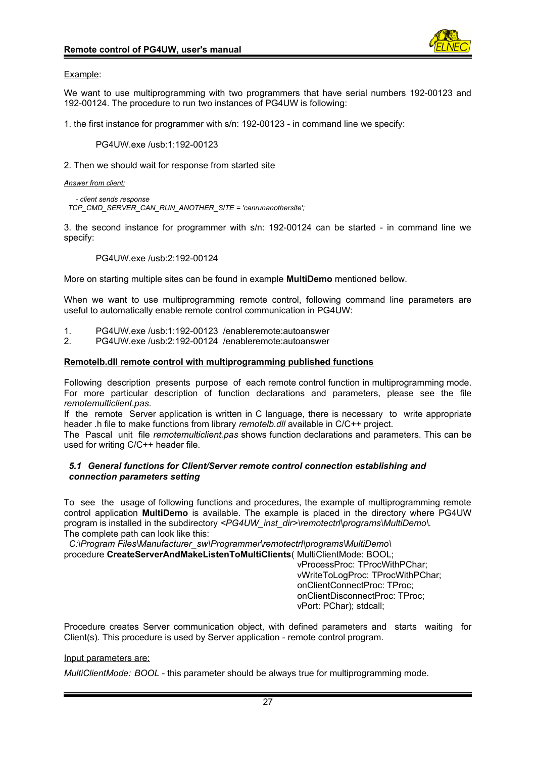Example:

We want to use multiprogramming with two programmers that have serial numbers 192-00123 and 192-00124. The procedure to run two instances of PG4UW is following:

1. the first instance for programmer with s/n: 192-00123 - in command line we specify:

   PG4UW.exe /usb:1:192-00123

2. Then we should wait for response from started site

*Answer from client:*

*- client sends response*
*TCP_CMD_SERVER_CAN_RUN_ANOTHER_SITE = 'canrunanothersite';*

3. the second instance for programmer with s/n: 192-00124 can be started - in command line we specify:

   PG4UW.exe /usb:2:192-00124

More on starting multiple sites can be found in example **MultiDemo** mentioned bellow.

When we want to use multiprogramming remote control, following command line parameters are useful to automatically enable remote control communication in PG4UW:

1. PG4UW.exe /usb:1:192-00123 /enableremote:autoanswer
2. PG4UW.exe /usb:2:192-00124 /enableremote:autoanswer

**Remotelb.dll remote control with multiprogramming published functions**

Following description presents purpose of each remote control function in multiprogramming mode. For more particular description of function declarations and parameters, please see the file *remotemulticlient.pas*.
If the remote Server application is written in C language, there is necessary to write appropriate header .h file to make functions from library *remotelb.dll* available in C/C++ project.
The Pascal unit file *remotemulticlient.pas* shows function declarations and parameters. This can be used for writing C/C++ header file.

### *5.1 General functions for Client/Server remote control connection establishing and connection parameters setting*

To see the usage of following functions and procedures, the example of multiprogramming remote control application **MultiDemo** is available. The example is placed in the directory where PG4UW program is installed in the subdirectory *<PG4UW_inst_dir>\remotectrl\programs\MultiDemo\*.
The complete path can look like this:
*C:\Program Files\Manufacturer_sw\Programmer\remotectrl\programs\MultiDemo\*

```
procedure CreateServerAndMakeListenToMultiClients( MultiClientMode: BOOL;
                                                   vProcessProc: TProcWithPChar;
                                                   vWriteToLogProc: TProcWithPChar;
                                                   onClientConnectProc: TProc;
                                                   onClientDisconnectProc: TProc;
                                                   vPort: PChar); stdcall;
```

Procedure creates Server communication object, with defined parameters and starts waiting for Client(s). This procedure is used by Server application - remote control program.

Input parameters are:

*MultiClientMode: BOOL* - this parameter should be always true for multiprogramming mode.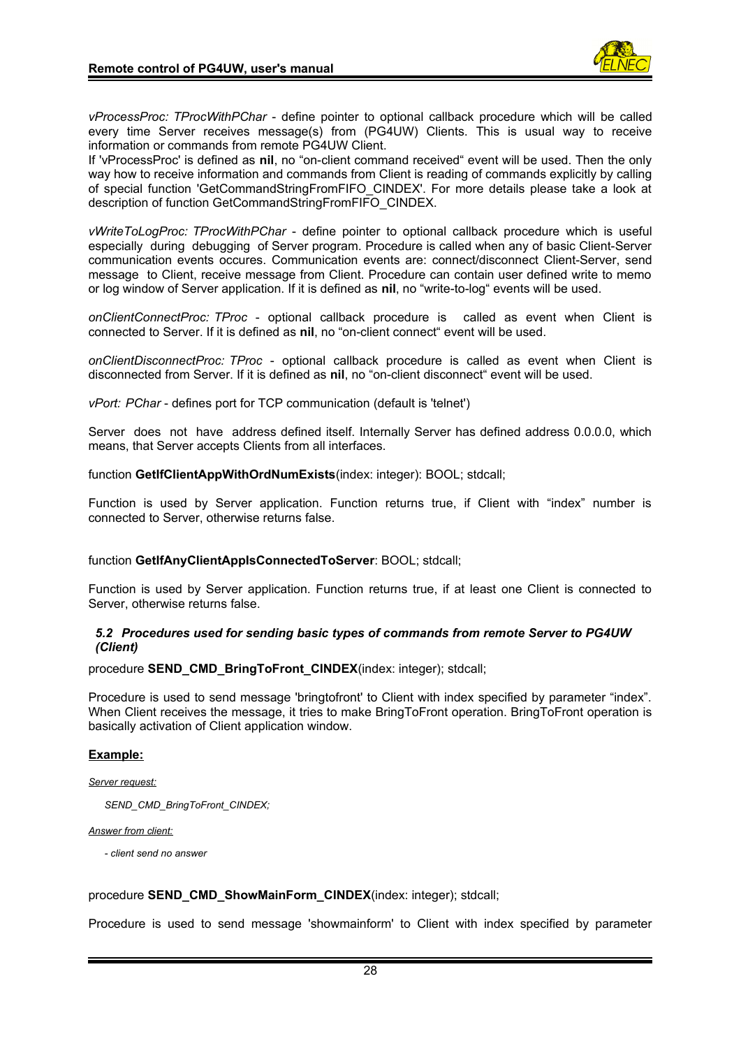*vProcessProc: TProcWithPChar* - define pointer to optional callback procedure which will be called every time Server receives message(s) from (PG4UW) Clients. This is usual way to receive information or commands from remote PG4UW Client.
If 'vProcessProc' is defined as **nil**, no "on-client command received" event will be used. Then the only way how to receive information and commands from Client is reading of commands explicitly by calling of special function 'GetCommandStringFromFIFO_CINDEX'. For more details please take a look at description of function GetCommandStringFromFIFO_CINDEX.

*vWriteToLogProc: TProcWithPChar* - define pointer to optional callback procedure which is useful especially during debugging of Server program. Procedure is called when any of basic Client-Server communication events occures. Communication events are: connect/disconnect Client-Server, send message to Client, receive message from Client. Procedure can contain user defined write to memo or log window of Server application. If it is defined as **nil**, no "write-to-log" events will be used.

*onClientConnectProc: TProc* - optional callback procedure is called as event when Client is connected to Server. If it is defined as **nil**, no "on-client connect" event will be used.

*onClientDisconnectProc: TProc* - optional callback procedure is called as event when Client is disconnected from Server. If it is defined as **nil**, no "on-client disconnect" event will be used.

*vPort: PChar* - defines port for TCP communication (default is 'telnet')

Server does not have address defined itself. Internally Server has defined address 0.0.0.0, which means, that Server accepts Clients from all interfaces.

function **GetIfClientAppWithOrdNumExists**(index: integer): BOOL; stdcall;

Function is used by Server application. Function returns true, if Client with "index" number is connected to Server, otherwise returns false.

function **GetIfAnyClientAppIsConnectedToServer**: BOOL; stdcall;

Function is used by Server application. Function returns true, if at least one Client is connected to Server, otherwise returns false.

### *5.2 Procedures used for sending basic types of commands from remote Server to PG4UW (Client)*

procedure **SEND_CMD_BringToFront_CINDEX**(index: integer); stdcall;

Procedure is used to send message 'bringtofront' to Client with index specified by parameter "index". When Client receives the message, it tries to make BringToFront operation. BringToFront operation is basically activation of Client application window.

**Example:**

*Server request:*

*SEND_CMD_BringToFront_CINDEX;*

*Answer from client:*

*- client send no answer*

procedure **SEND_CMD_ShowMainForm_CINDEX**(index: integer); stdcall;

Procedure is used to send message 'showmainform' to Client with index specified by parameter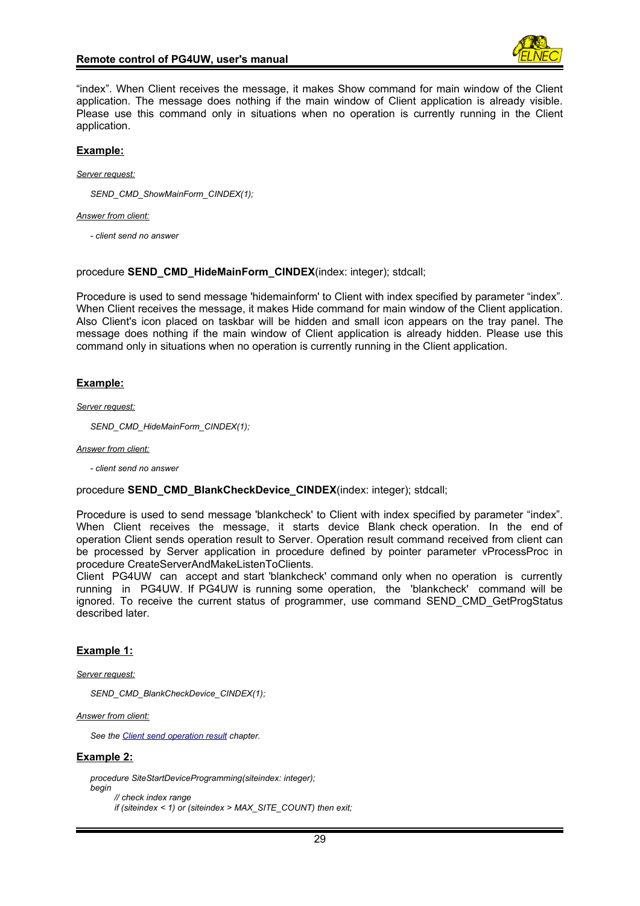“index”. When Client receives the message, it makes Show command for main window of the Client application. The message does nothing if the main window of Client application is already visible. Please use this command only in situations when no operation is currently running in the Client application.

**Example:**

*Server request:*

*SEND_CMD_ShowMainForm_CINDEX(1);*

*Answer from client:*

*- client send no answer*

procedure **SEND_CMD_HideMainForm_CINDEX**(index: integer); stdcall;

Procedure is used to send message 'hidemainform' to Client with index specified by parameter “index”. When Client receives the message, it makes Hide command for main window of the Client application. Also Client's icon placed on taskbar will be hidden and small icon appears on the tray panel. The message does nothing if the main window of Client application is already hidden. Please use this command only in situations when no operation is currently running in the Client application.

**Example:**

*Server request:*

*SEND_CMD_HideMainForm_CINDEX(1);*

*Answer from client:*

*- client send no answer*

procedure **SEND_CMD_BlankCheckDevice_CINDEX**(index: integer); stdcall;

Procedure is used to send message 'blankcheck' to Client with index specified by parameter “index”. When Client receives the message, it starts device Blank check operation. In the end of operation Client sends operation result to Server. Operation result command received from client can be processed by Server application in procedure defined by pointer parameter vProcessProc in procedure CreateServerAndMakeListenToClients.
Client PG4UW can accept and start 'blankcheck' command only when no operation is currently running in PG4UW. If PG4UW is running some operation, the 'blankcheck' command will be ignored. To receive the current status of programmer, use command SEND_CMD_GetProgStatus described later.

**Example 1:**

*Server request:*

*SEND_CMD_BlankCheckDevice_CINDEX(1);*

*Answer from client:*

*See the Client send operation result chapter.*

**Example 2:**

```
procedure SiteStartDeviceProgramming(siteindex: integer);
begin
      // check index range
      if (siteindex < 1) or (siteindex > MAX_SITE_COUNT) then exit;
```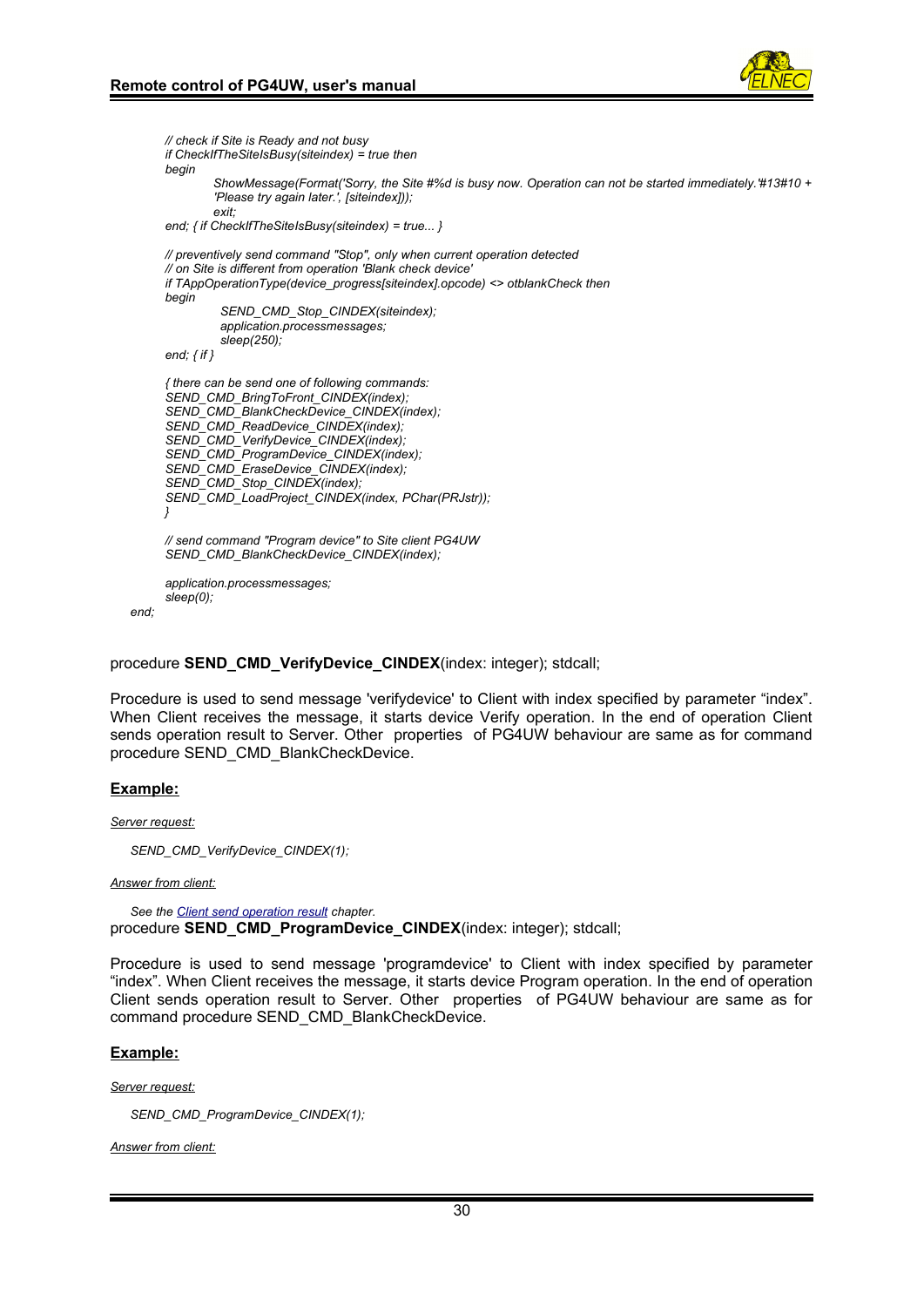```
        // check if Site is Ready and not busy
        if CheckIfTheSiteIsBusy(siteindex) = true then
        begin
                ShowMessage(Format('Sorry, the Site #%d is busy now. Operation can not be started immediately.'#13#10 +
                'Please try again later.', [siteindex]));
                exit;
        end; { if CheckIfTheSiteIsBusy(siteindex) = true... }

        // preventively send command "Stop", only when current operation detected
        // on Site is different from operation 'Blank check device'
        if TAppOperationType(device_progress[siteindex].opcode) <> otblankCheck then
        begin
                 SEND_CMD_Stop_CINDEX(siteindex);
                 application.processmessages;
                 sleep(250);
        end; { if }

        { there can be send one of following commands:
        SEND_CMD_BringToFront_CINDEX(index);
        SEND_CMD_BlankCheckDevice_CINDEX(index);
        SEND_CMD_ReadDevice_CINDEX(index);
        SEND_CMD_VerifyDevice_CINDEX(index);
        SEND_CMD_ProgramDevice_CINDEX(index);
        SEND_CMD_EraseDevice_CINDEX(index);
        SEND_CMD_Stop_CINDEX(index);
        SEND_CMD_LoadProject_CINDEX(index, PChar(PRJstr));
        }

        // send command "Program device" to Site client PG4UW
        SEND_CMD_BlankCheckDevice_CINDEX(index);

        application.processmessages;
        sleep(0);
end;
```

procedure **SEND_CMD_VerifyDevice_CINDEX**(index: integer); stdcall;

Procedure is used to send message 'verifydevice' to Client with index specified by parameter "index". When Client receives the message, it starts device Verify operation. In the end of operation Client sends operation result to Server. Other properties of PG4UW behaviour are same as for command procedure SEND_CMD_BlankCheckDevice.

**Example:**

*Server request:*

*SEND_CMD_VerifyDevice_CINDEX(1);*

*Answer from client:*

*See the Client send operation result chapter.*

procedure **SEND_CMD_ProgramDevice_CINDEX**(index: integer); stdcall;

Procedure is used to send message 'programdevice' to Client with index specified by parameter "index". When Client receives the message, it starts device Program operation. In the end of operation Client sends operation result to Server. Other properties of PG4UW behaviour are same as for command procedure SEND_CMD_BlankCheckDevice.

**Example:**

*Server request:*

*SEND_CMD_ProgramDevice_CINDEX(1);*

*Answer from client:*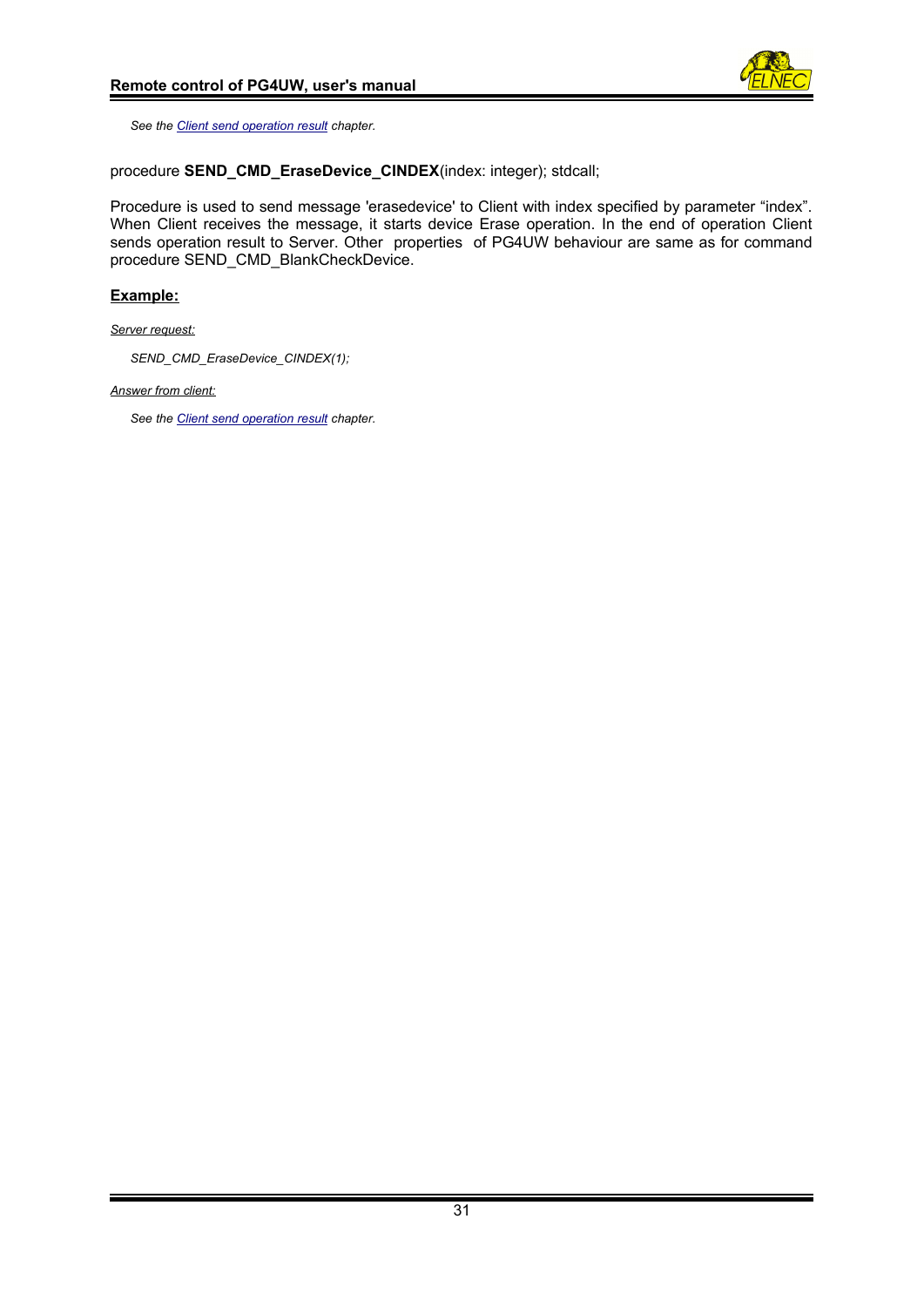*See the Client send operation result chapter.*

procedure **SEND_CMD_EraseDevice_CINDEX**(index: integer); stdcall;

Procedure is used to send message 'erasedevice' to Client with index specified by parameter “index”. When Client receives the message, it starts device Erase operation. In the end of operation Client sends operation result to Server. Other properties of PG4UW behaviour are same as for command procedure SEND_CMD_BlankCheckDevice.

**Example:**

*Server request:*

*SEND_CMD_EraseDevice_CINDEX(1);*

*Answer from client:*

*See the Client send operation result chapter.*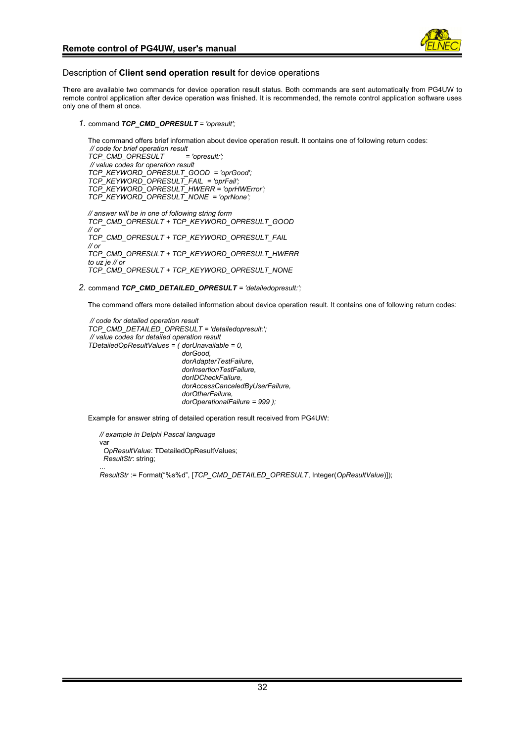### Description of **Client send operation result** for device operations

There are available two commands for device operation result status. Both commands are sent automatically from PG4UW to remote control application after device operation was finished. It is recommended, the remote control application software uses only one of them at once.

1. command ***TCP_CMD_OPRESULT*** *= 'opresult';*

   The command offers brief information about device operation result. It contains one of following return codes:

   ```
    // code for brief operation result
   TCP_CMD_OPRESULT        = 'opresult:';
    // value codes for operation result
   TCP_KEYWORD_OPRESULT_GOOD  = 'oprGood';
   TCP_KEYWORD_OPRESULT_FAIL  = 'oprFail';
   TCP_KEYWORD_OPRESULT_HWERR = 'oprHWError';
   TCP_KEYWORD_OPRESULT_NONE  = 'oprNone';

   // answer will be in one of following string form
   TCP_CMD_OPRESULT + TCP_KEYWORD_OPRESULT_GOOD
   // or
   TCP_CMD_OPRESULT + TCP_KEYWORD_OPRESULT_FAIL
   // or
   TCP_CMD_OPRESULT + TCP_KEYWORD_OPRESULT_HWERR
   to uz je // or
   TCP_CMD_OPRESULT + TCP_KEYWORD_OPRESULT_NONE
   ```

2. command ***TCP_CMD_DETAILED_OPRESULT*** *= 'detailedopresult:';*

   The command offers more detailed information about device operation result. It contains one of following return codes:

   ```
    // code for detailed operation result
   TCP_CMD_DETAILED_OPRESULT = 'detailedopresult:';
    // value codes for detailed operation result
   TDetailedOpResultValues = ( dorUnavailable = 0,
                               dorGood,
                               dorAdapterTestFailure,
                               dorInsertionTestFailure,
                               dorIDCheckFailure,
                               dorAccessCanceledByUserFailure,
                               dorOtherFailure,
                               dorOperationalFailure = 999 );
   ```

   Example for answer string of detailed operation result received from PG4UW:

   ```
   // example in Delphi Pascal language
   var
     OpResultValue: TDetailedOpResultValues;
     ResultStr: string;
   ...
   ResultStr := Format("%s%d", [TCP_CMD_DETAILED_OPRESULT, Integer(OpResultValue)]);
   ```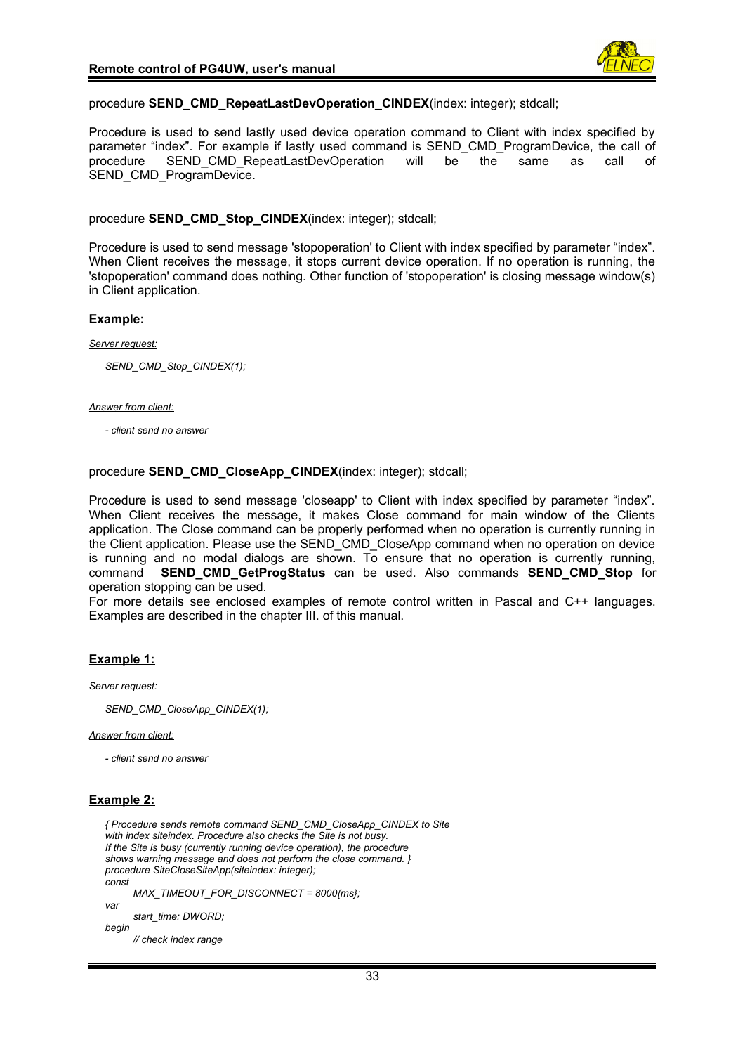procedure **SEND_CMD_RepeatLastDevOperation_CINDEX**(index: integer); stdcall;

Procedure is used to send lastly used device operation command to Client with index specified by parameter “index”. For example if lastly used command is SEND_CMD_ProgramDevice, the call of procedure SEND_CMD_RepeatLastDevOperation will be the same as call of SEND_CMD_ProgramDevice.

procedure **SEND_CMD_Stop_CINDEX**(index: integer); stdcall;

Procedure is used to send message 'stopoperation' to Client with index specified by parameter “index”. When Client receives the message, it stops current device operation. If no operation is running, the 'stopoperation' command does nothing. Other function of 'stopoperation' is closing message window(s) in Client application.

**Example:**

*Server request:*

*SEND_CMD_Stop_CINDEX(1);*

*Answer from client:*

*- client send no answer*

procedure **SEND_CMD_CloseApp_CINDEX**(index: integer); stdcall;

Procedure is used to send message 'closeapp' to Client with index specified by parameter “index”. When Client receives the message, it makes Close command for main window of the Clients application. The Close command can be properly performed when no operation is currently running in the Client application. Please use the SEND_CMD_CloseApp command when no operation on device is running and no modal dialogs are shown. To ensure that no operation is currently running, command **SEND_CMD_GetProgStatus** can be used. Also commands **SEND_CMD_Stop** for operation stopping can be used.
For more details see enclosed examples of remote control written in Pascal and C++ languages. Examples are described in the chapter III. of this manual.

**Example 1:**

*Server request:*

*SEND_CMD_CloseApp_CINDEX(1);*

*Answer from client:*

*- client send no answer*

**Example 2:**

```
{ Procedure sends remote command SEND_CMD_CloseApp_CINDEX to Site
with index siteindex. Procedure also checks the Site is not busy.
If the Site is busy (currently running device operation), the procedure
shows warning message and does not perform the close command. }
procedure SiteCloseSiteApp(siteindex: integer);
const
      MAX_TIMEOUT_FOR_DISCONNECT = 8000{ms};
var
      start_time: DWORD;
begin
      // check index range
```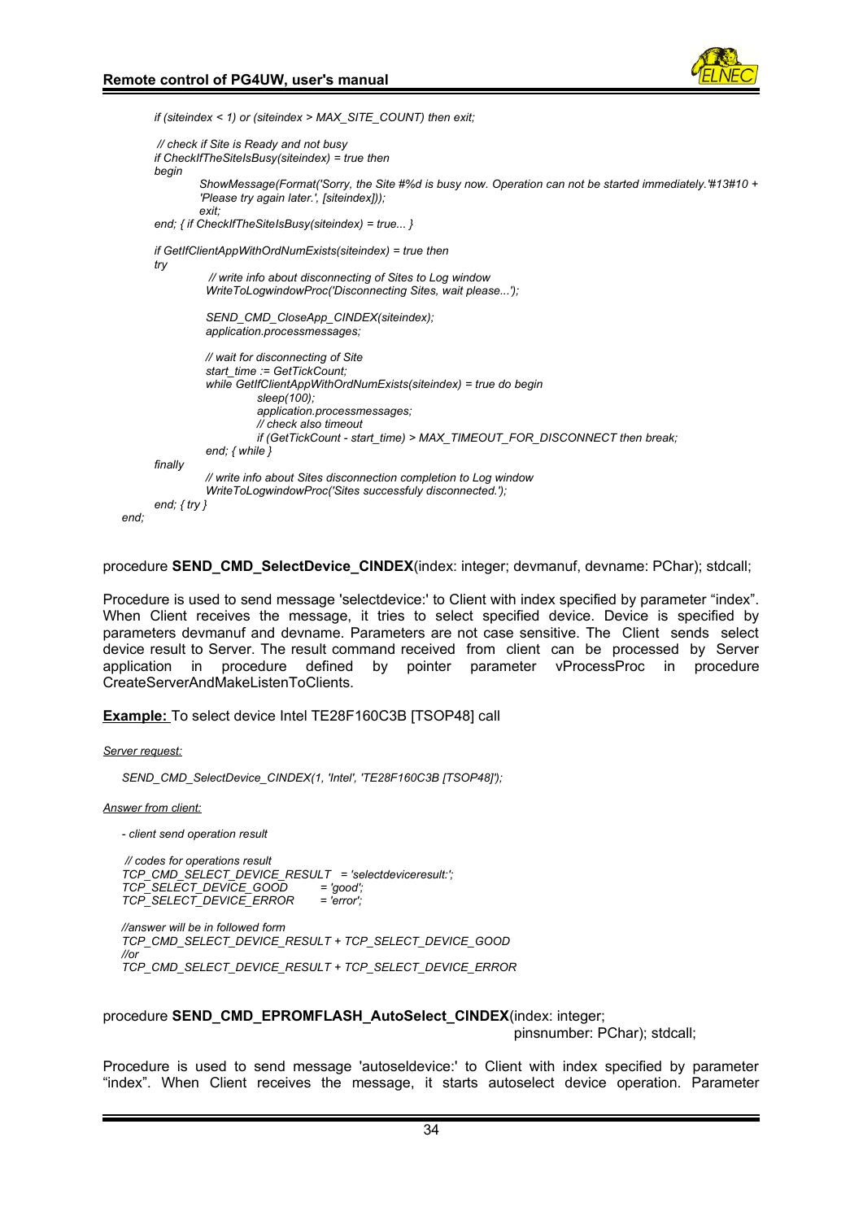```
    if (siteindex < 1) or (siteindex > MAX_SITE_COUNT) then exit;

     // check if Site is Ready and not busy
    if CheckIfTheSiteIsBusy(siteindex) = true then
    begin
            ShowMessage(Format('Sorry, the Site #%d is busy now. Operation can not be started immediately.'#13#10 +
            'Please try again later.', [siteindex]));
            exit;
    end; { if CheckIfTheSiteIsBusy(siteindex) = true... }

    if GetIfClientAppWithOrdNumExists(siteindex) = true then
    try
             // write info about disconnecting of Sites to Log window
            WriteToLogwindowProc('Disconnecting Sites, wait please...');

            SEND_CMD_CloseApp_CINDEX(siteindex);
            application.processmessages;

            // wait for disconnecting of Site
            start_time := GetTickCount;
            while GetIfClientAppWithOrdNumExists(siteindex) = true do begin
                    sleep(100);
                    application.processmessages;
                    // check also timeout
                    if (GetTickCount - start_time) > MAX_TIMEOUT_FOR_DISCONNECT then break;
            end; { while }
    finally
            // write info about Sites disconnection completion to Log window
            WriteToLogwindowProc('Sites successfuly disconnected.');
    end; { try }
end;
```

procedure **SEND_CMD_SelectDevice_CINDEX**(index: integer; devmanuf, devname: PChar); stdcall;

Procedure is used to send message 'selectdevice:' to Client with index specified by parameter "index". When Client receives the message, it tries to select specified device. Device is specified by parameters devmanuf and devname. Parameters are not case sensitive. The Client sends select device result to Server. The result command received from client can be processed by Server application in procedure defined by pointer parameter vProcessProc in procedure CreateServerAndMakeListenToClients.

**Example:** To select device Intel TE28F160C3B [TSOP48] call

*Server request:*

```
SEND_CMD_SelectDevice_CINDEX(1, 'Intel', 'TE28F160C3B [TSOP48]');
```

*Answer from client:*

```
- client send operation result

 // codes for operations result
TCP_CMD_SELECT_DEVICE_RESULT  = 'selectdeviceresult:';
TCP_SELECT_DEVICE_GOOD        = 'good';
TCP_SELECT_DEVICE_ERROR       = 'error';

//answer will be in followed form
TCP_CMD_SELECT_DEVICE_RESULT + TCP_SELECT_DEVICE_GOOD
//or
TCP_CMD_SELECT_DEVICE_RESULT + TCP_SELECT_DEVICE_ERROR
```

procedure **SEND_CMD_EPROMFLASH_AutoSelect_CINDEX**(index: integer; pinsnumber: PChar); stdcall;

Procedure is used to send message 'autoseldevice:' to Client with index specified by parameter "index". When Client receives the message, it starts autoselect device operation. Parameter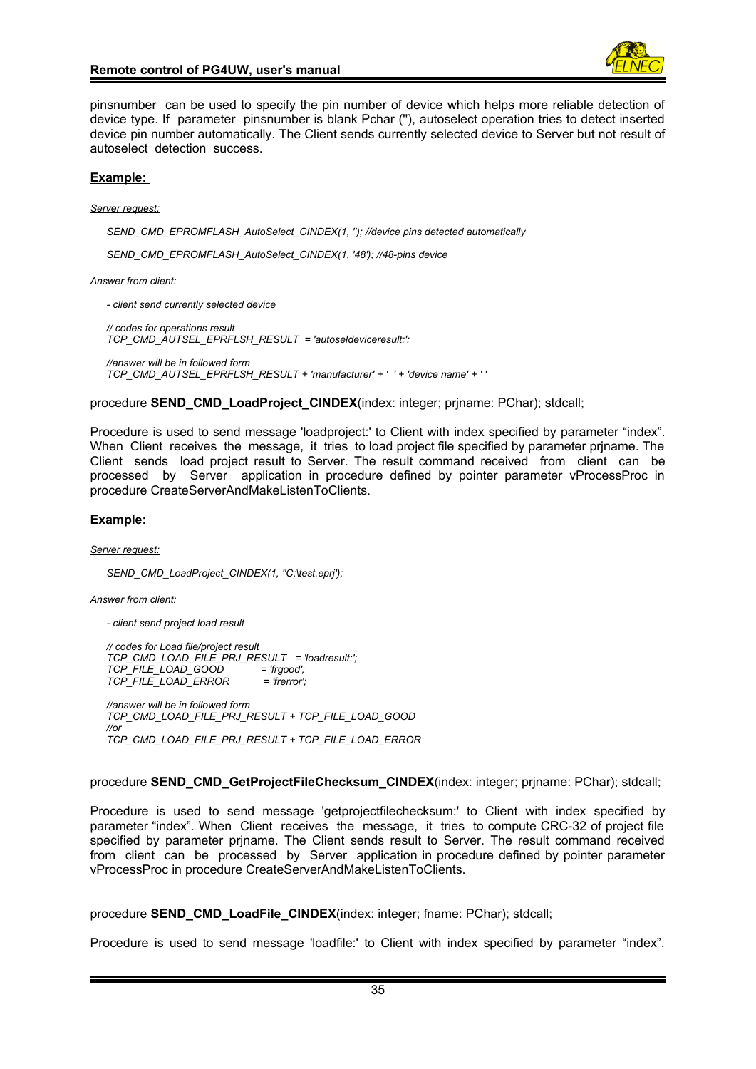pinsnumber can be used to specify the pin number of device which helps more reliable detection of device type. If parameter pinsnumber is blank Pchar (''), autoselect operation tries to detect inserted device pin number automatically. The Client sends currently selected device to Server but not result of autoselect detection success.

**Example:**

*Server request:*

*SEND_CMD_EPROMFLASH_AutoSelect_CINDEX(1, ''); //device pins detected automatically*

*SEND_CMD_EPROMFLASH_AutoSelect_CINDEX(1, '48'); //48-pins device*

*Answer from client:*

*- client send currently selected device*

```
// codes for operations result
TCP_CMD_AUTSEL_EPRFLSH_RESULT  = 'autoseldeviceresult:';

//answer will be in followed form
TCP_CMD_AUTSEL_EPRFLSH_RESULT + 'manufacturer' + '  ' + 'device name' + ' '
```

procedure **SEND_CMD_LoadProject_CINDEX**(index: integer; prjname: PChar); stdcall;

Procedure is used to send message 'loadproject:' to Client with index specified by parameter "index". When Client receives the message, it tries to load project file specified by parameter prjname. The Client sends load project result to Server. The result command received from client can be processed by Server application in procedure defined by pointer parameter vProcessProc in procedure CreateServerAndMakeListenToClients.

**Example:**

*Server request:*

*SEND_CMD_LoadProject_CINDEX(1, ''C:\test.eprj');*

*Answer from client:*

*- client send project load result*

```
// codes for Load file/project result
TCP_CMD_LOAD_FILE_PRJ_RESULT   = 'loadresult:';
TCP_FILE_LOAD_GOOD             = 'frgood';
TCP_FILE_LOAD_ERROR            = 'frerror';

//answer will be in followed form
TCP_CMD_LOAD_FILE_PRJ_RESULT + TCP_FILE_LOAD_GOOD
//or
TCP_CMD_LOAD_FILE_PRJ_RESULT + TCP_FILE_LOAD_ERROR
```

procedure **SEND_CMD_GetProjectFileChecksum_CINDEX**(index: integer; prjname: PChar); stdcall;

Procedure is used to send message 'getprojectfilechecksum:' to Client with index specified by parameter "index". When Client receives the message, it tries to compute CRC-32 of project file specified by parameter prjname. The Client sends result to Server. The result command received from client can be processed by Server application in procedure defined by pointer parameter vProcessProc in procedure CreateServerAndMakeListenToClients.

procedure **SEND_CMD_LoadFile_CINDEX**(index: integer; fname: PChar); stdcall;

Procedure is used to send message 'loadfile:' to Client with index specified by parameter "index".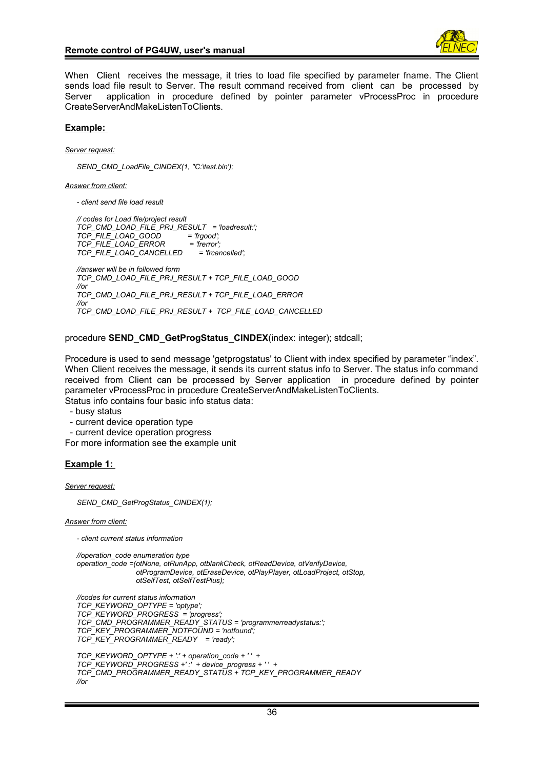When Client receives the message, it tries to load file specified by parameter fname. The Client sends load file result to Server. The result command received from client can be processed by Server application in procedure defined by pointer parameter vProcessProc in procedure CreateServerAndMakeListenToClients.

**Example:**

*Server request:*

*SEND_CMD_LoadFile_CINDEX(1, "C:\test.bin');*

*Answer from client:*

*- client send file load result*

```
// codes for Load file/project result
TCP_CMD_LOAD_FILE_PRJ_RESULT  = 'loadresult:';
TCP_FILE_LOAD_GOOD            = 'frgood';
TCP_FILE_LOAD_ERROR           = 'frerror';
TCP_FILE_LOAD_CANCELLED       = 'frcancelled';

//answer will be in followed form
TCP_CMD_LOAD_FILE_PRJ_RESULT + TCP_FILE_LOAD_GOOD
//or
TCP_CMD_LOAD_FILE_PRJ_RESULT + TCP_FILE_LOAD_ERROR
//or
TCP_CMD_LOAD_FILE_PRJ_RESULT +  TCP_FILE_LOAD_CANCELLED
```

procedure **SEND_CMD_GetProgStatus_CINDEX**(index: integer); stdcall;

Procedure is used to send message 'getprogstatus' to Client with index specified by parameter "index". When Client receives the message, it sends its current status info to Server. The status info command received from Client can be processed by Server application in procedure defined by pointer parameter vProcessProc in procedure CreateServerAndMakeListenToClients.
Status info contains four basic info status data:

- busy status
- current device operation type
- current device operation progress

For more information see the example unit

**Example 1:**

*Server request:*

*SEND_CMD_GetProgStatus_CINDEX(1);*

*Answer from client:*

*- client current status information*

```
//operation_code enumeration type
operation_code =(otNone, otRunApp, otblankCheck, otReadDevice, otVerifyDevice,
                 otProgramDevice, otEraseDevice, otPlayPlayer, otLoadProject, otStop,
                 otSelfTest, otSelfTestPlus);

//codes for current status information
TCP_KEYWORD_OPTYPE = 'optype';
TCP_KEYWORD_PROGRESS  = 'progress';
TCP_CMD_PROGRAMMER_READY_STATUS = 'programmerreadystatus:';
TCP_KEY_PROGRAMMER_NOTFOUND = 'notfound';
TCP_KEY_PROGRAMMER_READY   = 'ready';

TCP_KEYWORD_OPTYPE + ':' + operation_code + ' '  +
TCP_KEYWORD_PROGRESS +' :'  + device_progress + ' '  +
TCP_CMD_PROGRAMMER_READY_STATUS + TCP_KEY_PROGRAMMER_READY
//or
```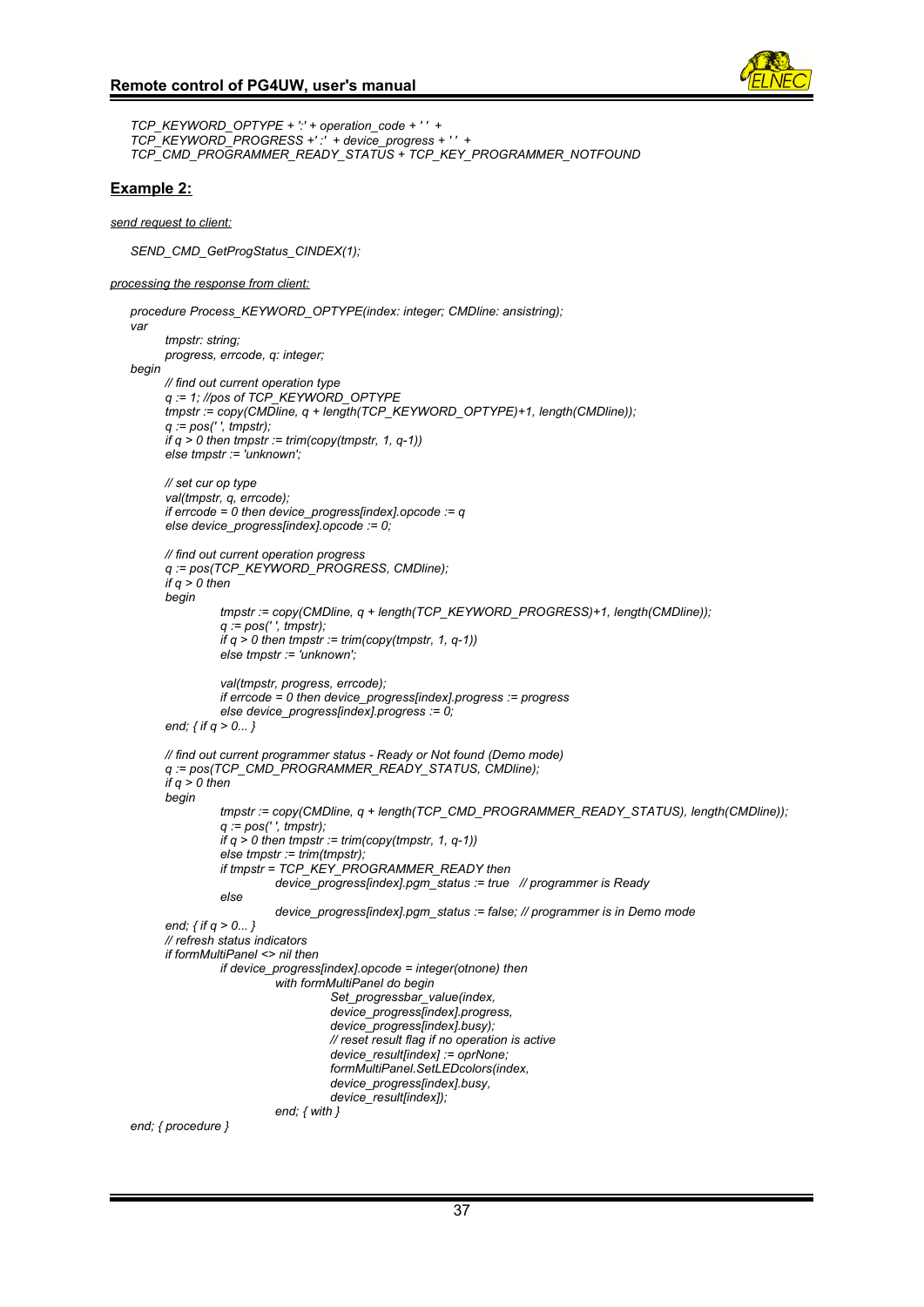```
TCP_KEYWORD_OPTYPE + ':' + operation_code + ' ' +
TCP_KEYWORD_PROGRESS +':' + device_progress + ' ' +
TCP_CMD_PROGRAMMER_READY_STATUS + TCP_KEY_PROGRAMMER_NOTFOUND
```

## Example 2:

*send request to client:*

```
SEND_CMD_GetProgStatus_CINDEX(1);
```

*processing the response from client:*

```
procedure Process_KEYWORD_OPTYPE(index: integer; CMDline: ansistring);
var
      tmpstr: string;
      progress, errcode, q: integer;
begin
      // find out current operation type
      q := 1; //pos of TCP_KEYWORD_OPTYPE
      tmpstr := copy(CMDline, q + length(TCP_KEYWORD_OPTYPE)+1, length(CMDline));
      q := pos(' ', tmpstr);
      if q > 0 then tmpstr := trim(copy(tmpstr, 1, q-1))
      else tmpstr := 'unknown';

      // set cur op type
      val(tmpstr, q, errcode);
      if errcode = 0 then device_progress[index].opcode := q
      else device_progress[index].opcode := 0;

      // find out current operation progress
      q := pos(TCP_KEYWORD_PROGRESS, CMDline);
      if q > 0 then
      begin
            tmpstr := copy(CMDline, q + length(TCP_KEYWORD_PROGRESS)+1, length(CMDline));
            q := pos(' ', tmpstr);
            if q > 0 then tmpstr := trim(copy(tmpstr, 1, q-1))
            else tmpstr := 'unknown';

            val(tmpstr, progress, errcode);
            if errcode = 0 then device_progress[index].progress := progress
            else device_progress[index].progress := 0;
      end; { if q > 0... }

      // find out current programmer status - Ready or Not found (Demo mode)
      q := pos(TCP_CMD_PROGRAMMER_READY_STATUS, CMDline);
      if q > 0 then
      begin
            tmpstr := copy(CMDline, q + length(TCP_CMD_PROGRAMMER_READY_STATUS), length(CMDline));
            q := pos(' ', tmpstr);
            if q > 0 then tmpstr := trim(copy(tmpstr, 1, q-1))
            else tmpstr := trim(tmpstr);
            if tmpstr = TCP_KEY_PROGRAMMER_READY then
                  device_progress[index].pgm_status := true   // programmer is Ready
            else
                  device_progress[index].pgm_status := false; // programmer is in Demo mode
      end; { if q > 0... }
      // refresh status indicators
      if formMultiPanel <> nil then
            if device_progress[index].opcode = integer(otnone) then
                  with formMultiPanel do begin
                        Set_progressbar_value(index,
                        device_progress[index].progress,
                        device_progress[index].busy);
                        // reset result flag if no operation is active
                        device_result[index] := oprNone;
                        formMultiPanel.SetLEDcolors(index,
                        device_progress[index].busy,
                        device_result[index]);
                  end; { with }
end; { procedure }
```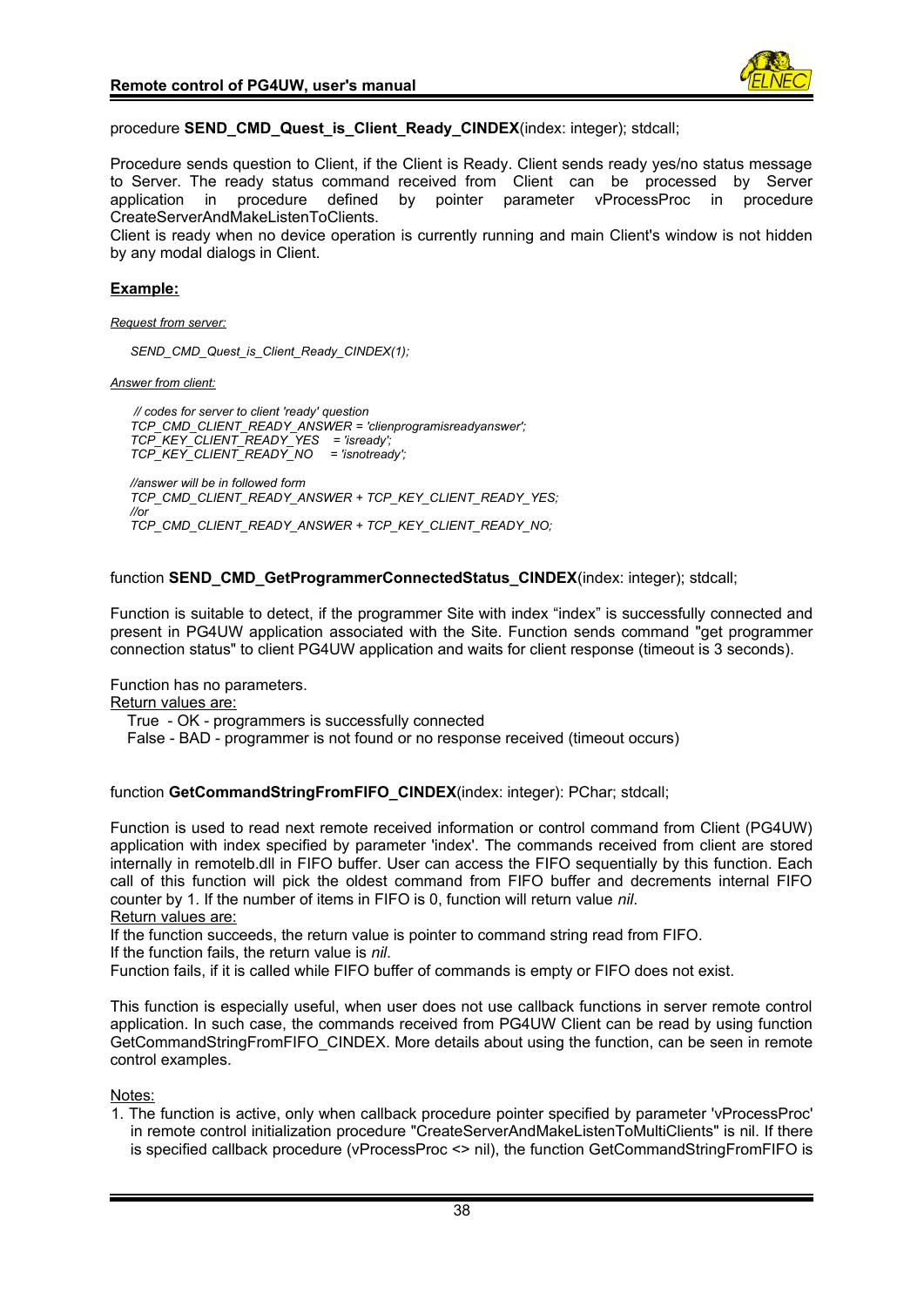procedure **SEND_CMD_Quest_is_Client_Ready_CINDEX**(index: integer); stdcall;

Procedure sends question to Client, if the Client is Ready. Client sends ready yes/no status message to Server. The ready status command received from Client can be processed by Server application in procedure defined by pointer parameter vProcessProc in procedure CreateServerAndMakeListenToClients.
Client is ready when no device operation is currently running and main Client's window is not hidden by any modal dialogs in Client.

**Example:**

*Request from server:*

```
SEND_CMD_Quest_is_Client_Ready_CINDEX(1);
```

*Answer from client:*

```
 // codes for server to client 'ready' question
TCP_CMD_CLIENT_READY_ANSWER = 'clienprogramisreadyanswer';
TCP_KEY_CLIENT_READY_YES   = 'isready';
TCP_KEY_CLIENT_READY_NO    = 'isnotready';

//answer will be in followed form
TCP_CMD_CLIENT_READY_ANSWER + TCP_KEY_CLIENT_READY_YES;
//or
TCP_CMD_CLIENT_READY_ANSWER + TCP_KEY_CLIENT_READY_NO;
```

function **SEND_CMD_GetProgrammerConnectedStatus_CINDEX**(index: integer); stdcall;

Function is suitable to detect, if the programmer Site with index “index” is successfully connected and present in PG4UW application associated with the Site. Function sends command "get programmer connection status" to client PG4UW application and waits for client response (timeout is 3 seconds).

Function has no parameters.
Return values are:
  True  - OK - programmers is successfully connected
  False - BAD - programmer is not found or no response received (timeout occurs)

function **GetCommandStringFromFIFO_CINDEX**(index: integer): PChar; stdcall;

Function is used to read next remote received information or control command from Client (PG4UW) application with index specified by parameter 'index'. The commands received from client are stored internally in remotelb.dll in FIFO buffer. User can access the FIFO sequentially by this function. Each call of this function will pick the oldest command from FIFO buffer and decrements internal FIFO counter by 1. If the number of items in FIFO is 0, function will return value *nil*.
Return values are:
If the function succeeds, the return value is pointer to command string read from FIFO.
If the function fails, the return value is *nil*.
Function fails, if it is called while FIFO buffer of commands is empty or FIFO does not exist.

This function is especially useful, when user does not use callback functions in server remote control application. In such case, the commands received from PG4UW Client can be read by using function GetCommandStringFromFIFO_CINDEX. More details about using the function, can be seen in remote control examples.

Notes:
1. The function is active, only when callback procedure pointer specified by parameter 'vProcessProc' in remote control initialization procedure "CreateServerAndMakeListenToMultiClients" is nil. If there is specified callback procedure (vProcessProc <> nil), the function GetCommandStringFromFIFO is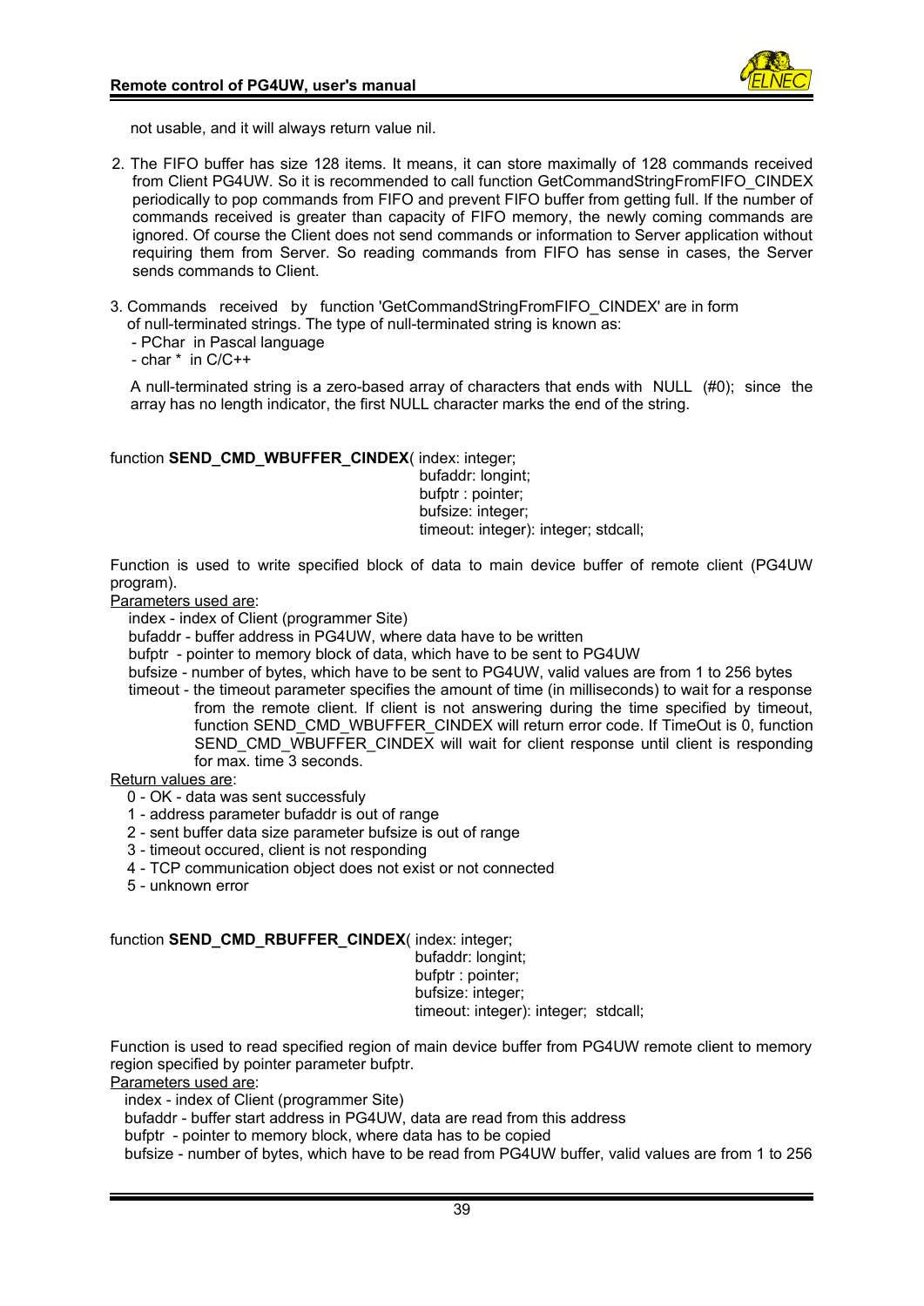not usable, and it will always return value nil.

2. The FIFO buffer has size 128 items. It means, it can store maximally of 128 commands received from Client PG4UW. So it is recommended to call function GetCommandStringFromFIFO_CINDEX periodically to pop commands from FIFO and prevent FIFO buffer from getting full. If the number of commands received is greater than capacity of FIFO memory, the newly coming commands are ignored. Of course the Client does not send commands or information to Server application without requiring them from Server. So reading commands from FIFO has sense in cases, the Server sends commands to Client.

3. Commands received by function 'GetCommandStringFromFIFO_CINDEX' are in form of null-terminated strings. The type of null-terminated string is known as:
   - PChar in Pascal language
   - char * in C/C++

   A null-terminated string is a zero-based array of characters that ends with NULL (#0); since the array has no length indicator, the first NULL character marks the end of the string.

```
function SEND_CMD_WBUFFER_CINDEX( index: integer;
                                  bufaddr: longint;
                                  bufptr : pointer;
                                  bufsize: integer;
                                  timeout: integer): integer; stdcall;
```

Function is used to write specified block of data to main device buffer of remote client (PG4UW program).

Parameters used are:

- index - index of Client (programmer Site)
- bufaddr - buffer address in PG4UW, where data have to be written
- bufptr - pointer to memory block of data, which have to be sent to PG4UW
- bufsize - number of bytes, which have to be sent to PG4UW, valid values are from 1 to 256 bytes
- timeout - the timeout parameter specifies the amount of time (in milliseconds) to wait for a response from the remote client. If client is not answering during the time specified by timeout, function SEND_CMD_WBUFFER_CINDEX will return error code. If TimeOut is 0, function SEND_CMD_WBUFFER_CINDEX will wait for client response until client is responding for max. time 3 seconds.

Return values are:

- 0 - OK - data was sent successfuly
- 1 - address parameter bufaddr is out of range
- 2 - sent buffer data size parameter bufsize is out of range
- 3 - timeout occured, client is not responding
- 4 - TCP communication object does not exist or not connected
- 5 - unknown error

```
function SEND_CMD_RBUFFER_CINDEX( index: integer;
                                  bufaddr: longint;
                                  bufptr : pointer;
                                  bufsize: integer;
                                  timeout: integer): integer; stdcall;
```

Function is used to read specified region of main device buffer from PG4UW remote client to memory region specified by pointer parameter bufptr.

Parameters used are:

- index - index of Client (programmer Site)
- bufaddr - buffer start address in PG4UW, data are read from this address
- bufptr - pointer to memory block, where data has to be copied
- bufsize - number of bytes, which have to be read from PG4UW buffer, valid values are from 1 to 256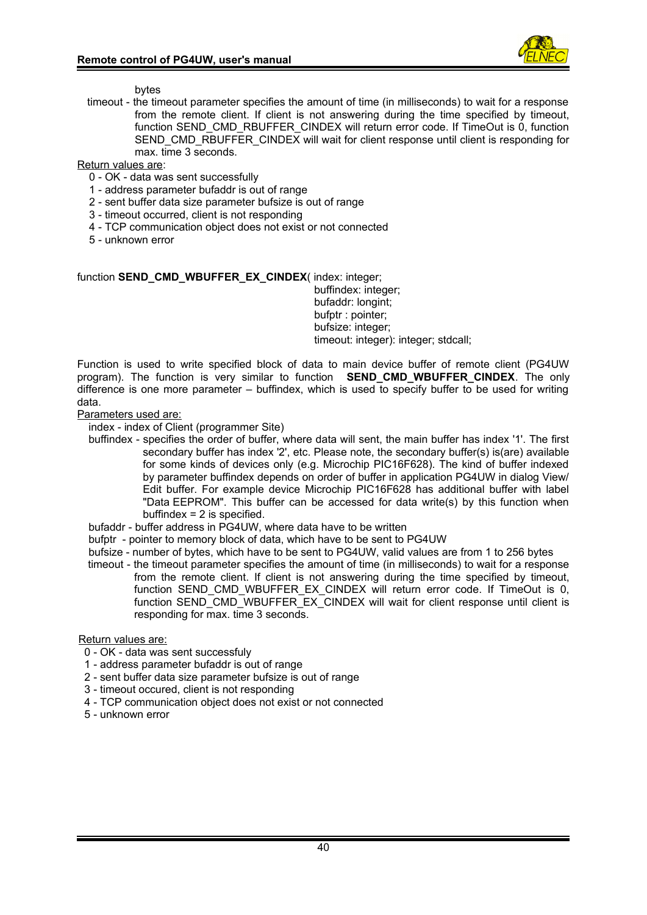bytes

timeout - the timeout parameter specifies the amount of time (in milliseconds) to wait for a response from the remote client. If client is not answering during the time specified by timeout, function SEND_CMD_RBUFFER_CINDEX will return error code. If TimeOut is 0, function SEND_CMD_RBUFFER_CINDEX will wait for client response until client is responding for max. time 3 seconds.

Return values are:

0 - OK - data was sent successfully
1 - address parameter bufaddr is out of range
2 - sent buffer data size parameter bufsize is out of range
3 - timeout occurred, client is not responding
4 - TCP communication object does not exist or not connected
5 - unknown error

```
function SEND_CMD_WBUFFER_EX_CINDEX( index: integer;
                                     buffindex: integer;
                                     bufaddr: longint;
                                     bufptr : pointer;
                                     bufsize: integer;
                                     timeout: integer): integer; stdcall;
```

Function is used to write specified block of data to main device buffer of remote client (PG4UW program). The function is very similar to function **SEND_CMD_WBUFFER_CINDEX**. The only difference is one more parameter – buffindex, which is used to specify buffer to be used for writing data.

Parameters used are:

index - index of Client (programmer Site)

buffindex - specifies the order of buffer, where data will sent, the main buffer has index '1'. The first secondary buffer has index '2', etc. Please note, the secondary buffer(s) is(are) available for some kinds of devices only (e.g. Microchip PIC16F628). The kind of buffer indexed by parameter buffindex depends on order of buffer in application PG4UW in dialog View/ Edit buffer. For example device Microchip PIC16F628 has additional buffer with label "Data EEPROM". This buffer can be accessed for data write(s) by this function when buffindex = 2 is specified.

bufaddr - buffer address in PG4UW, where data have to be written

bufptr - pointer to memory block of data, which have to be sent to PG4UW

bufsize - number of bytes, which have to be sent to PG4UW, valid values are from 1 to 256 bytes

timeout - the timeout parameter specifies the amount of time (in milliseconds) to wait for a response from the remote client. If client is not answering during the time specified by timeout, function SEND_CMD_WBUFFER_EX_CINDEX will return error code. If TimeOut is 0, function SEND_CMD_WBUFFER_EX_CINDEX will wait for client response until client is responding for max. time 3 seconds.

Return values are:

0 - OK - data was sent successfully
1 - address parameter bufaddr is out of range
2 - sent buffer data size parameter bufsize is out of range
3 - timeout occured, client is not responding
4 - TCP communication object does not exist or not connected
5 - unknown error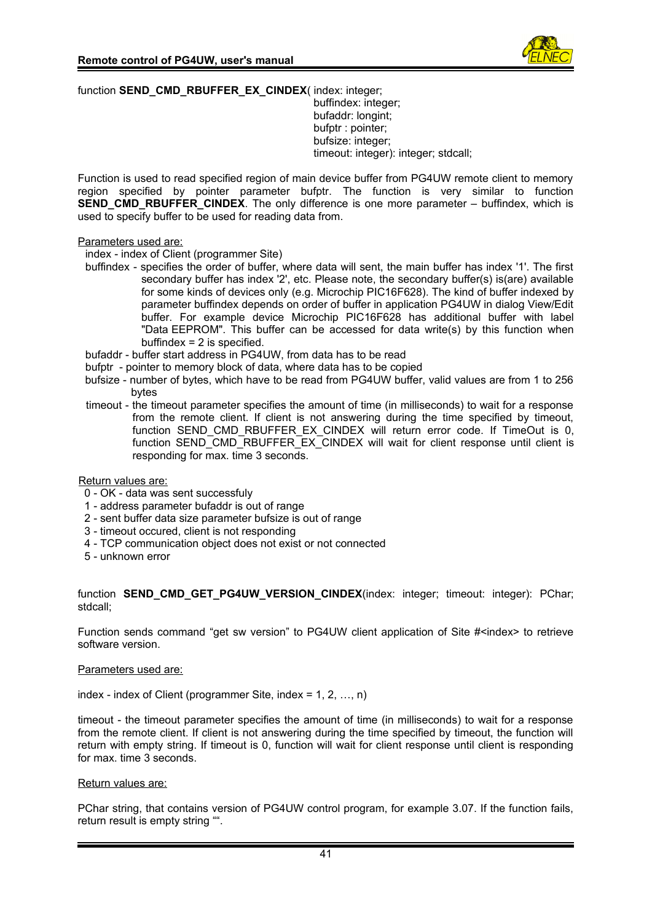function **SEND_CMD_RBUFFER_EX_CINDEX**( index: integer;
buffindex: integer;
bufaddr: longint;
bufptr : pointer;
bufsize: integer;
timeout: integer): integer; stdcall;

Function is used to read specified region of main device buffer from PG4UW remote client to memory region specified by pointer parameter bufptr. The function is very similar to function **SEND_CMD_RBUFFER_CINDEX**. The only difference is one more parameter – buffindex, which is used to specify buffer to be used for reading data from.

Parameters used are:

index - index of Client (programmer Site)

buffindex - specifies the order of buffer, where data will sent, the main buffer has index '1'. The first secondary buffer has index '2', etc. Please note, the secondary buffer(s) is(are) available for some kinds of devices only (e.g. Microchip PIC16F628). The kind of buffer indexed by parameter buffindex depends on order of buffer in application PG4UW in dialog View/Edit buffer. For example device Microchip PIC16F628 has additional buffer with label "Data EEPROM". This buffer can be accessed for data write(s) by this function when buffindex = 2 is specified.

bufaddr - buffer start address in PG4UW, from data has to be read

bufptr - pointer to memory block of data, where data has to be copied

bufsize - number of bytes, which have to be read from PG4UW buffer, valid values are from 1 to 256 bytes

timeout - the timeout parameter specifies the amount of time (in milliseconds) to wait for a response from the remote client. If client is not answering during the time specified by timeout, function SEND_CMD_RBUFFER_EX_CINDEX will return error code. If TimeOut is 0, function SEND_CMD_RBUFFER_EX_CINDEX will wait for client response until client is responding for max. time 3 seconds.

Return values are:

0 - OK - data was sent successfuly
1 - address parameter bufaddr is out of range
2 - sent buffer data size parameter bufsize is out of range
3 - timeout occured, client is not responding
4 - TCP communication object does not exist or not connected
5 - unknown error

function **SEND_CMD_GET_PG4UW_VERSION_CINDEX**(index: integer; timeout: integer): PChar; stdcall;

Function sends command "get sw version" to PG4UW client application of Site #<index> to retrieve software version.

Parameters used are:

index - index of Client (programmer Site, index = 1, 2, …, n)

timeout - the timeout parameter specifies the amount of time (in milliseconds) to wait for a response from the remote client. If client is not answering during the time specified by timeout, the function will return with empty string. If timeout is 0, function will wait for client response until client is responding for max. time 3 seconds.

Return values are:

PChar string, that contains version of PG4UW control program, for example 3.07. If the function fails, return result is empty string "".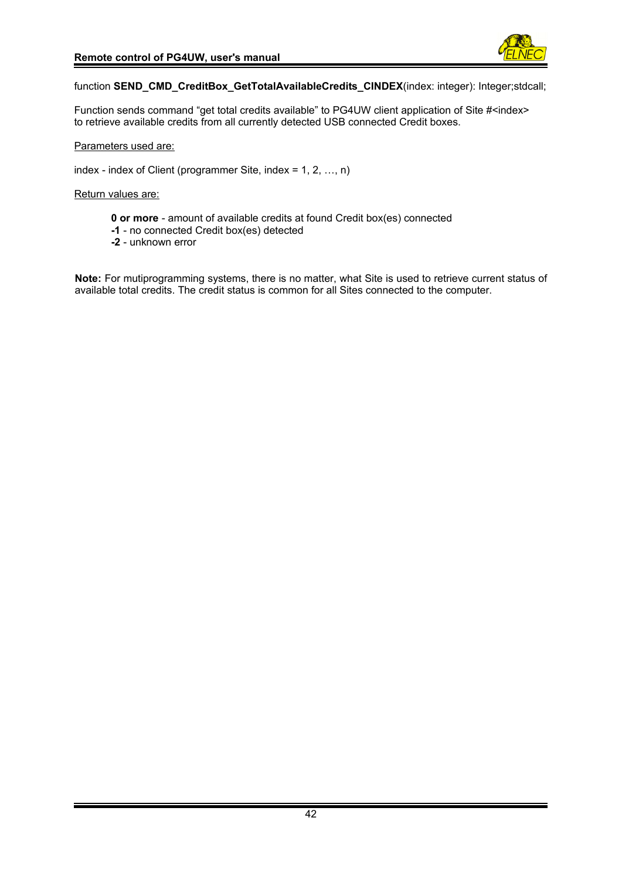function **SEND_CMD_CreditBox_GetTotalAvailableCredits_CINDEX**(index: integer): Integer;stdcall;

Function sends command "get total credits available" to PG4UW client application of Site #<index> to retrieve available credits from all currently detected USB connected Credit boxes.

Parameters used are:

index - index of Client (programmer Site, index = 1, 2, …, n)

Return values are:

**0 or more** - amount of available credits at found Credit box(es) connected
**-1** - no connected Credit box(es) detected
**-2** - unknown error

**Note:** For mutiprogramming systems, there is no matter, what Site is used to retrieve current status of available total credits. The credit status is common for all Sites connected to the computer.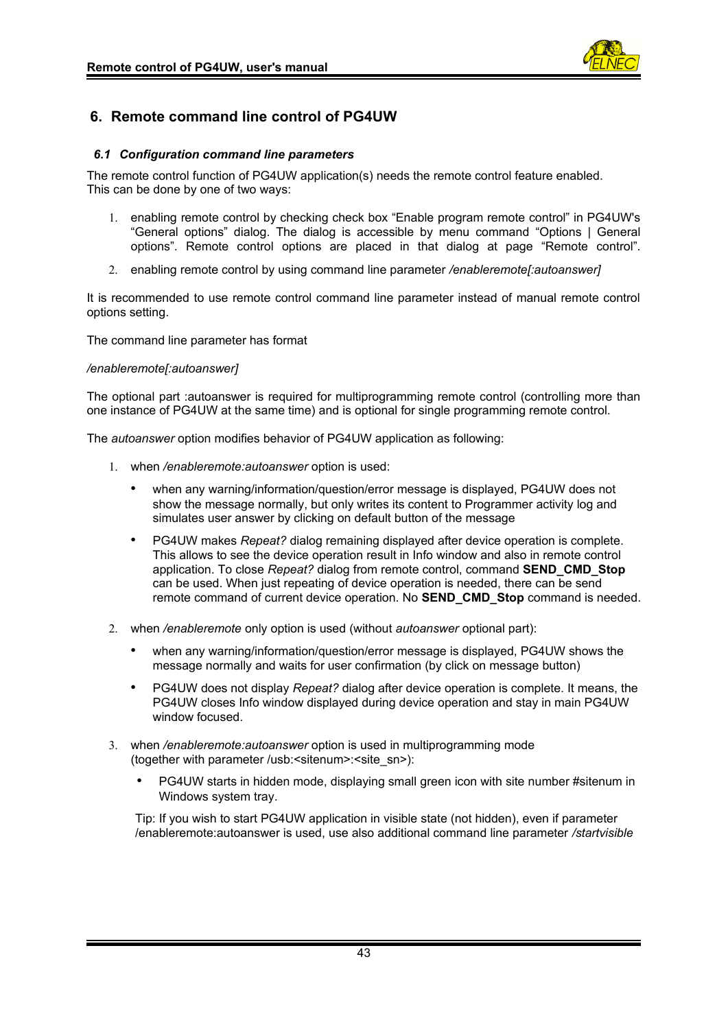## 6. Remote command line control of PG4UW

### *6.1 Configuration command line parameters*

The remote control function of PG4UW application(s) needs the remote control feature enabled. This can be done by one of two ways:

1. enabling remote control by checking check box “Enable program remote control” in PG4UW's “General options” dialog. The dialog is accessible by menu command “Options | General options”. Remote control options are placed in that dialog at page “Remote control”.
2. enabling remote control by using command line parameter */enableremote[:autoanswer]*

It is recommended to use remote control command line parameter instead of manual remote control options setting.

The command line parameter has format

*/enableremote[:autoanswer]*

The optional part :autoanswer is required for multiprogramming remote control (controlling more than one instance of PG4UW at the same time) and is optional for single programming remote control.

The *autoanswer* option modifies behavior of PG4UW application as following:

1. when */enableremote:autoanswer* option is used:
   - when any warning/information/question/error message is displayed, PG4UW does not show the message normally, but only writes its content to Programmer activity log and simulates user answer by clicking on default button of the message
   - PG4UW makes *Repeat?* dialog remaining displayed after device operation is complete. This allows to see the device operation result in Info window and also in remote control application. To close *Repeat?* dialog from remote control, command **SEND_CMD_Stop** can be used. When just repeating of device operation is needed, there can be send remote command of current device operation. No **SEND_CMD_Stop** command is needed.
2. when */enableremote* only option is used (without *autoanswer* optional part):
   - when any warning/information/question/error message is displayed, PG4UW shows the message normally and waits for user confirmation (by click on message button)
   - PG4UW does not display *Repeat?* dialog after device operation is complete. It means, the PG4UW closes Info window displayed during device operation and stay in main PG4UW window focused.
3. when */enableremote:autoanswer* option is used in multiprogramming mode (together with parameter /usb:<sitenum>:<site_sn>):
   - PG4UW starts in hidden mode, displaying small green icon with site number #sitenum in Windows system tray.

   Tip: If you wish to start PG4UW application in visible state (not hidden), even if parameter /enableremote:autoanswer is used, use also additional command line parameter */startvisible*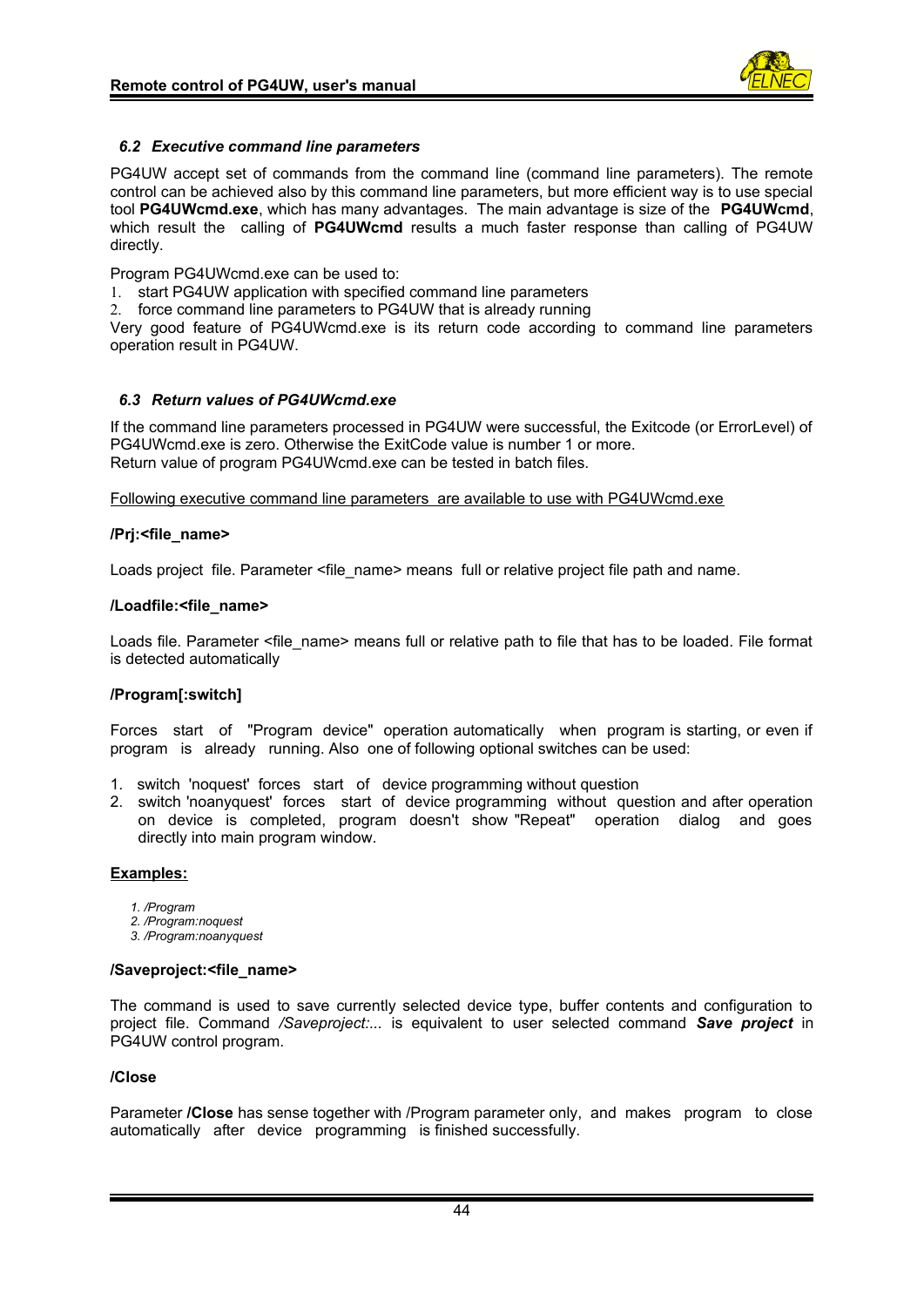### *6.2 Executive command line parameters*

PG4UW accept set of commands from the command line (command line parameters). The remote control can be achieved also by this command line parameters, but more efficient way is to use special tool **PG4UWcmd.exe**, which has many advantages. The main advantage is size of the **PG4UWcmd**, which result the calling of **PG4UWcmd** results a much faster response than calling of PG4UW directly.

Program PG4UWcmd.exe can be used to:

1. start PG4UW application with specified command line parameters
2. force command line parameters to PG4UW that is already running

Very good feature of PG4UWcmd.exe is its return code according to command line parameters operation result in PG4UW.

### *6.3 Return values of PG4UWcmd.exe*

If the command line parameters processed in PG4UW were successful, the Exitcode (or ErrorLevel) of PG4UWcmd.exe is zero. Otherwise the ExitCode value is number 1 or more.
Return value of program PG4UWcmd.exe can be tested in batch files.

<u>Following executive command line parameters are available to use with PG4UWcmd.exe</u>

**/Prj:<file_name>**

Loads project file. Parameter <file_name> means full or relative project file path and name.

**/Loadfile:<file_name>**

Loads file. Parameter <file_name> means full or relative path to file that has to be loaded. File format is detected automatically

**/Program[:switch]**

Forces start of "Program device" operation automatically when program is starting, or even if program is already running. Also one of following optional switches can be used:

1. switch 'noquest' forces start of device programming without question
2. switch 'noanyquest' forces start of device programming without question and after operation on device is completed, program doesn't show "Repeat" operation dialog and goes directly into main program window.

**<u>Examples:</u>**

1. */Program*
2. */Program:noquest*
3. */Program:noanyquest*

**/Saveproject:<file_name>**

The command is used to save currently selected device type, buffer contents and configuration to project file. Command */Saveproject:...* is equivalent to user selected command ***Save project*** in PG4UW control program.

**/Close**

Parameter **/Close** has sense together with /Program parameter only, and makes program to close automatically after device programming is finished successfully.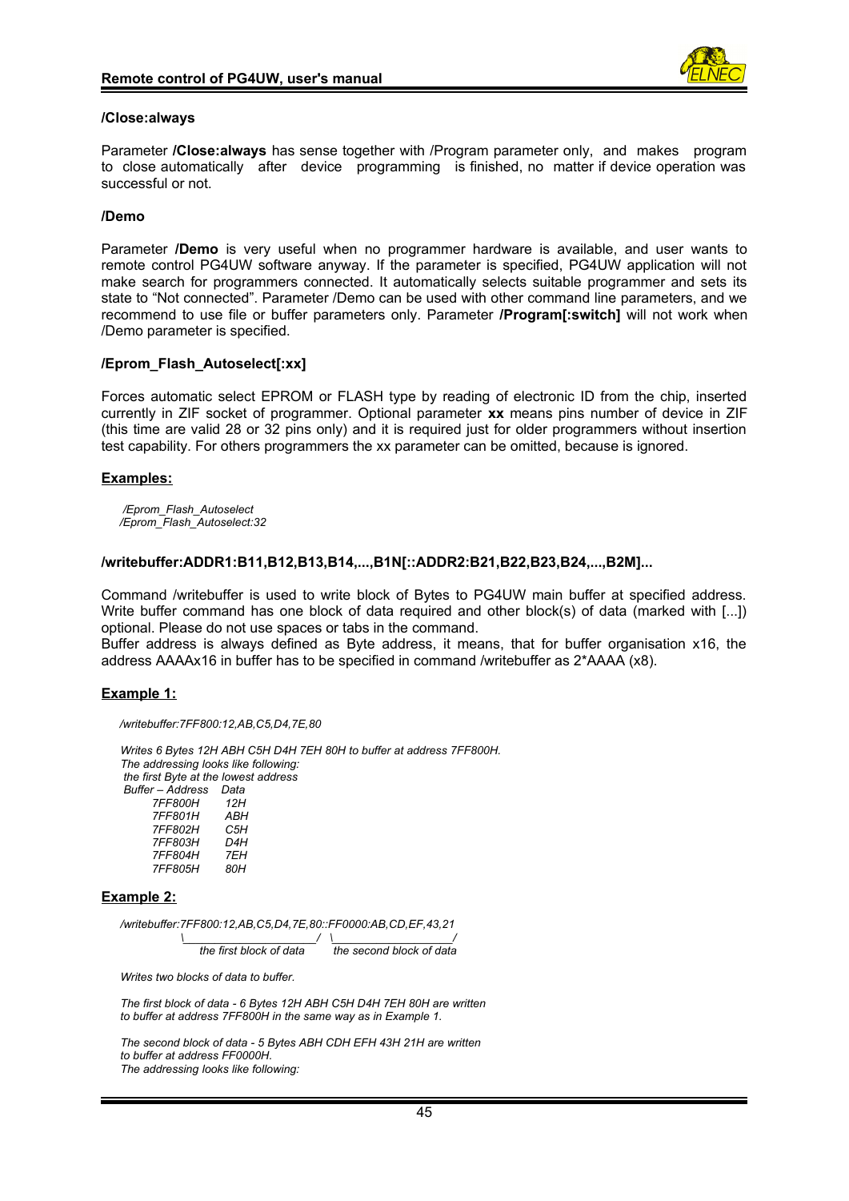### /Close:always

Parameter **/Close:always** has sense together with /Program parameter only, and makes program to close automatically after device programming is finished, no matter if device operation was successful or not.

### /Demo

Parameter **/Demo** is very useful when no programmer hardware is available, and user wants to remote control PG4UW software anyway. If the parameter is specified, PG4UW application will not make search for programmers connected. It automatically selects suitable programmer and sets its state to "Not connected". Parameter /Demo can be used with other command line parameters, and we recommend to use file or buffer parameters only. Parameter **/Program[:switch]** will not work when /Demo parameter is specified.

### /Eprom_Flash_Autoselect[:xx]

Forces automatic select EPROM or FLASH type by reading of electronic ID from the chip, inserted currently in ZIF socket of programmer. Optional parameter **xx** means pins number of device in ZIF (this time are valid 28 or 32 pins only) and it is required just for older programmers without insertion test capability. For others programmers the xx parameter can be omitted, because is ignored.

**Examples:**

```
/Eprom_Flash_Autoselect
/Eprom_Flash_Autoselect:32
```

### /writebuffer:ADDR1:B11,B12,B13,B14,...,B1N[::ADDR2:B21,B22,B23,B24,...,B2M]...

Command /writebuffer is used to write block of Bytes to PG4UW main buffer at specified address. Write buffer command has one block of data required and other block(s) of data (marked with [...]) optional. Please do not use spaces or tabs in the command.
Buffer address is always defined as Byte address, it means, that for buffer organisation x16, the address AAAAx16 in buffer has to be specified in command /writebuffer as 2*AAAA (x8).

**Example 1:**

```
/writebuffer:7FF800:12,AB,C5,D4,7E,80

Writes 6 Bytes 12H ABH C5H D4H 7EH 80H to buffer at address 7FF800H.
The addressing looks like following:
 the first Byte at the lowest address
 Buffer – Address   Data
     7FF800H        12H
     7FF801H        ABH
     7FF802H        C5H
     7FF803H        D4H
     7FF804H        7EH
     7FF805H        80H
```

**Example 2:**

```
/writebuffer:7FF800:12,AB,C5,D4,7E,80::FF0000:AB,CD,EF,43,21
             \_______________________/  \____________________/
              the first block of data    the second block of data

Writes two blocks of data to buffer.

The first block of data - 6 Bytes 12H ABH C5H D4H 7EH 80H are written
to buffer at address 7FF800H in the same way as in Example 1.

The second block of data - 5 Bytes ABH CDH EFH 43H 21H are written
to buffer at address FF0000H.
The addressing looks like following:
```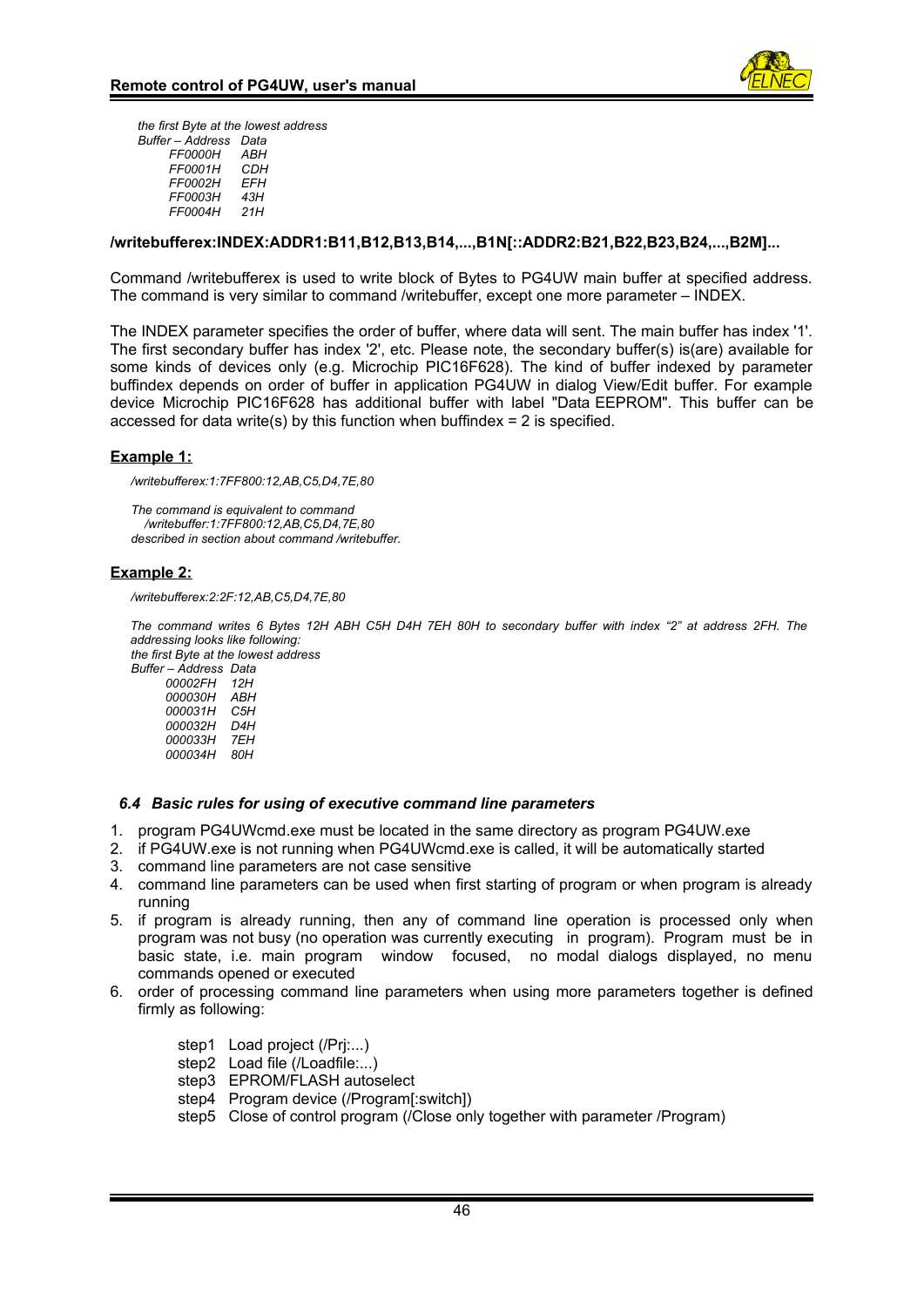*the first Byte at the lowest address*

| *Buffer – Address* | *Data* |
|---|---|
| *FF0000H* | *ABH* |
| *FF0001H* | *CDH* |
| *FF0002H* | *EFH* |
| *FF0003H* | *43H* |
| *FF0004H* | *21H* |

**/writebufferex:INDEX:ADDR1:B11,B12,B13,B14,...,B1N[::ADDR2:B21,B22,B23,B24,...,B2M]...**

Command /writebufferex is used to write block of Bytes to PG4UW main buffer at specified address. The command is very similar to command /writebuffer, except one more parameter – INDEX.

The INDEX parameter specifies the order of buffer, where data will sent. The main buffer has index '1'. The first secondary buffer has index '2', etc. Please note, the secondary buffer(s) is(are) available for some kinds of devices only (e.g. Microchip PIC16F628). The kind of buffer indexed by parameter buffindex depends on order of buffer in application PG4UW in dialog View/Edit buffer. For example device Microchip PIC16F628 has additional buffer with label "Data EEPROM". This buffer can be accessed for data write(s) by this function when buffindex = 2 is specified.

**Example 1:**

*/writebufferex:1:7FF800:12,AB,C5,D4,7E,80*

*The command is equivalent to command*
*/writebuffer:1:7FF800:12,AB,C5,D4,7E,80*
*described in section about command /writebuffer.*

**Example 2:**

*/writebufferex:2:2F:12,AB,C5,D4,7E,80*

*The command writes 6 Bytes 12H ABH C5H D4H 7EH 80H to secondary buffer with index "2" at address 2FH. The addressing looks like following:*
*the first Byte at the lowest address*

| *Buffer – Address* | *Data* |
|---|---|
| *00002FH* | *12H* |
| *000030H* | *ABH* |
| *000031H* | *C5H* |
| *000032H* | *D4H* |
| *000033H* | *7EH* |
| *000034H* | *80H* |

### *6.4 Basic rules for using of executive command line parameters*

1. program PG4UWcmd.exe must be located in the same directory as program PG4UW.exe
2. if PG4UW.exe is not running when PG4UWcmd.exe is called, it will be automatically started
3. command line parameters are not case sensitive
4. command line parameters can be used when first starting of program or when program is already running
5. if program is already running, then any of command line operation is processed only when program was not busy (no operation was currently executing in program). Program must be in basic state, i.e. main program window focused, no modal dialogs displayed, no menu commands opened or executed
6. order of processing command line parameters when using more parameters together is defined firmly as following:

   step1 Load project (/Prj:...)
   step2 Load file (/Loadfile:...)
   step3 EPROM/FLASH autoselect
   step4 Program device (/Program[:switch])
   step5 Close of control program (/Close only together with parameter /Program)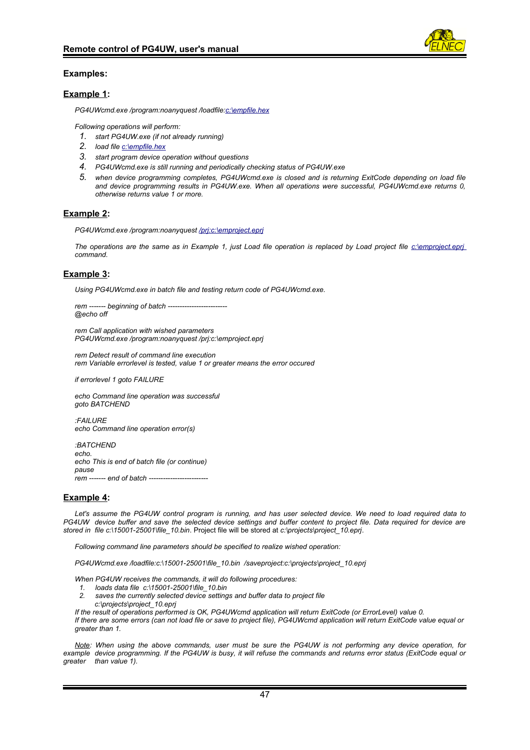**Examples:**

**Example 1:**

*PG4UWcmd.exe /program:noanyquest /loadfile:c:\empfile.hex*

*Following operations will perform:*

1. *start PG4UW.exe (if not already running)*
2. *load file c:\empfile.hex*
3. *start program device operation without questions*
4. *PG4UWcmd.exe is still running and periodically checking status of PG4UW.exe*
5. *when device programming completes, PG4UWcmd.exe is closed and is returning ExitCode depending on load file and device programming results in PG4UW.exe. When all operations were successful, PG4UWcmd.exe returns 0, otherwise returns value 1 or more.*

**Example 2:**

*PG4UWcmd.exe /program:noanyquest /prj:c:\emproject.eprj*

*The operations are the same as in Example 1, just Load file operation is replaced by Load project file c:\emproject.eprj command.*

**Example 3:**

*Using PG4UWcmd.exe in batch file and testing return code of PG4UWcmd.exe.*

```
rem ------- beginning of batch ------------------------
@echo off

rem Call application with wished parameters
PG4UWcmd.exe /program:noanyquest /prj:c:\emproject.eprj

rem Detect result of command line execution
rem Variable errorlevel is tested, value 1 or greater means the error occured

if errorlevel 1 goto FAILURE

echo Command line operation was successful
goto BATCHEND

:FAILURE
echo Command line operation error(s)

:BATCHEND
echo.
echo This is end of batch file (or continue)
pause
rem ------- end of batch ------------------------
```

**Example 4:**

*Let's assume the PG4UW control program is running, and has user selected device. We need to load required data to PG4UW device buffer and save the selected device settings and buffer content to project file. Data required for device are stored in file c:\15001-25001\file_10.bin*. Project file will be stored at *c:\projects\project_10.eprj*.

*Following command line parameters should be specified to realize wished operation:*

*PG4UWcmd.exe /loadfile:c:\15001-25001\file_10.bin /saveproject:c:\projects\project_10.eprj*

*When PG4UW receives the commands, it will do following procedures:*

1. *loads data file c:\15001-25001\file_10.bin*
2. *saves the currently selected device settings and buffer data to project file c:\projects\project_10.eprj*

*If the result of operations performed is OK, PG4UWcmd application will return ExitCode (or ErrorLevel) value 0.*
*If there are some errors (can not load file or save to project file), PG4UWcmd application will return ExitCode value equal or greater than 1.*

*Note: When using the above commands, user must be sure the PG4UW is not performing any device operation, for example device programming. If the PG4UW is busy, it will refuse the commands and returns error status (ExitCode equal or greater than value 1).*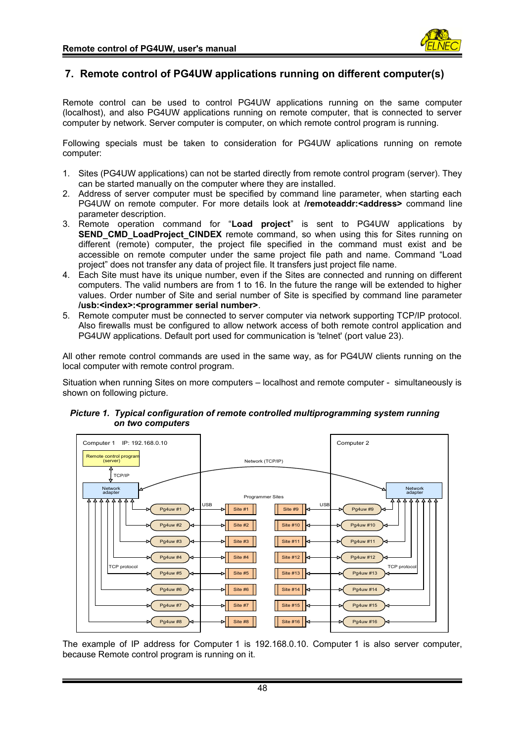## 7. Remote control of PG4UW applications running on different computer(s)

Remote control can be used to control PG4UW applications running on the same computer (localhost), and also PG4UW applications running on remote computer, that is connected to server computer by network. Server computer is computer, on which remote control program is running.

Following specials must be taken to consideration for PG4UW aplications running on remote computer:

1. Sites (PG4UW applications) can not be started directly from remote control program (server). They can be started manually on the computer where they are installed.
2. Address of server computer must be specified by command line parameter, when starting each PG4UW on remote computer. For more details look at **/remoteaddr:<address>** command line parameter description.
3. Remote operation command for "**Load project**" is sent to PG4UW applications by **SEND_CMD_LoadProject_CINDEX** remote command, so when using this for Sites running on different (remote) computer, the project file specified in the command must exist and be accessible on remote computer under the same project file path and name. Command "Load project" does not transfer any data of project file. It transfers just project file name.
4. Each Site must have its unique number, even if the Sites are connected and running on different computers. The valid numbers are from 1 to 16. In the future the range will be extended to higher values. Order number of Site and serial number of Site is specified by command line parameter **/usb:<index>:<programmer serial number>**.
5. Remote computer must be connected to server computer via network supporting TCP/IP protocol. Also firewalls must be configured to allow network access of both remote control application and PG4UW applications. Default port used for communication is 'telnet' (port value 23).

All other remote control commands are used in the same way, as for PG4UW clients running on the local computer with remote control program.

Situation when running Sites on more computers – localhost and remote computer - simultaneously is shown on following picture.

***Picture 1. Typical configuration of remote controlled multiprogramming system running on two computers***

Computer 1 IP: 192.168.0.10 | Computer 2 | Remote control program (server) | TCP/IP | Network adapter | Network (TCP/IP) | Programmer Sites | USB | TCP protocol | Pg4uw #1 … Pg4uw #16 | Site #1 … Site #16

The example of IP address for Computer 1 is 192.168.0.10. Computer 1 is also server computer, because Remote control program is running on it.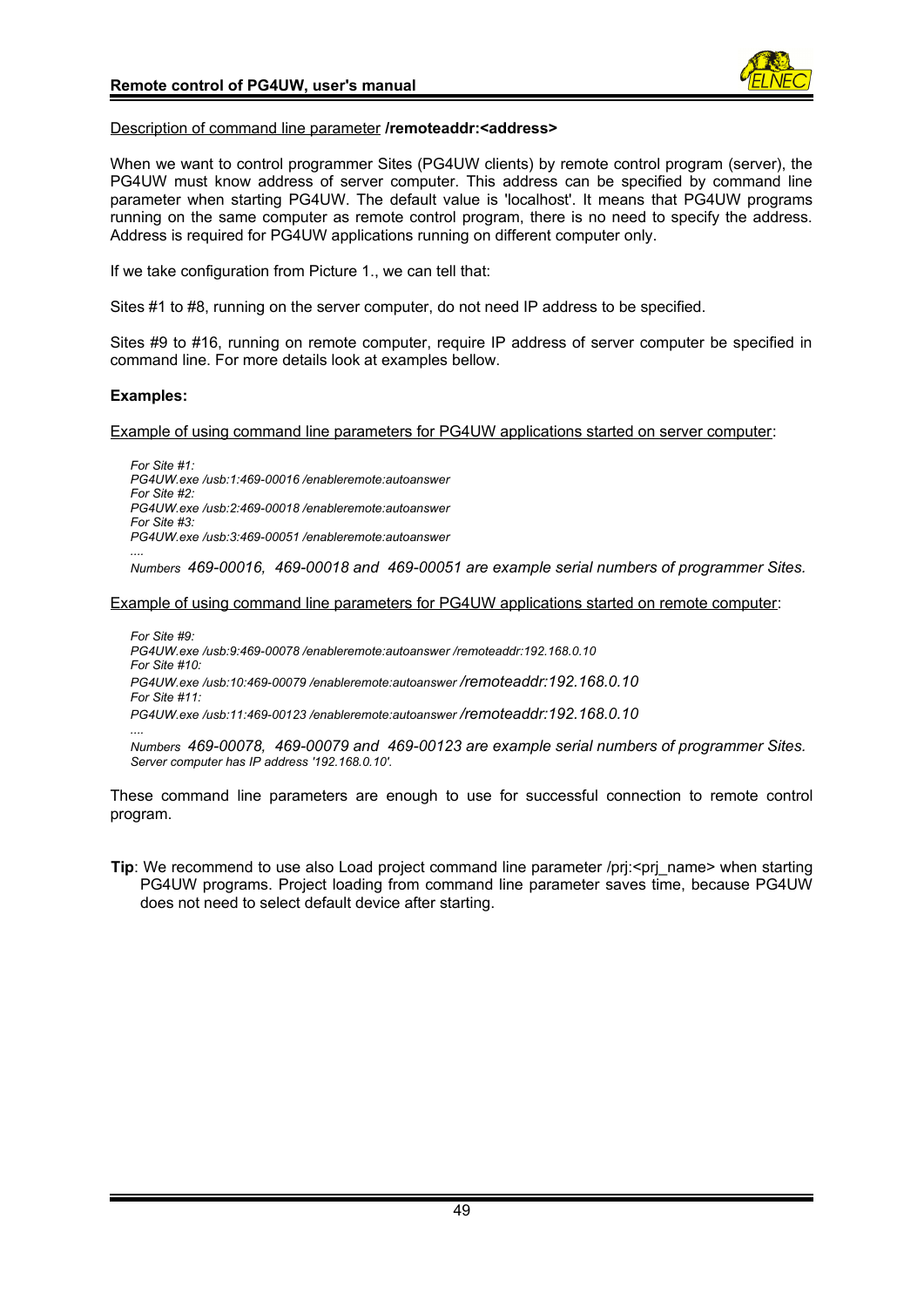Description of command line parameter **/remoteaddr:<address>**

When we want to control programmer Sites (PG4UW clients) by remote control program (server), the PG4UW must know address of server computer. This address can be specified by command line parameter when starting PG4UW. The default value is 'localhost'. It means that PG4UW programs running on the same computer as remote control program, there is no need to specify the address. Address is required for PG4UW applications running on different computer only.

If we take configuration from Picture 1., we can tell that:

Sites #1 to #8, running on the server computer, do not need IP address to be specified.

Sites #9 to #16, running on remote computer, require IP address of server computer be specified in command line. For more details look at examples bellow.

**Examples:**

Example of using command line parameters for PG4UW applications started on server computer:

*For Site #1:*
*PG4UW.exe /usb:1:469-00016 /enableremote:autoanswer*
*For Site #2:*
*PG4UW.exe /usb:2:469-00018 /enableremote:autoanswer*
*For Site #3:*
*PG4UW.exe /usb:3:469-00051 /enableremote:autoanswer*
*....*
*Numbers 469-00016, 469-00018 and 469-00051 are example serial numbers of programmer Sites.*

Example of using command line parameters for PG4UW applications started on remote computer:

*For Site #9:*
*PG4UW.exe /usb:9:469-00078 /enableremote:autoanswer /remoteaddr:192.168.0.10*
*For Site #10:*
*PG4UW.exe /usb:10:469-00079 /enableremote:autoanswer /remoteaddr:192.168.0.10*
*For Site #11:*
*PG4UW.exe /usb:11:469-00123 /enableremote:autoanswer /remoteaddr:192.168.0.10*
*....*
*Numbers 469-00078, 469-00079 and 469-00123 are example serial numbers of programmer Sites.*
*Server computer has IP address '192.168.0.10'.*

These command line parameters are enough to use for successful connection to remote control program.

**Tip**: We recommend to use also Load project command line parameter /prj:<prj_name> when starting PG4UW programs. Project loading from command line parameter saves time, because PG4UW does not need to select default device after starting.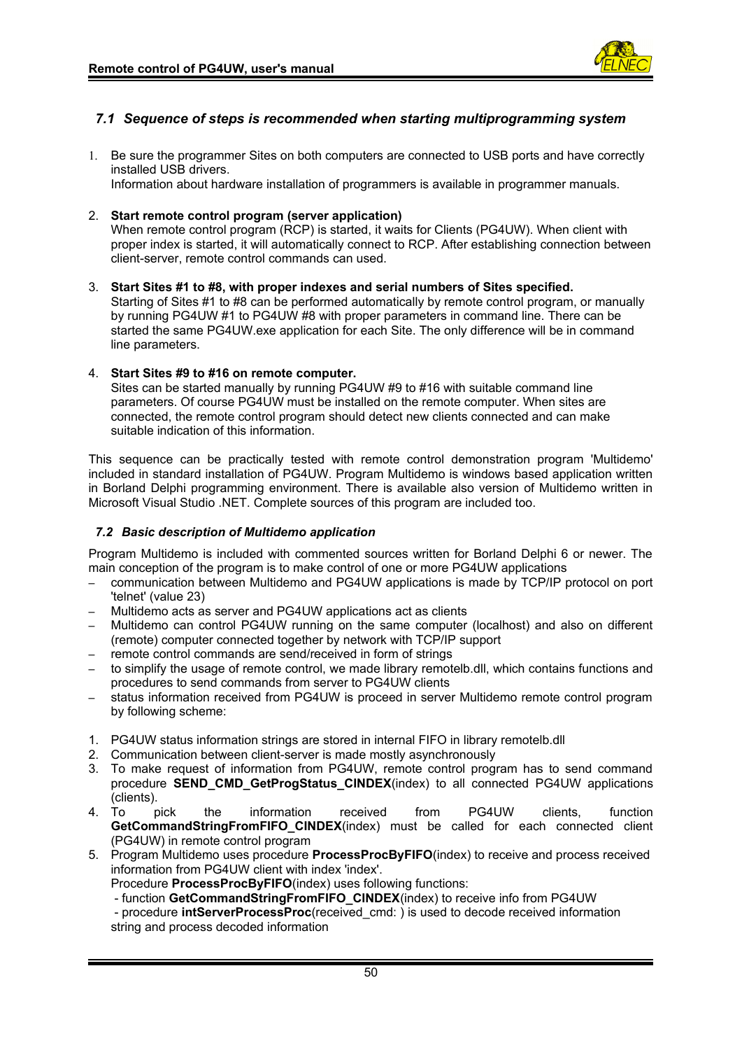## *7.1 Sequence of steps is recommended when starting multiprogramming system*

1. Be sure the programmer Sites on both computers are connected to USB ports and have correctly installed USB drivers.
   Information about hardware installation of programmers is available in programmer manuals.

2. **Start remote control program (server application)**
   When remote control program (RCP) is started, it waits for Clients (PG4UW). When client with proper index is started, it will automatically connect to RCP. After establishing connection between client-server, remote control commands can used.

3. **Start Sites #1 to #8, with proper indexes and serial numbers of Sites specified.**
   Starting of Sites #1 to #8 can be performed automatically by remote control program, or manually by running PG4UW #1 to PG4UW #8 with proper parameters in command line. There can be started the same PG4UW.exe application for each Site. The only difference will be in command line parameters.

4. **Start Sites #9 to #16 on remote computer.**
   Sites can be started manually by running PG4UW #9 to #16 with suitable command line parameters. Of course PG4UW must be installed on the remote computer. When sites are connected, the remote control program should detect new clients connected and can make suitable indication of this information.

This sequence can be practically tested with remote control demonstration program 'Multidemo' included in standard installation of PG4UW. Program Multidemo is windows based application written in Borland Delphi programming environment. There is available also version of Multidemo written in Microsoft Visual Studio .NET. Complete sources of this program are included too.

### *7.2 Basic description of Multidemo application*

Program Multidemo is included with commented sources written for Borland Delphi 6 or newer. The main conception of the program is to make control of one or more PG4UW applications

- communication between Multidemo and PG4UW applications is made by TCP/IP protocol on port 'telnet' (value 23)
- Multidemo acts as server and PG4UW applications act as clients
- Multidemo can control PG4UW running on the same computer (localhost) and also on different (remote) computer connected together by network with TCP/IP support
- remote control commands are send/received in form of strings
- to simplify the usage of remote control, we made library remotelb.dll, which contains functions and procedures to send commands from server to PG4UW clients
- status information received from PG4UW is proceed in server Multidemo remote control program by following scheme:

1. PG4UW status information strings are stored in internal FIFO in library remotelb.dll
2. Communication between client-server is made mostly asynchronously
3. To make request of information from PG4UW, remote control program has to send command procedure **SEND_CMD_GetProgStatus_CINDEX**(index) to all connected PG4UW applications (clients).
4. To pick the information received from PG4UW clients, function **GetCommandStringFromFIFO_CINDEX**(index) must be called for each connected client (PG4UW) in remote control program
5. Program Multidemo uses procedure **ProcessProcByFIFO**(index) to receive and process received information from PG4UW client with index 'index'.
   Procedure **ProcessProcByFIFO**(index) uses following functions:
   - function **GetCommandStringFromFIFO_CINDEX**(index) to receive info from PG4UW
   - procedure **intServerProcessProc**(received_cmd: ) is used to decode received information string and process decoded information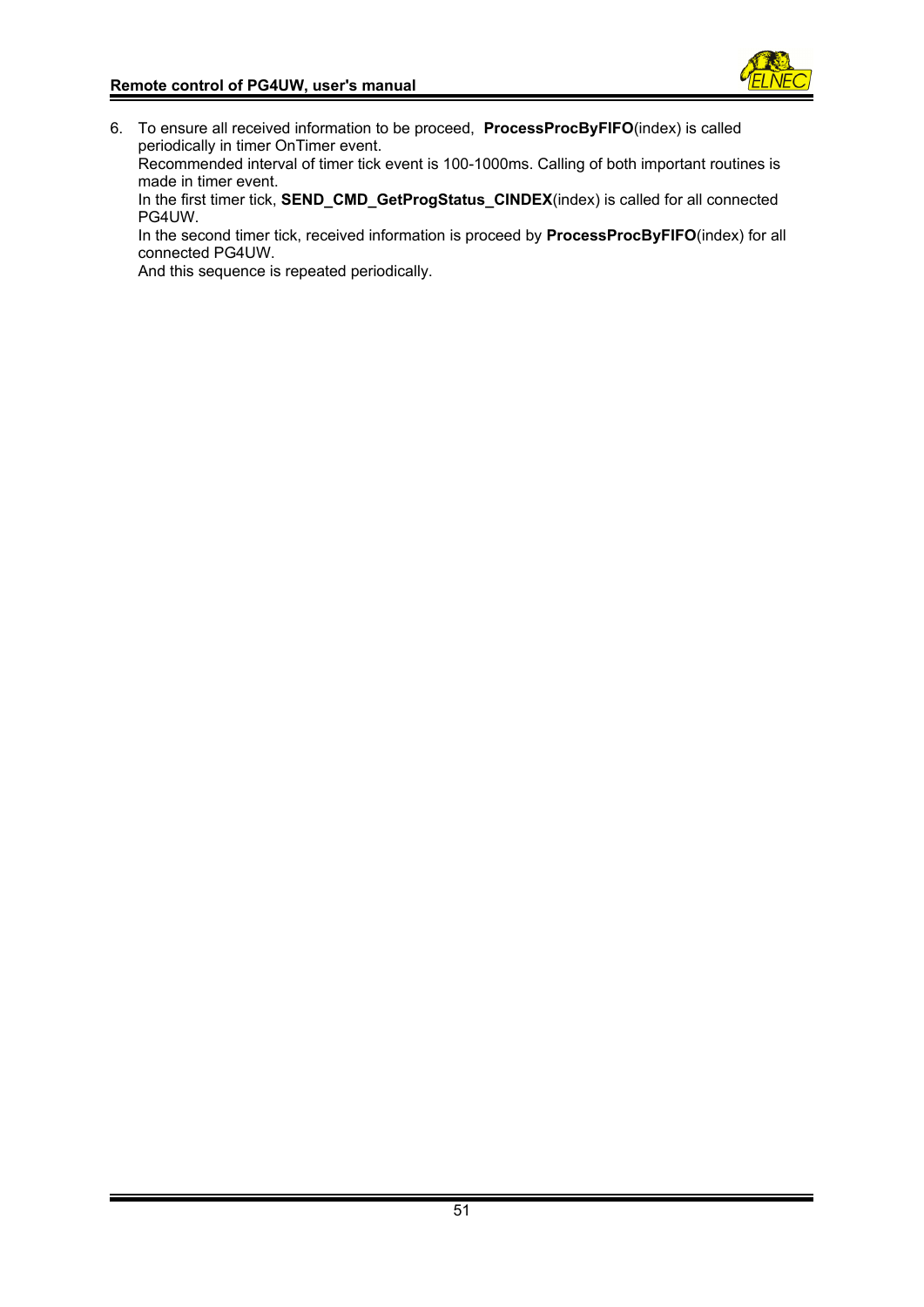6. To ensure all received information to be proceed, **ProcessProcByFIFO**(index) is called periodically in timer OnTimer event.
   Recommended interval of timer tick event is 100-1000ms. Calling of both important routines is made in timer event.
   In the first timer tick, **SEND_CMD_GetProgStatus_CINDEX**(index) is called for all connected PG4UW.
   In the second timer tick, received information is proceed by **ProcessProcByFIFO**(index) for all connected PG4UW.
   And this sequence is repeated periodically.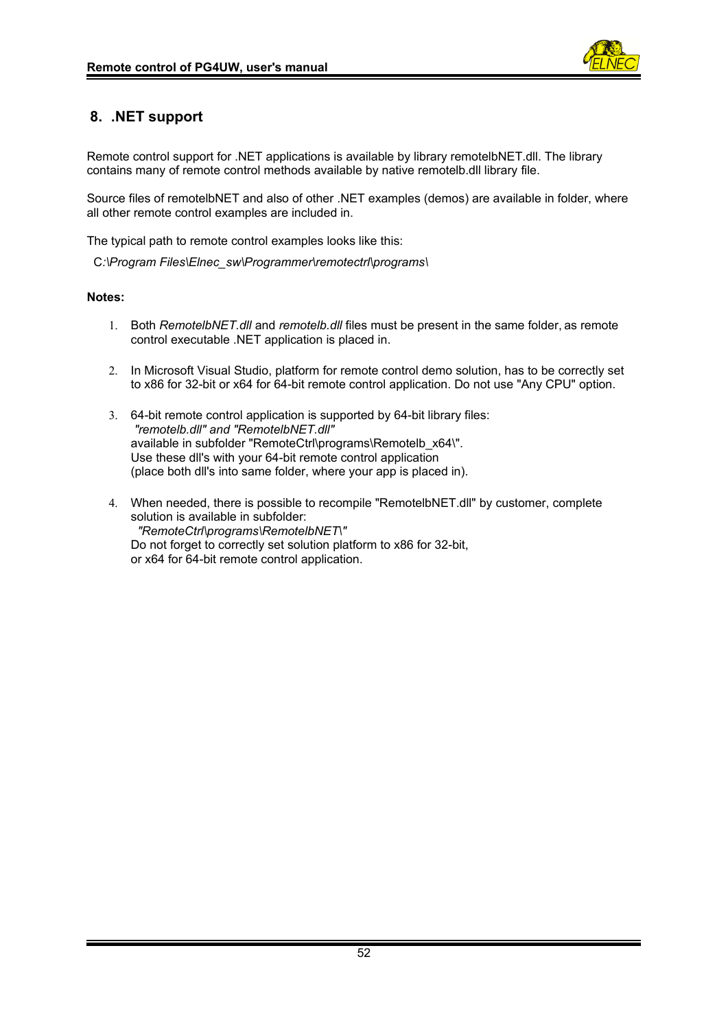## 8. .NET support

Remote control support for .NET applications is available by library remotelbNET.dll. The library contains many of remote control methods available by native remotelb.dll library file.

Source files of remotelbNET and also of other .NET examples (demos) are available in folder, where all other remote control examples are included in.

The typical path to remote control examples looks like this:

C:\*Program Files\Elnec_sw\Programmer\remotectrl\programs\*

**Notes:**

1. Both *RemotelbNET.dll* and *remotelb.dll* files must be present in the same folder, as remote control executable .NET application is placed in.

2. In Microsoft Visual Studio, platform for remote control demo solution, has to be correctly set to x86 for 32-bit or x64 for 64-bit remote control application. Do not use "Any CPU" option.

3. 64-bit remote control application is supported by 64-bit library files:
   *"remotelb.dll" and "RemotelbNET.dll"*
   available in subfolder "RemoteCtrl\programs\Remotelb_x64\".
   Use these dll's with your 64-bit remote control application
   (place both dll's into same folder, where your app is placed in).

4. When needed, there is possible to recompile "RemotelbNET.dll" by customer, complete solution is available in subfolder:
   *"RemoteCtrl\programs\RemotelbNET\"*
   Do not forget to correctly set solution platform to x86 for 32-bit,
   or x64 for 64-bit remote control application.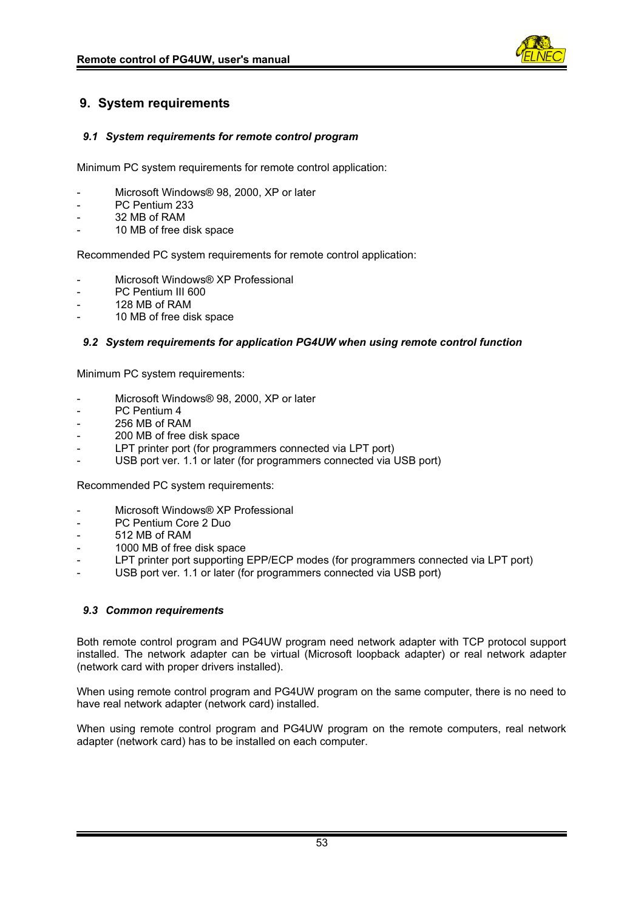# 9. System requirements

### *9.1 System requirements for remote control program*

Minimum PC system requirements for remote control application:

- Microsoft Windows® 98, 2000, XP or later
- PC Pentium 233
- 32 MB of RAM
- 10 MB of free disk space

Recommended PC system requirements for remote control application:

- Microsoft Windows® XP Professional
- PC Pentium III 600
- 128 MB of RAM
- 10 MB of free disk space

### *9.2 System requirements for application PG4UW when using remote control function*

Minimum PC system requirements:

- Microsoft Windows® 98, 2000, XP or later
- PC Pentium 4
- 256 MB of RAM
- 200 MB of free disk space
- LPT printer port (for programmers connected via LPT port)
- USB port ver. 1.1 or later (for programmers connected via USB port)

Recommended PC system requirements:

- Microsoft Windows® XP Professional
- PC Pentium Core 2 Duo
- 512 MB of RAM
- 1000 MB of free disk space
- LPT printer port supporting EPP/ECP modes (for programmers connected via LPT port)
- USB port ver. 1.1 or later (for programmers connected via USB port)

### *9.3 Common requirements*

Both remote control program and PG4UW program need network adapter with TCP protocol support installed. The network adapter can be virtual (Microsoft loopback adapter) or real network adapter (network card with proper drivers installed).

When using remote control program and PG4UW program on the same computer, there is no need to have real network adapter (network card) installed.

When using remote control program and PG4UW program on the remote computers, real network adapter (network card) has to be installed on each computer.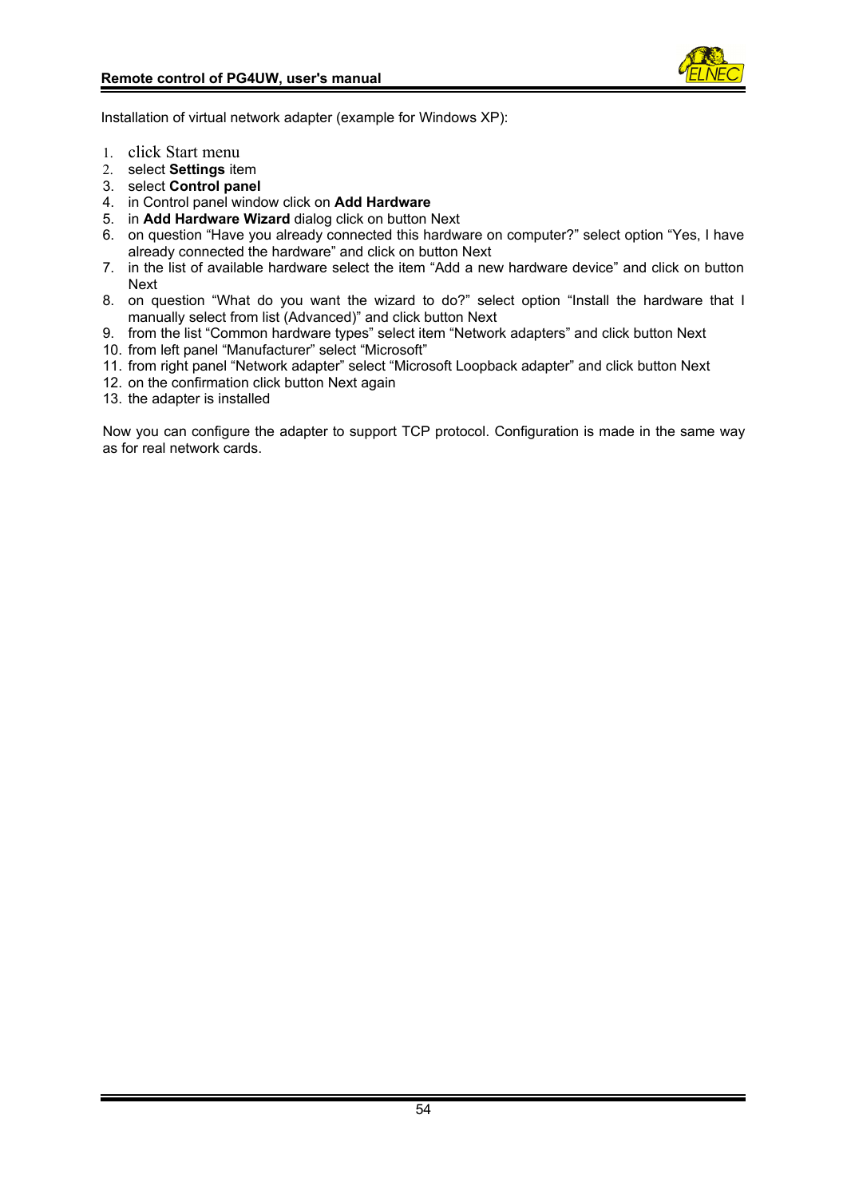Installation of virtual network adapter (example for Windows XP):

1. click Start menu
2. select **Settings** item
3. select **Control panel**
4. in Control panel window click on **Add Hardware**
5. in **Add Hardware Wizard** dialog click on button Next
6. on question “Have you already connected this hardware on computer?” select option “Yes, I have already connected the hardware” and click on button Next
7. in the list of available hardware select the item “Add a new hardware device” and click on button Next
8. on question “What do you want the wizard to do?” select option “Install the hardware that I manually select from list (Advanced)” and click button Next
9. from the list “Common hardware types” select item “Network adapters” and click button Next
10. from left panel “Manufacturer” select “Microsoft”
11. from right panel “Network adapter” select “Microsoft Loopback adapter” and click button Next
12. on the confirmation click button Next again
13. the adapter is installed

Now you can configure the adapter to support TCP protocol. Configuration is made in the same way as for real network cards.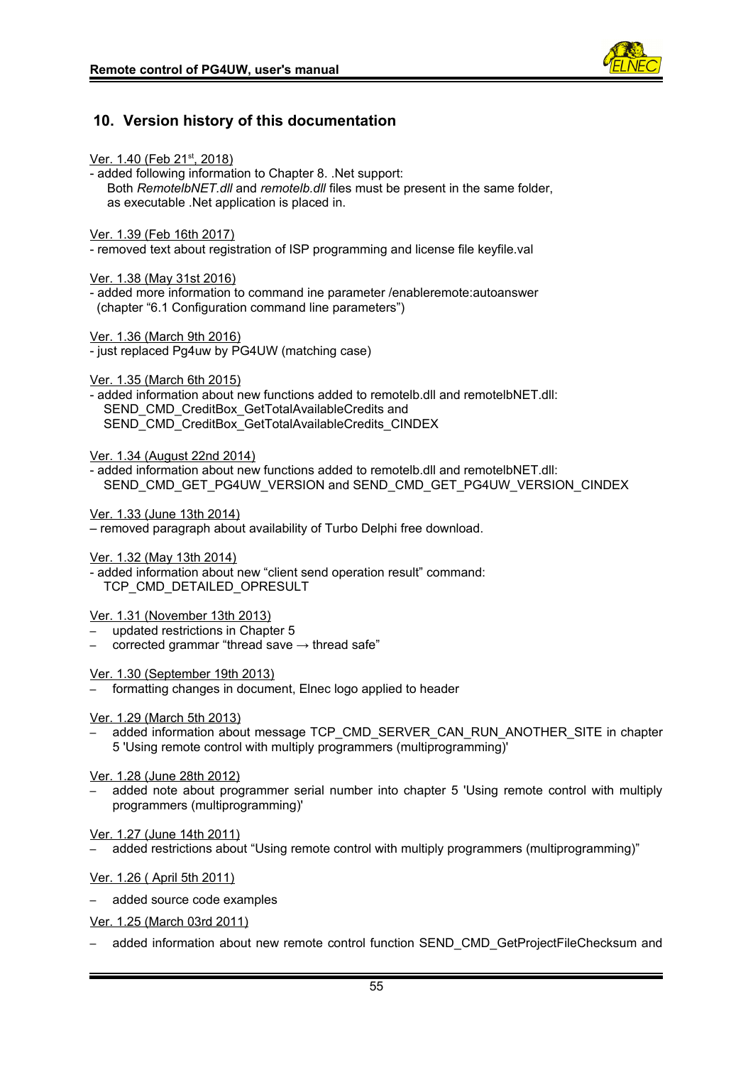## 10. Version history of this documentation

Ver. 1.40 (Feb 21st, 2018)
- added following information to Chapter 8. .Net support:
  Both *RemotelbNET.dll* and *remotelb.dll* files must be present in the same folder, as executable .Net application is placed in.

Ver. 1.39 (Feb 16th 2017)
- removed text about registration of ISP programming and license file keyfile.val

Ver. 1.38 (May 31st 2016)
- added more information to command ine parameter /enableremote:autoanswer (chapter "6.1 Configuration command line parameters")

Ver. 1.36 (March 9th 2016)
- just replaced Pg4uw by PG4UW (matching case)

Ver. 1.35 (March 6th 2015)
- added information about new functions added to remotelb.dll and remotelbNET.dll:
  SEND_CMD_CreditBox_GetTotalAvailableCredits and
  SEND_CMD_CreditBox_GetTotalAvailableCredits_CINDEX

Ver. 1.34 (August 22nd 2014)
- added information about new functions added to remotelb.dll and remotelbNET.dll:
  SEND_CMD_GET_PG4UW_VERSION and SEND_CMD_GET_PG4UW_VERSION_CINDEX

Ver. 1.33 (June 13th 2014)
– removed paragraph about availability of Turbo Delphi free download.

Ver. 1.32 (May 13th 2014)
- added information about new "client send operation result" command:
  TCP_CMD_DETAILED_OPRESULT

Ver. 1.31 (November 13th 2013)
- updated restrictions in Chapter 5
- corrected grammar "thread save → thread safe"

Ver. 1.30 (September 19th 2013)
- formatting changes in document, Elnec logo applied to header

Ver. 1.29 (March 5th 2013)
- added information about message TCP_CMD_SERVER_CAN_RUN_ANOTHER_SITE in chapter 5 'Using remote control with multiply programmers (multiprogramming)'

Ver. 1.28 (June 28th 2012)
- added note about programmer serial number into chapter 5 'Using remote control with multiply programmers (multiprogramming)'

Ver. 1.27 (June 14th 2011)
- added restrictions about "Using remote control with multiply programmers (multiprogramming)"

Ver. 1.26 ( April 5th 2011)

- added source code examples

Ver. 1.25 (March 03rd 2011)

- added information about new remote control function SEND_CMD_GetProjectFileChecksum and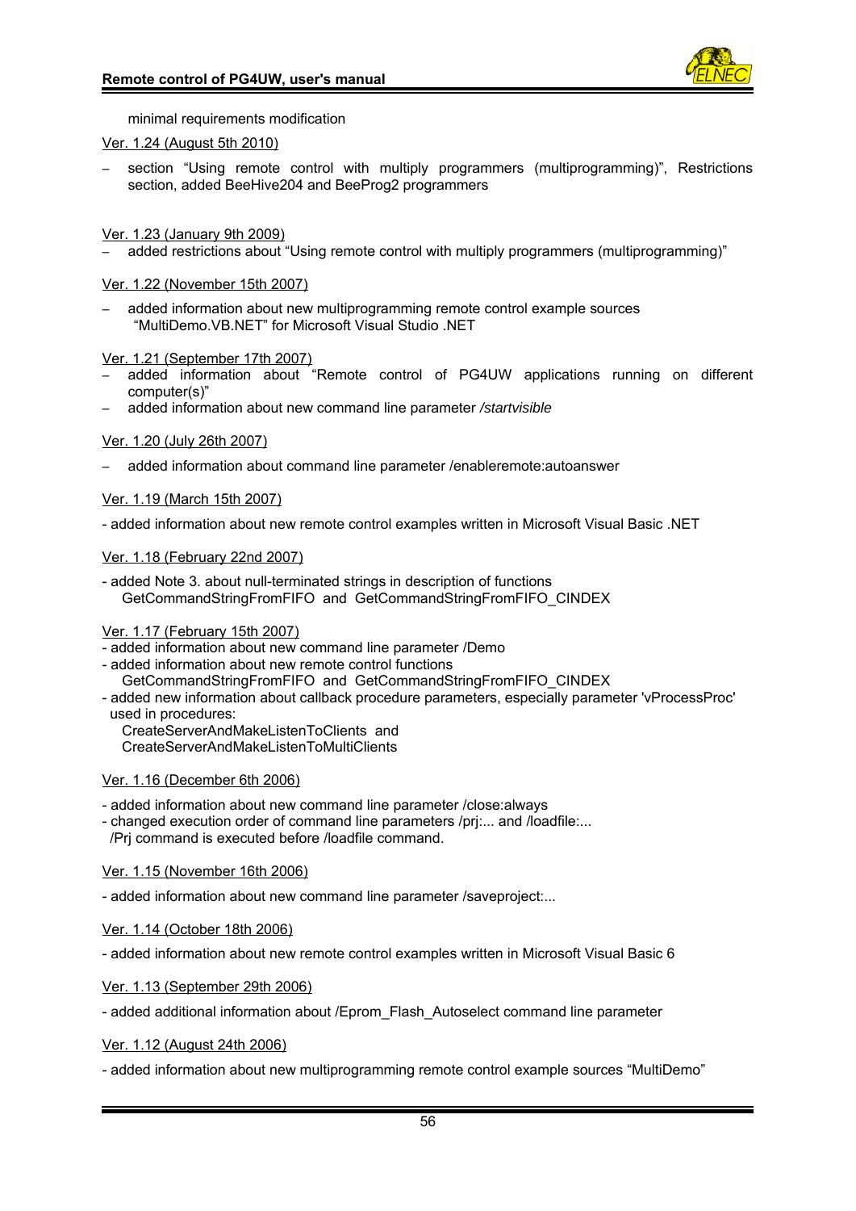minimal requirements modification

Ver. 1.24 (August 5th 2010)

- section “Using remote control with multiply programmers (multiprogramming)”, Restrictions section, added BeeHive204 and BeeProg2 programmers

Ver. 1.23 (January 9th 2009)

- added restrictions about “Using remote control with multiply programmers (multiprogramming)”

Ver. 1.22 (November 15th 2007)

- added information about new multiprogramming remote control example sources “MultiDemo.VB.NET” for Microsoft Visual Studio .NET

Ver. 1.21 (September 17th 2007)

- added information about “Remote control of PG4UW applications running on different computer(s)”
- added information about new command line parameter */startvisible*

Ver. 1.20 (July 26th 2007)

- added information about command line parameter /enableremote:autoanswer

Ver. 1.19 (March 15th 2007)

- added information about new remote control examples written in Microsoft Visual Basic .NET

Ver. 1.18 (February 22nd 2007)

- added Note 3. about null-terminated strings in description of functions
  GetCommandStringFromFIFO and GetCommandStringFromFIFO_CINDEX

Ver. 1.17 (February 15th 2007)

- added information about new command line parameter /Demo
- added information about new remote control functions
  GetCommandStringFromFIFO and GetCommandStringFromFIFO_CINDEX
- added new information about callback procedure parameters, especially parameter 'vProcessProc' used in procedures:
  CreateServerAndMakeListenToClients and
  CreateServerAndMakeListenToMultiClients

Ver. 1.16 (December 6th 2006)

- added information about new command line parameter /close:always
- changed execution order of command line parameters /prj:... and /loadfile:...
  /Prj command is executed before /loadfile command.

Ver. 1.15 (November 16th 2006)

- added information about new command line parameter /saveproject:...

Ver. 1.14 (October 18th 2006)

- added information about new remote control examples written in Microsoft Visual Basic 6

Ver. 1.13 (September 29th 2006)

- added additional information about /Eprom_Flash_Autoselect command line parameter

Ver. 1.12 (August 24th 2006)

- added information about new multiprogramming remote control example sources “MultiDemo”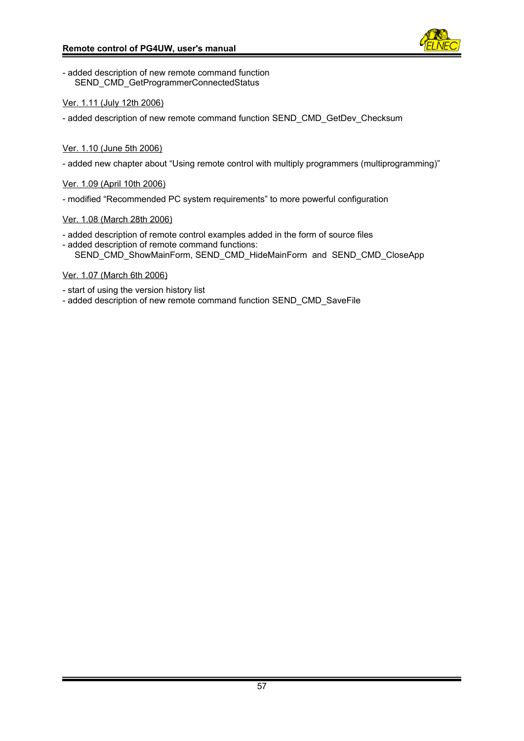- added description of new remote command function
  SEND_CMD_GetProgrammerConnectedStatus

Ver. 1.11 (July 12th 2006)

- added description of new remote command function SEND_CMD_GetDev_Checksum

Ver. 1.10 (June 5th 2006)

- added new chapter about "Using remote control with multiply programmers (multiprogramming)"

Ver. 1.09 (April 10th 2006)

- modified "Recommended PC system requirements" to more powerful configuration

Ver. 1.08 (March 28th 2006)

- added description of remote control examples added in the form of source files
- added description of remote command functions:
  SEND_CMD_ShowMainForm, SEND_CMD_HideMainForm and SEND_CMD_CloseApp

Ver. 1.07 (March 6th 2006)

- start of using the version history list
- added description of new remote command function SEND_CMD_SaveFile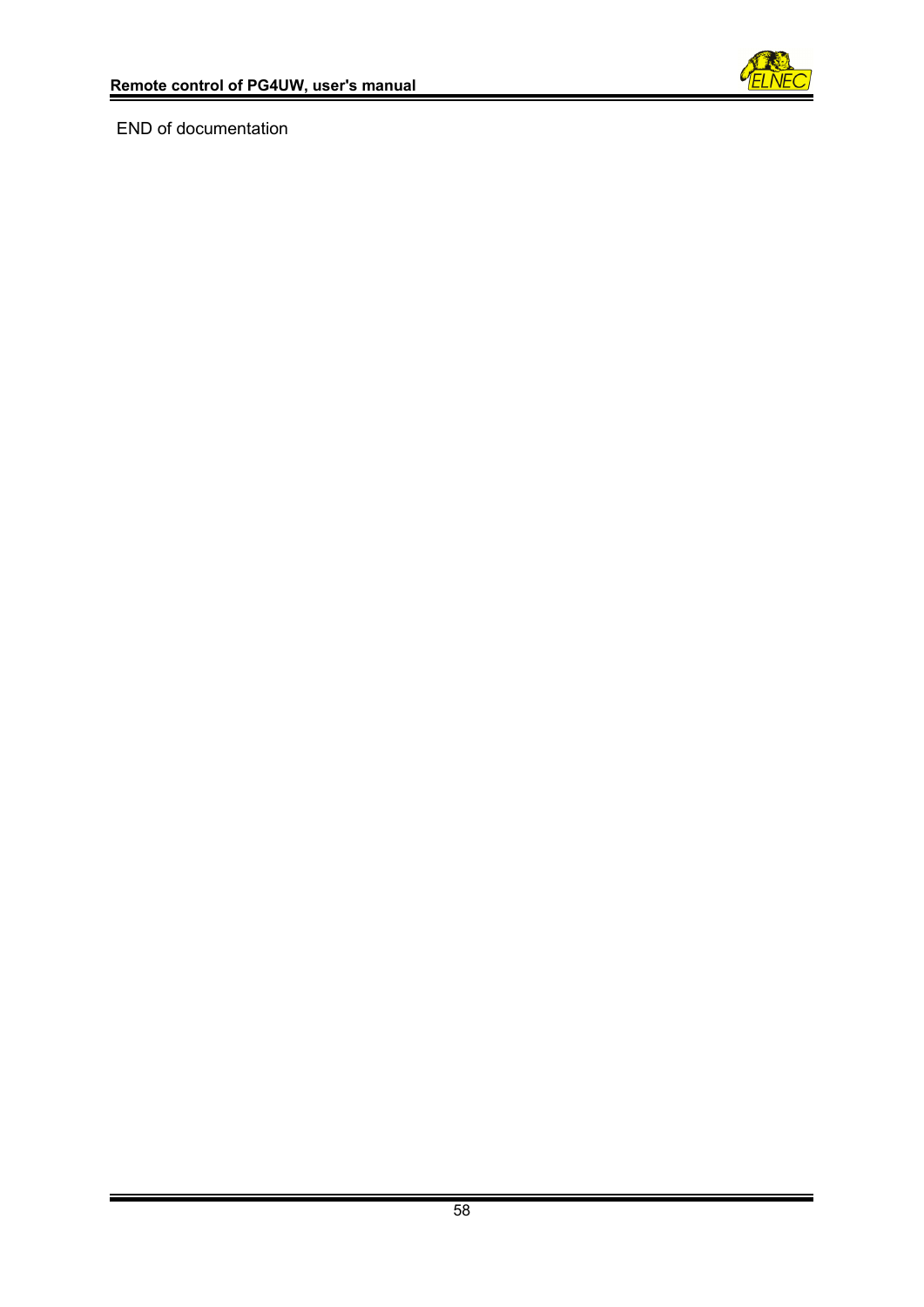END of documentation